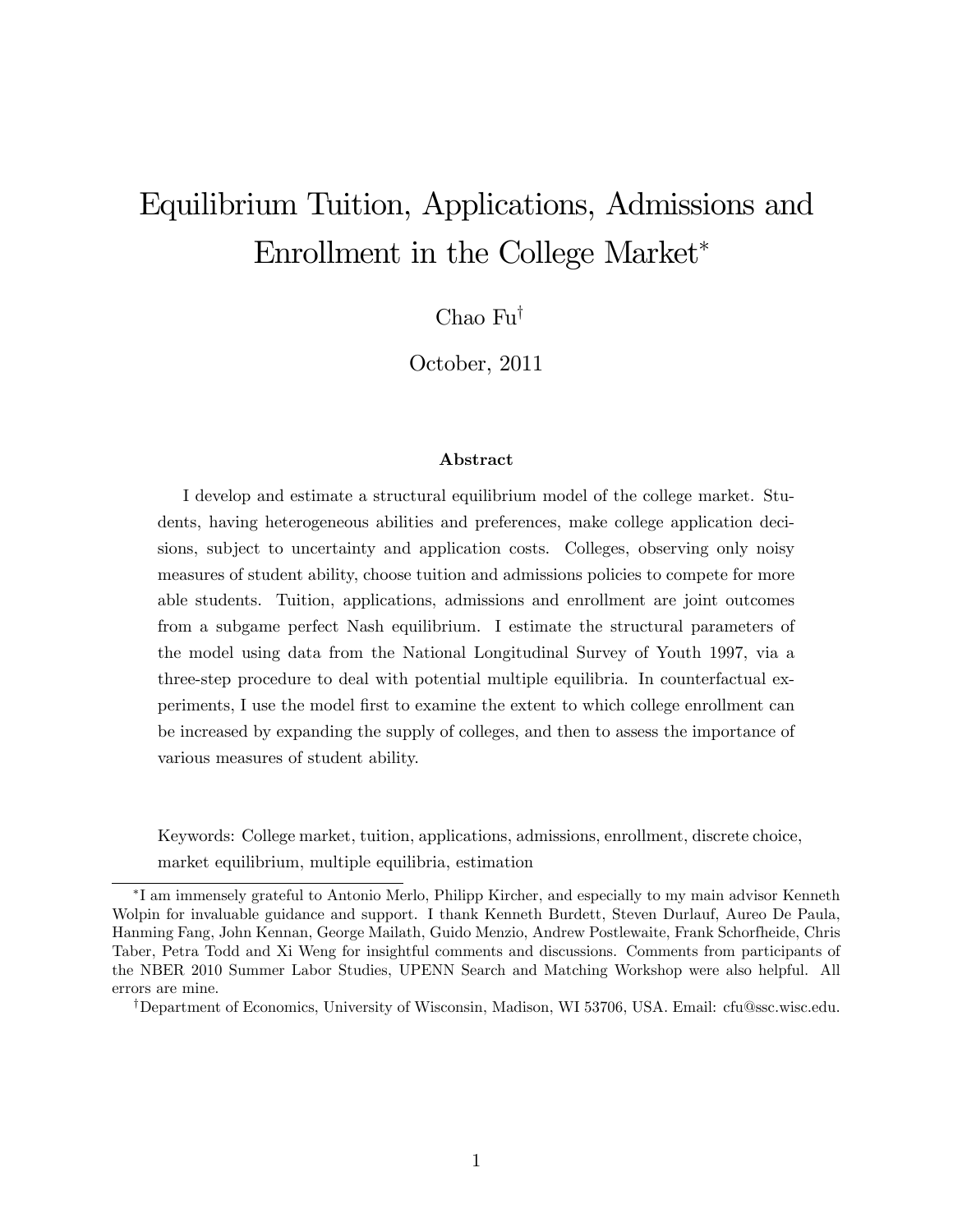# Equilibrium Tuition, Applications, Admissions and Enrollment in the College Market[*]

Chao Fu[†]

October, 2011

### Abstract

I develop and estimate a structural equilibrium model of the college market. Students, having heterogeneous abilities and preferences, make college application decisions, subject to uncertainty and application costs. Colleges, observing only noisy measures of student ability, choose tuition and admissions policies to compete for more able students. Tuition, applications, admissions and enrollment are joint outcomes from a subgame perfect Nash equilibrium. I estimate the structural parameters of the model using data from the National Longitudinal Survey of Youth 1997, via a three-step procedure to deal with potential multiple equilibria. In counterfactual experiments, I use the model first to examine the extent to which college enrollment can be increased by expanding the supply of colleges, and then to assess the importance of various measures of student ability.

Keywords: College market, tuition, applications, admissions, enrollment, discrete choice, market equilibrium, multiple equilibria, estimation

---

[*] I am immensely grateful to Antonio Merlo, Philipp Kircher, and especially to my main advisor Kenneth Wolpin for invaluable guidance and support. I thank Kenneth Burdett, Steven Durlauf, Aureo De Paula, Hanming Fang, John Kennan, George Mailath, Guido Menzio, Andrew Postlewaite, Frank Schorfheide, Chris Taber, Petra Todd and Xi Weng for insightful comments and discussions. Comments from participants of the NBER 2010 Summer Labor Studies, UPENN Search and Matching Workshop were also helpful. All errors are mine.

[†] Department of Economics, University of Wisconsin, Madison, WI 53706, USA. Email: cfu@ssc.wisc.edu.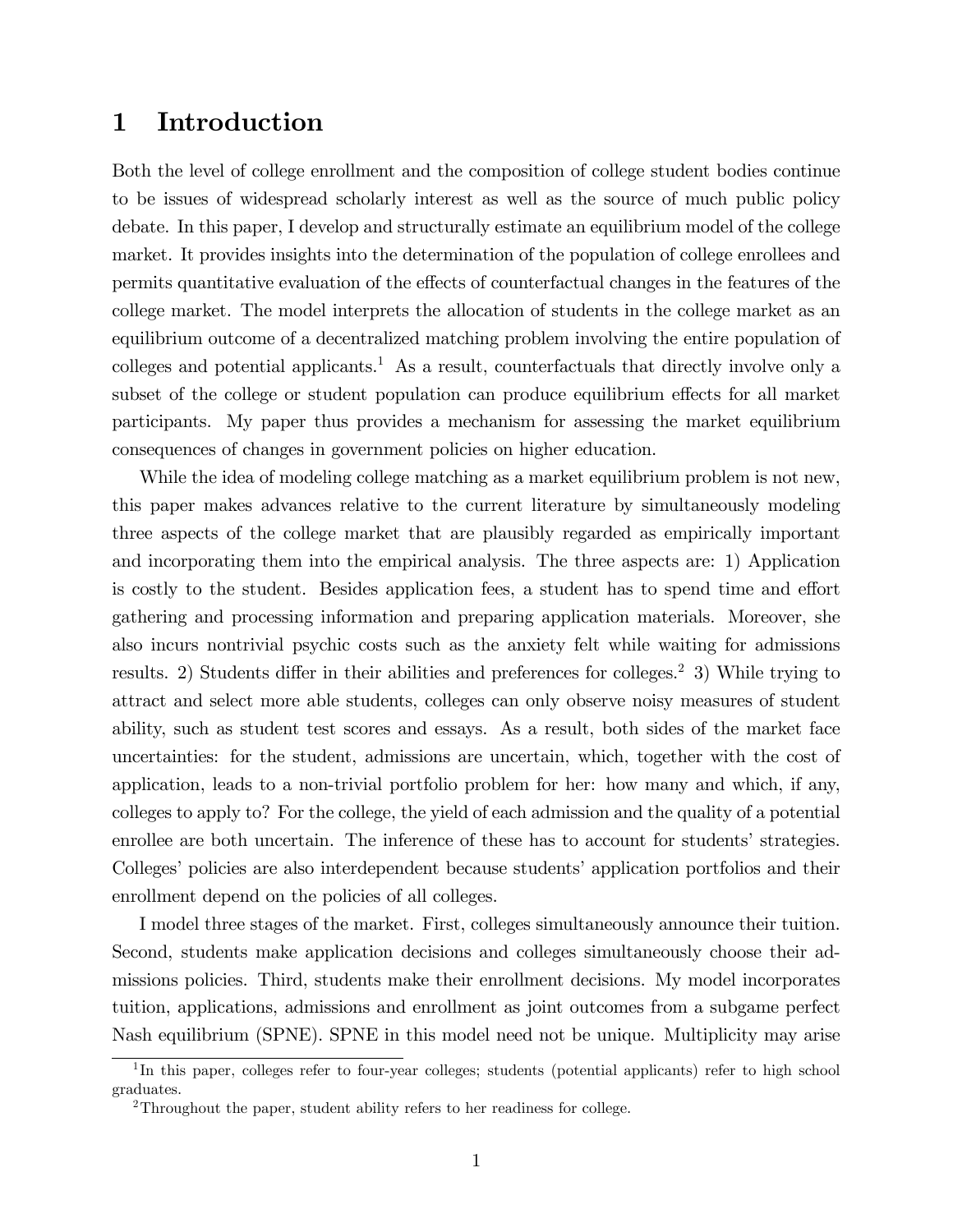# 1 Introduction

Both the level of college enrollment and the composition of college student bodies continue to be issues of widespread scholarly interest as well as the source of much public policy debate. In this paper, I develop and structurally estimate an equilibrium model of the college market. It provides insights into the determination of the population of college enrollees and permits quantitative evaluation of the effects of counterfactual changes in the features of the college market. The model interprets the allocation of students in the college market as an equilibrium outcome of a decentralized matching problem involving the entire population of colleges and potential applicants.[1] As a result, counterfactuals that directly involve only a subset of the college or student population can produce equilibrium effects for all market participants. My paper thus provides a mechanism for assessing the market equilibrium consequences of changes in government policies on higher education.

While the idea of modeling college matching as a market equilibrium problem is not new, this paper makes advances relative to the current literature by simultaneously modeling three aspects of the college market that are plausibly regarded as empirically important and incorporating them into the empirical analysis. The three aspects are: 1) Application is costly to the student. Besides application fees, a student has to spend time and effort gathering and processing information and preparing application materials. Moreover, she also incurs nontrivial psychic costs such as the anxiety felt while waiting for admissions results. 2) Students differ in their abilities and preferences for colleges.[2] 3) While trying to attract and select more able students, colleges can only observe noisy measures of student ability, such as student test scores and essays. As a result, both sides of the market face uncertainties: for the student, admissions are uncertain, which, together with the cost of application, leads to a non-trivial portfolio problem for her: how many and which, if any, colleges to apply to? For the college, the yield of each admission and the quality of a potential enrollee are both uncertain. The inference of these has to account for students' strategies. Colleges' policies are also interdependent because students' application portfolios and their enrollment depend on the policies of all colleges.

I model three stages of the market. First, colleges simultaneously announce their tuition. Second, students make application decisions and colleges simultaneously choose their admissions policies. Third, students make their enrollment decisions. My model incorporates tuition, applications, admissions and enrollment as joint outcomes from a subgame perfect Nash equilibrium (SPNE). SPNE in this model need not be unique. Multiplicity may arise

[1] In this paper, colleges refer to four-year colleges; students (potential applicants) refer to high school graduates.

[2] Throughout the paper, student ability refers to her readiness for college.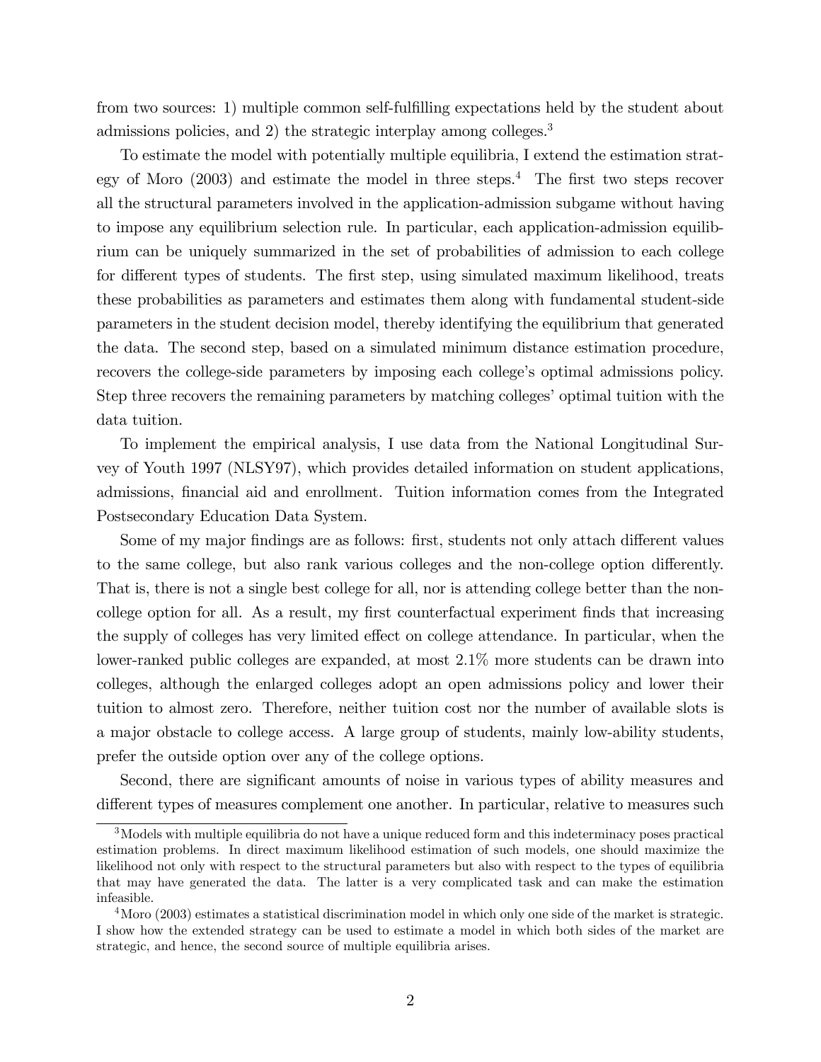from two sources: 1) multiple common self-fulfilling expectations held by the student about admissions policies, and 2) the strategic interplay among colleges.[3]

To estimate the model with potentially multiple equilibria, I extend the estimation strategy of Moro (2003) and estimate the model in three steps.[4] The first two steps recover all the structural parameters involved in the application-admission subgame without having to impose any equilibrium selection rule. In particular, each application-admission equilibrium can be uniquely summarized in the set of probabilities of admission to each college for different types of students. The first step, using simulated maximum likelihood, treats these probabilities as parameters and estimates them along with fundamental student-side parameters in the student decision model, thereby identifying the equilibrium that generated the data. The second step, based on a simulated minimum distance estimation procedure, recovers the college-side parameters by imposing each college's optimal admissions policy. Step three recovers the remaining parameters by matching colleges' optimal tuition with the data tuition.

To implement the empirical analysis, I use data from the National Longitudinal Survey of Youth 1997 (NLSY97), which provides detailed information on student applications, admissions, financial aid and enrollment. Tuition information comes from the Integrated Postsecondary Education Data System.

Some of my major findings are as follows: first, students not only attach different values to the same college, but also rank various colleges and the non-college option differently. That is, there is not a single best college for all, nor is attending college better than the non-college option for all. As a result, my first counterfactual experiment finds that increasing the supply of colleges has very limited effect on college attendance. In particular, when the lower-ranked public colleges are expanded, at most 2.1% more students can be drawn into colleges, although the enlarged colleges adopt an open admissions policy and lower their tuition to almost zero. Therefore, neither tuition cost nor the number of available slots is a major obstacle to college access. A large group of students, mainly low-ability students, prefer the outside option over any of the college options.

Second, there are significant amounts of noise in various types of ability measures and different types of measures complement one another. In particular, relative to measures such

---

[3] Models with multiple equilibria do not have a unique reduced form and this indeterminacy poses practical estimation problems. In direct maximum likelihood estimation of such models, one should maximize the likelihood not only with respect to the structural parameters but also with respect to the types of equilibria that may have generated the data. The latter is a very complicated task and can make the estimation infeasible.

[4] Moro (2003) estimates a statistical discrimination model in which only one side of the market is strategic. I show how the extended strategy can be used to estimate a model in which both sides of the market are strategic, and hence, the second source of multiple equilibria arises.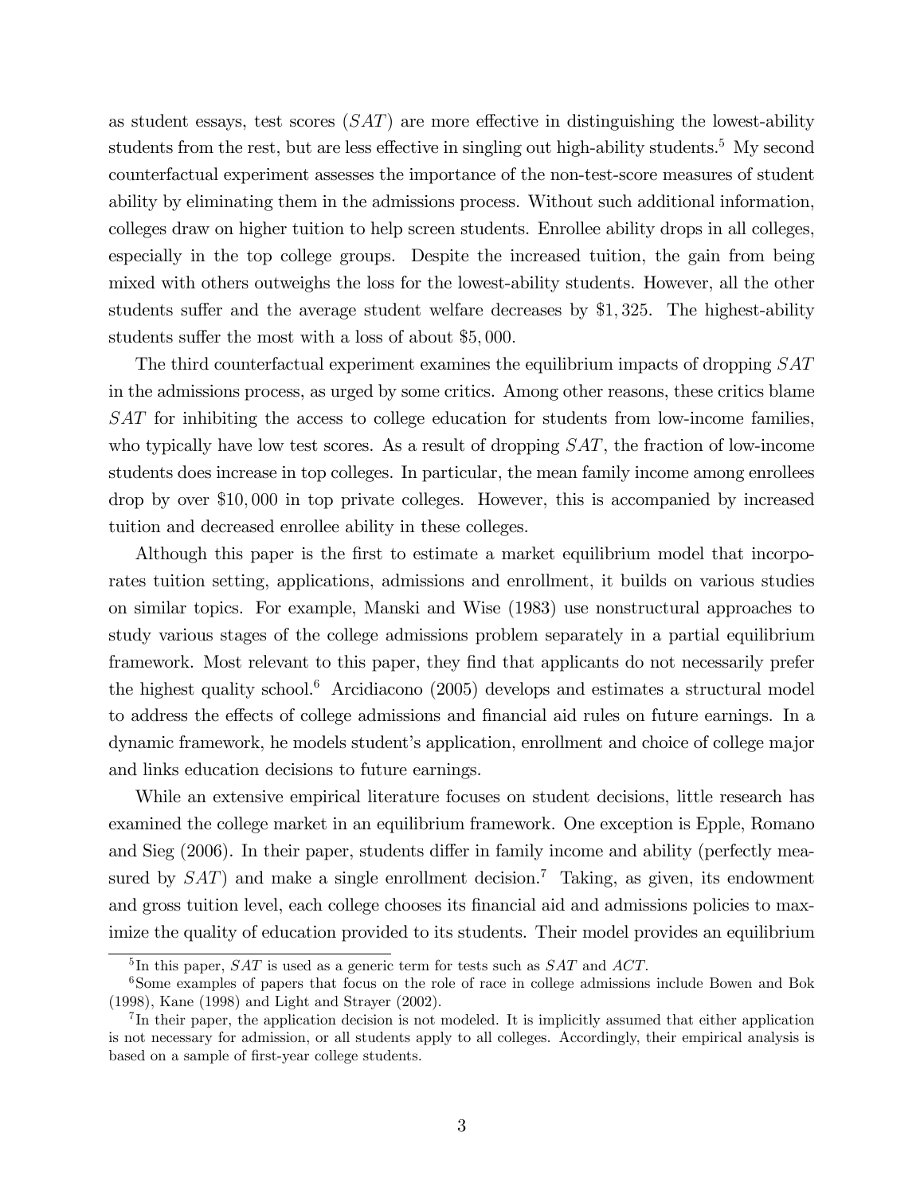as student essays, test scores ($SAT$) are more effective in distinguishing the lowest-ability students from the rest, but are less effective in singling out high-ability students.[5] My second counterfactual experiment assesses the importance of the non-test-score measures of student ability by eliminating them in the admissions process. Without such additional information, colleges draw on higher tuition to help screen students. Enrollee ability drops in all colleges, especially in the top college groups. Despite the increased tuition, the gain from being mixed with others outweighs the loss for the lowest-ability students. However, all the other students suffer and the average student welfare decreases by \$1,325. The highest-ability students suffer the most with a loss of about \$5,000.

The third counterfactual experiment examines the equilibrium impacts of dropping $SAT$ in the admissions process, as urged by some critics. Among other reasons, these critics blame $SAT$ for inhibiting the access to college education for students from low-income families, who typically have low test scores. As a result of dropping $SAT$, the fraction of low-income students does increase in top colleges. In particular, the mean family income among enrollees drop by over \$10,000 in top private colleges. However, this is accompanied by increased tuition and decreased enrollee ability in these colleges.

Although this paper is the first to estimate a market equilibrium model that incorporates tuition setting, applications, admissions and enrollment, it builds on various studies on similar topics. For example, Manski and Wise (1983) use nonstructural approaches to study various stages of the college admissions problem separately in a partial equilibrium framework. Most relevant to this paper, they find that applicants do not necessarily prefer the highest quality school.[6] Arcidiacono (2005) develops and estimates a structural model to address the effects of college admissions and financial aid rules on future earnings. In a dynamic framework, he models student's application, enrollment and choice of college major and links education decisions to future earnings.

While an extensive empirical literature focuses on student decisions, little research has examined the college market in an equilibrium framework. One exception is Epple, Romano and Sieg (2006). In their paper, students differ in family income and ability (perfectly measured by $SAT$) and make a single enrollment decision.[7] Taking, as given, its endowment and gross tuition level, each college chooses its financial aid and admissions policies to maximize the quality of education provided to its students. Their model provides an equilibrium

[5] In this paper, $SAT$ is used as a generic term for tests such as $SAT$ and $ACT$.

[6] Some examples of papers that focus on the role of race in college admissions include Bowen and Bok (1998), Kane (1998) and Light and Strayer (2002).

[7] In their paper, the application decision is not modeled. It is implicitly assumed that either application is not necessary for admission, or all students apply to all colleges. Accordingly, their empirical analysis is based on a sample of first-year college students.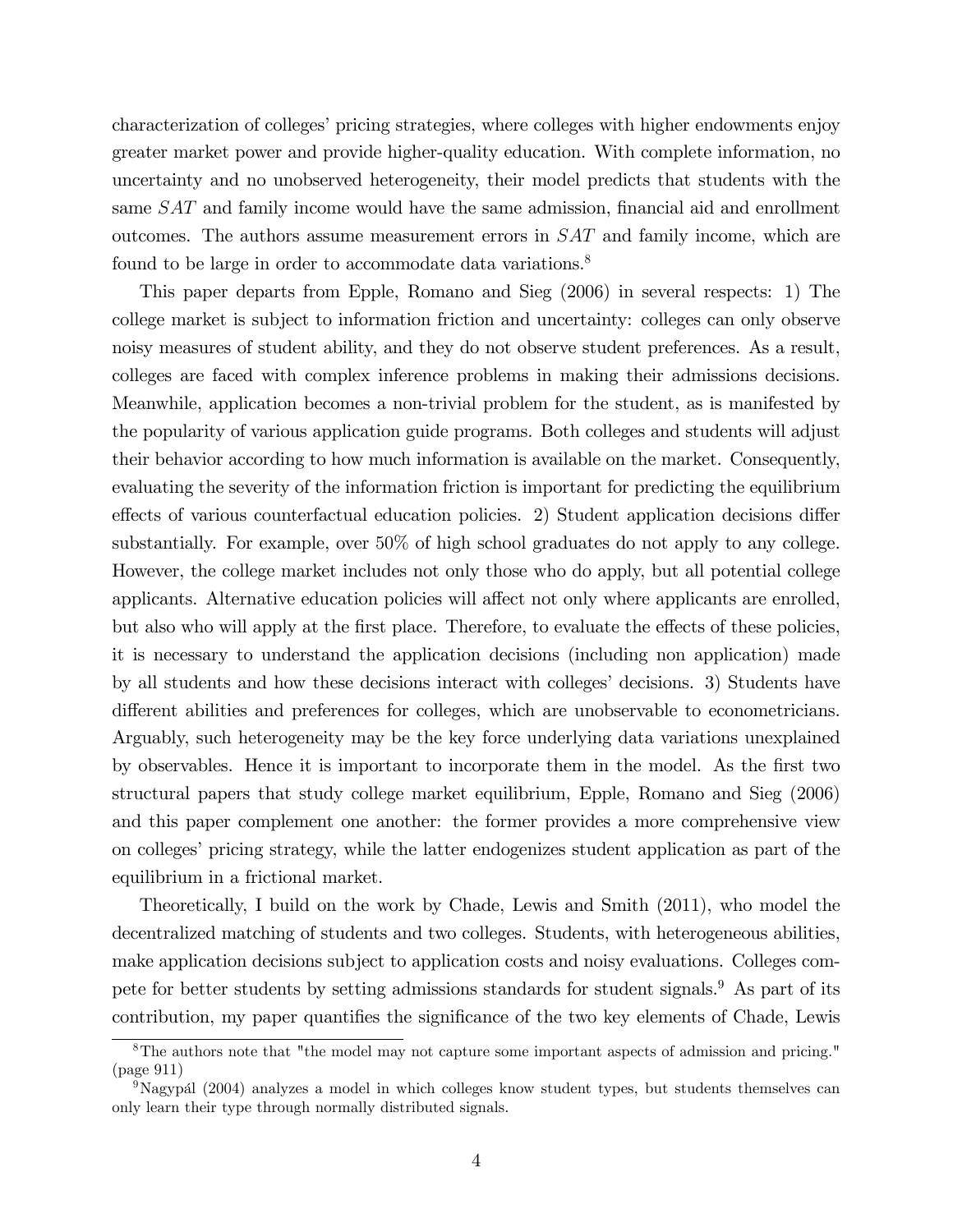characterization of colleges' pricing strategies, where colleges with higher endowments enjoy greater market power and provide higher-quality education. With complete information, no uncertainty and no unobserved heterogeneity, their model predicts that students with the same $SAT$ and family income would have the same admission, financial aid and enrollment outcomes. The authors assume measurement errors in $SAT$ and family income, which are found to be large in order to accommodate data variations.[8]

This paper departs from Epple, Romano and Sieg (2006) in several respects: 1) The college market is subject to information friction and uncertainty: colleges can only observe noisy measures of student ability, and they do not observe student preferences. As a result, colleges are faced with complex inference problems in making their admissions decisions. Meanwhile, application becomes a non-trivial problem for the student, as is manifested by the popularity of various application guide programs. Both colleges and students will adjust their behavior according to how much information is available on the market. Consequently, evaluating the severity of the information friction is important for predicting the equilibrium effects of various counterfactual education policies. 2) Student application decisions differ substantially. For example, over 50% of high school graduates do not apply to any college. However, the college market includes not only those who do apply, but all potential college applicants. Alternative education policies will affect not only where applicants are enrolled, but also who will apply at the first place. Therefore, to evaluate the effects of these policies, it is necessary to understand the application decisions (including non application) made by all students and how these decisions interact with colleges' decisions. 3) Students have different abilities and preferences for colleges, which are unobservable to econometricians. Arguably, such heterogeneity may be the key force underlying data variations unexplained by observables. Hence it is important to incorporate them in the model. As the first two structural papers that study college market equilibrium, Epple, Romano and Sieg (2006) and this paper complement one another: the former provides a more comprehensive view on colleges' pricing strategy, while the latter endogenizes student application as part of the equilibrium in a frictional market.

Theoretically, I build on the work by Chade, Lewis and Smith (2011), who model the decentralized matching of students and two colleges. Students, with heterogeneous abilities, make application decisions subject to application costs and noisy evaluations. Colleges compete for better students by setting admissions standards for student signals.[9] As part of its contribution, my paper quantifies the significance of the two key elements of Chade, Lewis

[8] The authors note that "the model may not capture some important aspects of admission and pricing." (page 911)

[9] Nagypál (2004) analyzes a model in which colleges know student types, but students themselves can only learn their type through normally distributed signals.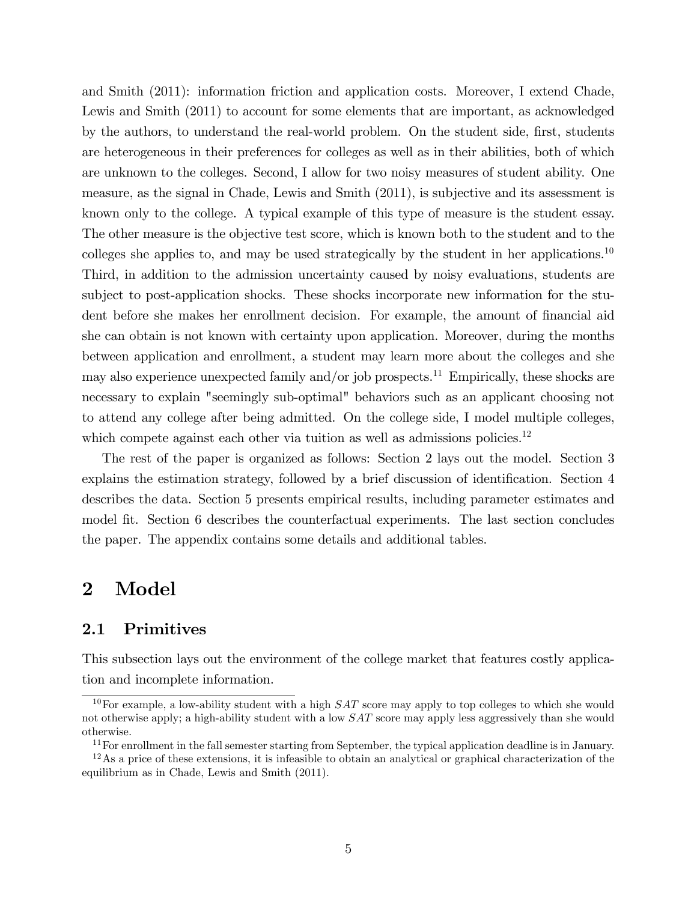and Smith (2011): information friction and application costs. Moreover, I extend Chade, Lewis and Smith (2011) to account for some elements that are important, as acknowledged by the authors, to understand the real-world problem. On the student side, first, students are heterogeneous in their preferences for colleges as well as in their abilities, both of which are unknown to the colleges. Second, I allow for two noisy measures of student ability. One measure, as the signal in Chade, Lewis and Smith (2011), is subjective and its assessment is known only to the college. A typical example of this type of measure is the student essay. The other measure is the objective test score, which is known both to the student and to the colleges she applies to, and may be used strategically by the student in her applications.[10] Third, in addition to the admission uncertainty caused by noisy evaluations, students are subject to post-application shocks. These shocks incorporate new information for the student before she makes her enrollment decision. For example, the amount of financial aid she can obtain is not known with certainty upon application. Moreover, during the months between application and enrollment, a student may learn more about the colleges and she may also experience unexpected family and/or job prospects.[11] Empirically, these shocks are necessary to explain "seemingly sub-optimal" behaviors such as an applicant choosing not to attend any college after being admitted. On the college side, I model multiple colleges, which compete against each other via tuition as well as admissions policies.[12]

The rest of the paper is organized as follows: Section 2 lays out the model. Section 3 explains the estimation strategy, followed by a brief discussion of identification. Section 4 describes the data. Section 5 presents empirical results, including parameter estimates and model fit. Section 6 describes the counterfactual experiments. The last section concludes the paper. The appendix contains some details and additional tables.

# 2 Model

## 2.1 Primitives

This subsection lays out the environment of the college market that features costly application and incomplete information.

[10] For example, a low-ability student with a high $SAT$ score may apply to top colleges to which she would not otherwise apply; a high-ability student with a low $SAT$ score may apply less aggressively than she would otherwise.

[11] For enrollment in the fall semester starting from September, the typical application deadline is in January.

[12] As a price of these extensions, it is infeasible to obtain an analytical or graphical characterization of the equilibrium as in Chade, Lewis and Smith (2011).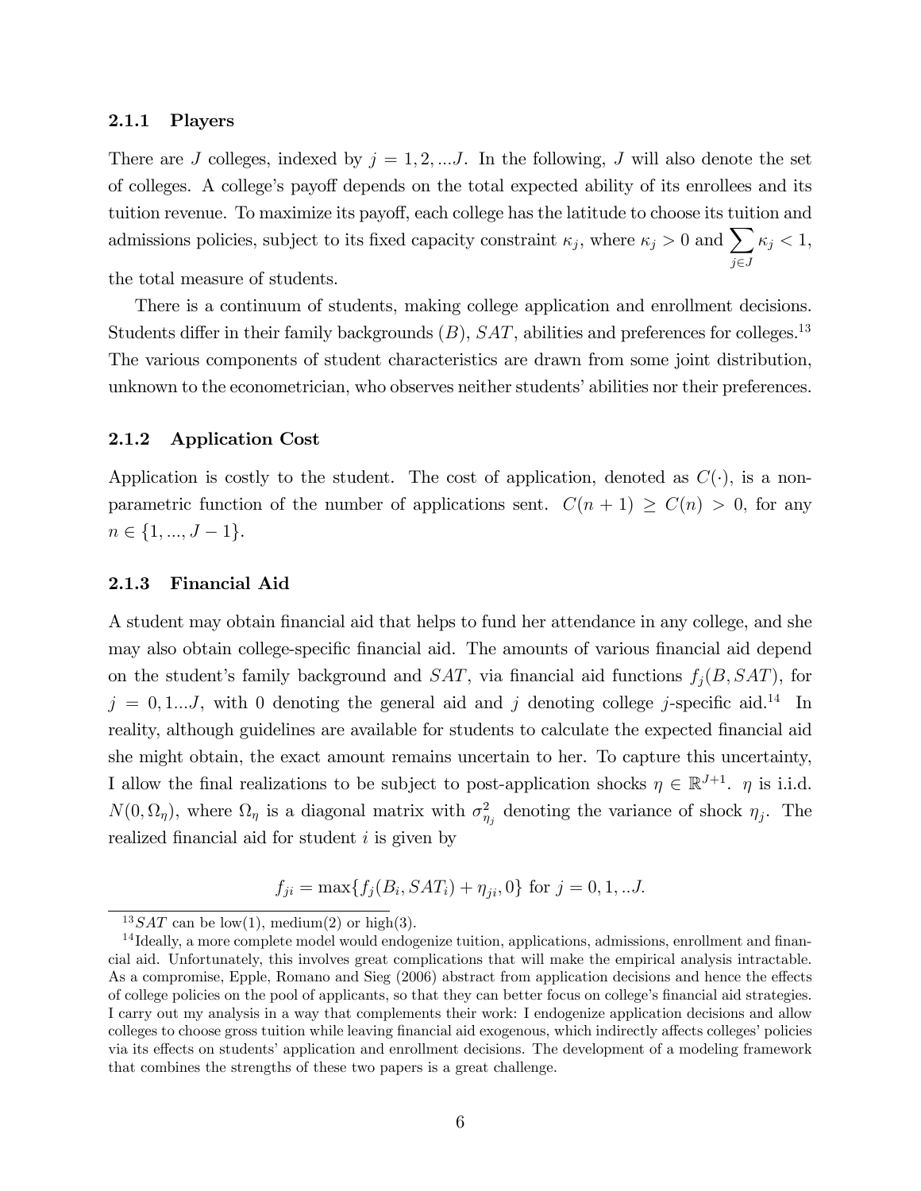#### 2.1.1 Players

There are $J$ colleges, indexed by $j = 1, 2, ...J$. In the following, $J$ will also denote the set of colleges. A college's payoff depends on the total expected ability of its enrollees and its tuition revenue. To maximize its payoff, each college has the latitude to choose its tuition and admissions policies, subject to its fixed capacity constraint $\kappa_j$, where $\kappa_j > 0$ and $\sum_{j \in J} \kappa_j < 1$, the total measure of students.

There is a continuum of students, making college application and enrollment decisions. Students differ in their family backgrounds ($B$), $SAT$, abilities and preferences for colleges.[13] The various components of student characteristics are drawn from some joint distribution, unknown to the econometrician, who observes neither students' abilities nor their preferences.

#### 2.1.2 Application Cost

Application is costly to the student. The cost of application, denoted as $C(\cdot)$, is a non-parametric function of the number of applications sent. $C(n+1) \geq C(n) > 0$, for any $n \in \{1, ..., J-1\}$.

#### 2.1.3 Financial Aid

A student may obtain financial aid that helps to fund her attendance in any college, and she may also obtain college-specific financial aid. The amounts of various financial aid depend on the student's family background and $SAT$, via financial aid functions $f_j(B, SAT)$, for $j = 0, 1...J$, with 0 denoting the general aid and $j$ denoting college $j$-specific aid.[14] In reality, although guidelines are available for students to calculate the expected financial aid she might obtain, the exact amount remains uncertain to her. To capture this uncertainty, I allow the final realizations to be subject to post-application shocks $\eta \in \mathbb{R}^{J+1}$. $\eta$ is i.i.d. $N(0, \Omega_\eta)$, where $\Omega_\eta$ is a diagonal matrix with $\sigma^2_{\eta_j}$ denoting the variance of shock $\eta_j$. The realized financial aid for student $i$ is given by

$$f_{ji} = \max\{f_j(B_i, SAT_i) + \eta_{ji}, 0\} \text{ for } j = 0, 1, ..J.$$

---

[13] $SAT$ can be low(1), medium(2) or high(3).

[14] Ideally, a more complete model would endogenize tuition, applications, admissions, enrollment and financial aid. Unfortunately, this involves great complications that will make the empirical analysis intractable. As a compromise, Epple, Romano and Sieg (2006) abstract from application decisions and hence the effects of college policies on the pool of applicants, so that they can better focus on college's financial aid strategies. I carry out my analysis in a way that complements their work: I endogenize application decisions and allow colleges to choose gross tuition while leaving financial aid exogenous, which indirectly affects colleges' policies via its effects on students' application and enrollment decisions. The development of a modeling framework that combines the strengths of these two papers is a great challenge.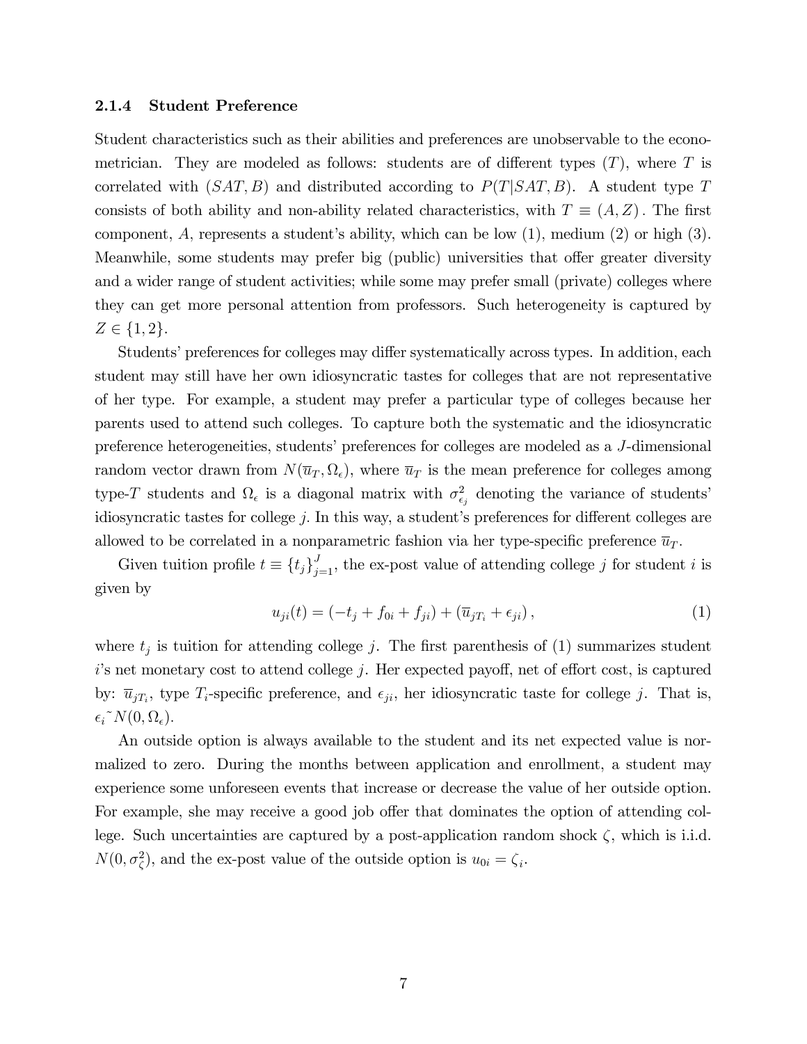### 2.1.4 Student Preference

Student characteristics such as their abilities and preferences are unobservable to the econometrician. They are modeled as follows: students are of different types ($T$), where $T$ is correlated with $(SAT, B)$ and distributed according to $P(T|SAT, B)$. A student type $T$ consists of both ability and non-ability related characteristics, with $T \equiv (A, Z)$. The first component, $A$, represents a student's ability, which can be low (1), medium (2) or high (3). Meanwhile, some students may prefer big (public) universities that offer greater diversity and a wider range of student activities; while some may prefer small (private) colleges where they can get more personal attention from professors. Such heterogeneity is captured by $Z \in \{1, 2\}$.

Students' preferences for colleges may differ systematically across types. In addition, each student may still have her own idiosyncratic tastes for colleges that are not representative of her type. For example, a student may prefer a particular type of colleges because her parents used to attend such colleges. To capture both the systematic and the idiosyncratic preference heterogeneities, students' preferences for colleges are modeled as a $J$-dimensional random vector drawn from $N(\overline{u}_T, \Omega_\epsilon)$, where $\overline{u}_T$ is the mean preference for colleges among type-$T$ students and $\Omega_\epsilon$ is a diagonal matrix with $\sigma^2_{\epsilon_j}$ denoting the variance of students' idiosyncratic tastes for college $j$. In this way, a student's preferences for different colleges are allowed to be correlated in a nonparametric fashion via her type-specific preference $\overline{u}_T$.

Given tuition profile $t \equiv \{t_j\}_{j=1}^J$, the ex-post value of attending college $j$ for student $i$ is given by

$$u_{ji}(t) = (-t_j + f_{0i} + f_{ji}) + (\overline{u}_{jT_i} + \epsilon_{ji}), \tag{1}$$

where $t_j$ is tuition for attending college $j$. The first parenthesis of (1) summarizes student $i$'s net monetary cost to attend college $j$. Her expected payoff, net of effort cost, is captured by: $\overline{u}_{jT_i}$, type $T_i$-specific preference, and $\epsilon_{ji}$, her idiosyncratic taste for college $j$. That is, $\epsilon_i \sim N(0, \Omega_\epsilon)$.

An outside option is always available to the student and its net expected value is normalized to zero. During the months between application and enrollment, a student may experience some unforeseen events that increase or decrease the value of her outside option. For example, she may receive a good job offer that dominates the option of attending college. Such uncertainties are captured by a post-application random shock $\zeta$, which is i.i.d. $N(0, \sigma^2_\zeta)$, and the ex-post value of the outside option is $u_{0i} = \zeta_i$.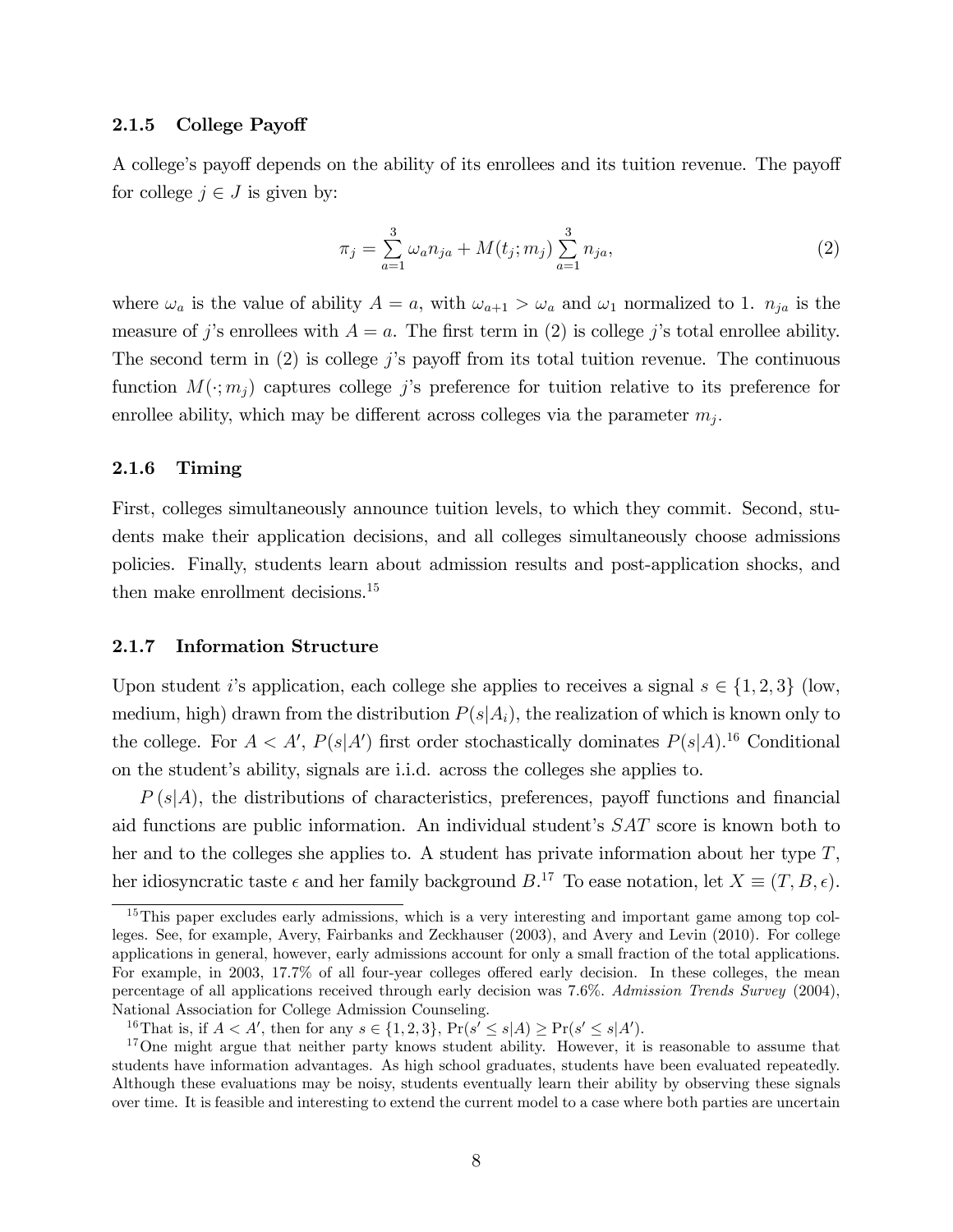### 2.1.5 College Payoff

A college's payoff depends on the ability of its enrollees and its tuition revenue. The payoff for college $j \in J$ is given by:

$$\pi_j = \sum_{a=1}^{3} \omega_a n_{ja} + M(t_j; m_j) \sum_{a=1}^{3} n_{ja}, \tag{2}$$

where $\omega_a$ is the value of ability $A = a$, with $\omega_{a+1} > \omega_a$ and $\omega_1$ normalized to 1. $n_{ja}$ is the measure of $j$'s enrollees with $A = a$. The first term in (2) is college $j$'s total enrollee ability. The second term in (2) is college $j$'s payoff from its total tuition revenue. The continuous function $M(\cdot; m_j)$ captures college $j$'s preference for tuition relative to its preference for enrollee ability, which may be different across colleges via the parameter $m_j$.

### 2.1.6 Timing

First, colleges simultaneously announce tuition levels, to which they commit. Second, students make their application decisions, and all colleges simultaneously choose admissions policies. Finally, students learn about admission results and post-application shocks, and then make enrollment decisions.[15]

### 2.1.7 Information Structure

Upon student $i$'s application, each college she applies to receives a signal $s \in \{1, 2, 3\}$ (low, medium, high) drawn from the distribution $P(s|A_i)$, the realization of which is known only to the college. For $A < A'$, $P(s|A')$ first order stochastically dominates $P(s|A)$.[16] Conditional on the student's ability, signals are i.i.d. across the colleges she applies to.

$P(s|A)$, the distributions of characteristics, preferences, payoff functions and financial aid functions are public information. An individual student's $SAT$ score is known both to her and to the colleges she applies to. A student has private information about her type $T$, her idiosyncratic taste $\epsilon$ and her family background $B$.[17] To ease notation, let $X \equiv (T, B, \epsilon)$.

---

[15] This paper excludes early admissions, which is a very interesting and important game among top colleges. See, for example, Avery, Fairbanks and Zeckhauser (2003), and Avery and Levin (2010). For college applications in general, however, early admissions account for only a small fraction of the total applications. For example, in 2003, 17.7% of all four-year colleges offered early decision. In these colleges, the mean percentage of all applications received through early decision was 7.6%. *Admission Trends Survey* (2004), National Association for College Admission Counseling.

[16] That is, if $A < A'$, then for any $s \in \{1, 2, 3\}$, $\Pr(s' \leq s|A) \geq \Pr(s' \leq s|A')$.

[17] One might argue that neither party knows student ability. However, it is reasonable to assume that students have information advantages. As high school graduates, students have been evaluated repeatedly. Although these evaluations may be noisy, students eventually learn their ability by observing these signals over time. It is feasible and interesting to extend the current model to a case where both parties are uncertain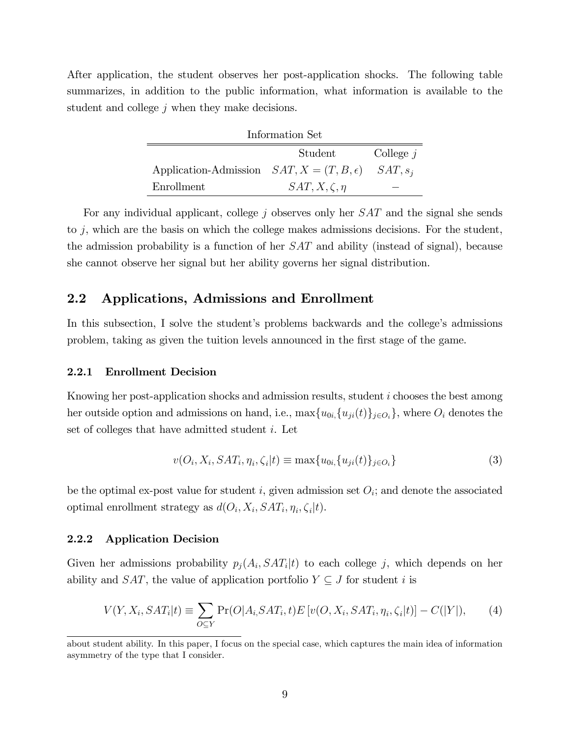After application, the student observes her post-application shocks. The following table summarizes, in addition to the public information, what information is available to the student and college $j$ when they make decisions.

Information Set

| | Student | College $j$ |
|---|---|---|
| Application-Admission | $SAT, X = (T, B, \epsilon)$ | $SAT, s_j$ |
| Enrollment | $SAT, X, \zeta, \eta$ | $-$ |

For any individual applicant, college $j$ observes only her $SAT$ and the signal she sends to $j$, which are the basis on which the college makes admissions decisions. For the student, the admission probability is a function of her $SAT$ and ability (instead of signal), because she cannot observe her signal but her ability governs her signal distribution.

## 2.2 Applications, Admissions and Enrollment

In this subsection, I solve the student's problems backwards and the college's admissions problem, taking as given the tuition levels announced in the first stage of the game.

### 2.2.1 Enrollment Decision

Knowing her post-application shocks and admission results, student $i$ chooses the best among her outside option and admissions on hand, i.e., $\max\{u_{0i,}\{u_{ji}(t)\}_{j\in O_i}\}$, where $O_i$ denotes the set of colleges that have admitted student $i$. Let

$$v(O_i, X_i, SAT_i, \eta_i, \zeta_i|t) \equiv \max\{u_{0i,}\{u_{ji}(t)\}_{j\in O_i}\} \tag{3}$$

be the optimal ex-post value for student $i$, given admission set $O_i$; and denote the associated optimal enrollment strategy as $d(O_i, X_i, SAT_i, \eta_i, \zeta_i|t)$.

### 2.2.2 Application Decision

Given her admissions probability $p_j(A_i, SAT_i|t)$ to each college $j$, which depends on her ability and $SAT$, the value of application portfolio $Y \subseteq J$ for student $i$ is

$$V(Y, X_i, SAT_i|t) \equiv \sum_{O\subseteq Y} \Pr(O|A_{i,}SAT_i, t)E\left[v(O, X_i, SAT_i, \eta_i, \zeta_i|t)\right] - C(|Y|), \tag{4}$$

about student ability. In this paper, I focus on the special case, which captures the main idea of information asymmetry of the type that I consider.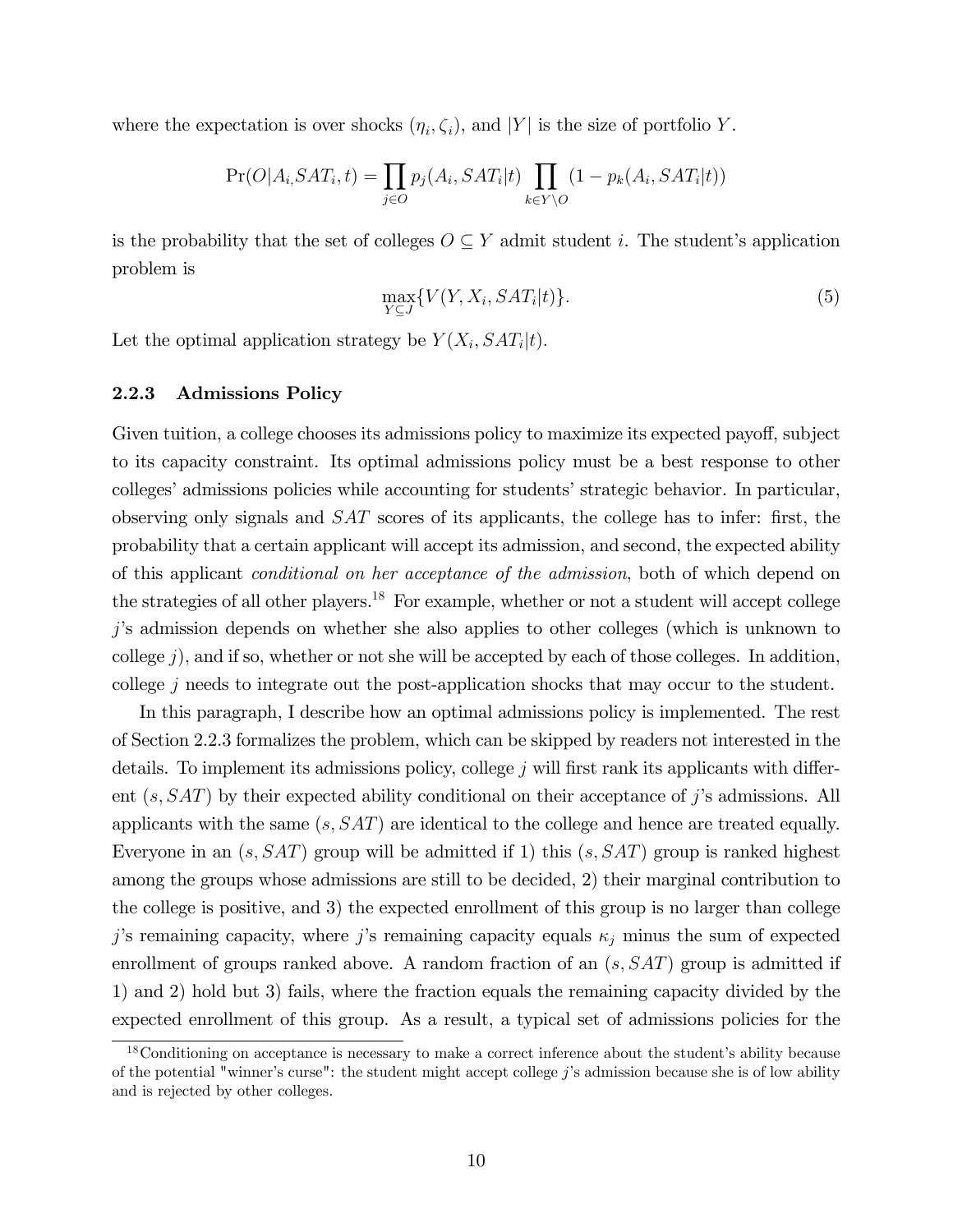where the expectation is over shocks $(\eta_i, \zeta_i)$, and $|Y|$ is the size of portfolio $Y$.

$$\Pr(O|A_i, SAT_i, t) = \prod_{j \in O} p_j(A_i, SAT_i|t) \prod_{k \in Y \setminus O} (1 - p_k(A_i, SAT_i|t))$$

is the probability that the set of colleges $O \subseteq Y$ admit student $i$. The student's application problem is

$$\max_{Y \subseteq J} \{V(Y, X_i, SAT_i|t)\}. \tag{5}$$

Let the optimal application strategy be $Y(X_i, SAT_i|t)$.

### 2.2.3 Admissions Policy

Given tuition, a college chooses its admissions policy to maximize its expected payoff, subject to its capacity constraint. Its optimal admissions policy must be a best response to other colleges' admissions policies while accounting for students' strategic behavior. In particular, observing only signals and $SAT$ scores of its applicants, the college has to infer: first, the probability that a certain applicant will accept its admission, and second, the expected ability of this applicant *conditional on her acceptance of the admission*, both of which depend on the strategies of all other players.[18] For example, whether or not a student will accept college $j$'s admission depends on whether she also applies to other colleges (which is unknown to college $j$), and if so, whether or not she will be accepted by each of those colleges. In addition, college $j$ needs to integrate out the post-application shocks that may occur to the student.

In this paragraph, I describe how an optimal admissions policy is implemented. The rest of Section 2.2.3 formalizes the problem, which can be skipped by readers not interested in the details. To implement its admissions policy, college $j$ will first rank its applicants with different $(s, SAT)$ by their expected ability conditional on their acceptance of $j$'s admissions. All applicants with the same $(s, SAT)$ are identical to the college and hence are treated equally. Everyone in an $(s, SAT)$ group will be admitted if 1) this $(s, SAT)$ group is ranked highest among the groups whose admissions are still to be decided, 2) their marginal contribution to the college is positive, and 3) the expected enrollment of this group is no larger than college $j$'s remaining capacity, where $j$'s remaining capacity equals $\kappa_j$ minus the sum of expected enrollment of groups ranked above. A random fraction of an $(s, SAT)$ group is admitted if 1) and 2) hold but 3) fails, where the fraction equals the remaining capacity divided by the expected enrollment of this group. As a result, a typical set of admissions policies for the

[18] Conditioning on acceptance is necessary to make a correct inference about the student's ability because of the potential "winner's curse": the student might accept college $j$'s admission because she is of low ability and is rejected by other colleges.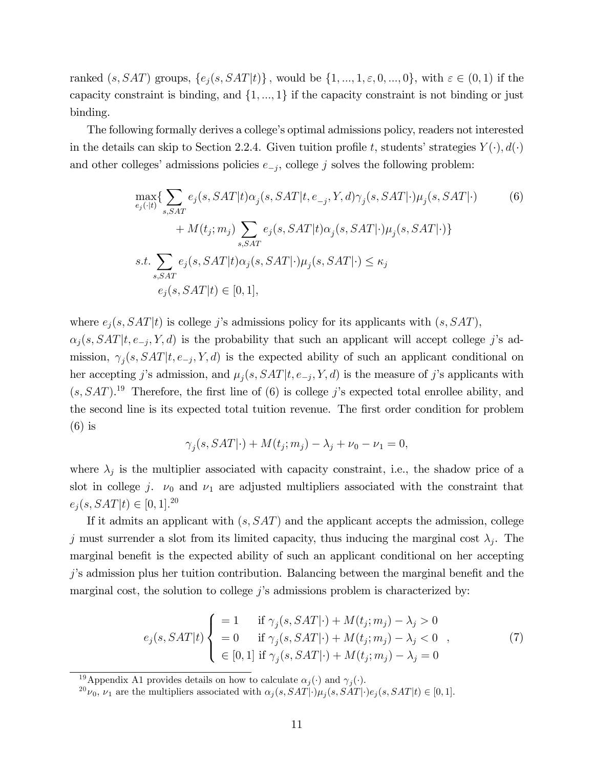ranked $(s, SAT)$ groups, $\{e_j(s, SAT|t)\}$, would be $\{1, ..., 1, \varepsilon, 0, ..., 0\}$, with $\varepsilon \in (0, 1)$ if the capacity constraint is binding, and $\{1, ..., 1\}$ if the capacity constraint is not binding or just binding.

The following formally derives a college's optimal admissions policy, readers not interested in the details can skip to Section 2.2.4. Given tuition profile $t$, students' strategies $Y(\cdot), d(\cdot)$ and other colleges' admissions policies $e_{-j}$, college $j$ solves the following problem:

$$\max_{e_j(\cdot|t)} \{ \sum_{s,SAT} e_j(s, SAT|t) \alpha_j(s, SAT|t, e_{-j}, Y, d) \gamma_j(s, SAT|\cdot) \mu_j(s, SAT|\cdot) \tag{6}$$
$$+ M(t_j; m_j) \sum_{s,SAT} e_j(s, SAT|t) \alpha_j(s, SAT|\cdot) \mu_j(s, SAT|\cdot) \}$$
$$s.t. \sum_{s,SAT} e_j(s, SAT|t) \alpha_j(s, SAT|\cdot) \mu_j(s, SAT|\cdot) \leq \kappa_j$$
$$e_j(s, SAT|t) \in [0, 1],$$

where $e_j(s, SAT|t)$ is college $j$'s admissions policy for its applicants with $(s, SAT)$, $\alpha_j(s, SAT|t, e_{-j}, Y, d)$ is the probability that such an applicant will accept college $j$'s admission, $\gamma_j(s, SAT|t, e_{-j}, Y, d)$ is the expected ability of such an applicant conditional on her accepting $j$'s admission, and $\mu_j(s, SAT|t, e_{-j}, Y, d)$ is the measure of $j$'s applicants with $(s, SAT)$.[19] Therefore, the first line of (6) is college $j$'s expected total enrollee ability, and the second line is its expected total tuition revenue. The first order condition for problem (6) is

$$\gamma_j(s, SAT|\cdot) + M(t_j; m_j) - \lambda_j + \nu_0 - \nu_1 = 0,$$

where $\lambda_j$ is the multiplier associated with capacity constraint, i.e., the shadow price of a slot in college $j$. $\nu_0$ and $\nu_1$ are adjusted multipliers associated with the constraint that $e_j(s, SAT|t) \in [0, 1]$.[20]

If it admits an applicant with $(s, SAT)$ and the applicant accepts the admission, college $j$ must surrender a slot from its limited capacity, thus inducing the marginal cost $\lambda_j$. The marginal benefit is the expected ability of such an applicant conditional on her accepting $j$'s admission plus her tuition contribution. Balancing between the marginal benefit and the marginal cost, the solution to college $j$'s admissions problem is characterized by:

$$e_j(s, SAT|t) \begin{cases} = 1 & \text{if } \gamma_j(s, SAT|\cdot) + M(t_j; m_j) - \lambda_j > 0 \\ = 0 & \text{if } \gamma_j(s, SAT|\cdot) + M(t_j; m_j) - \lambda_j < 0 \\ \in [0, 1] & \text{if } \gamma_j(s, SAT|\cdot) + M(t_j; m_j) - \lambda_j = 0 \end{cases}, \tag{7}$$

[19] Appendix A1 provides details on how to calculate $\alpha_j(\cdot)$ and $\gamma_j(\cdot)$.

[20] $\nu_0$, $\nu_1$ are the multipliers associated with $\alpha_j(s, SAT|\cdot)\mu_j(s, SAT|\cdot)e_j(s, SAT|t) \in [0, 1]$.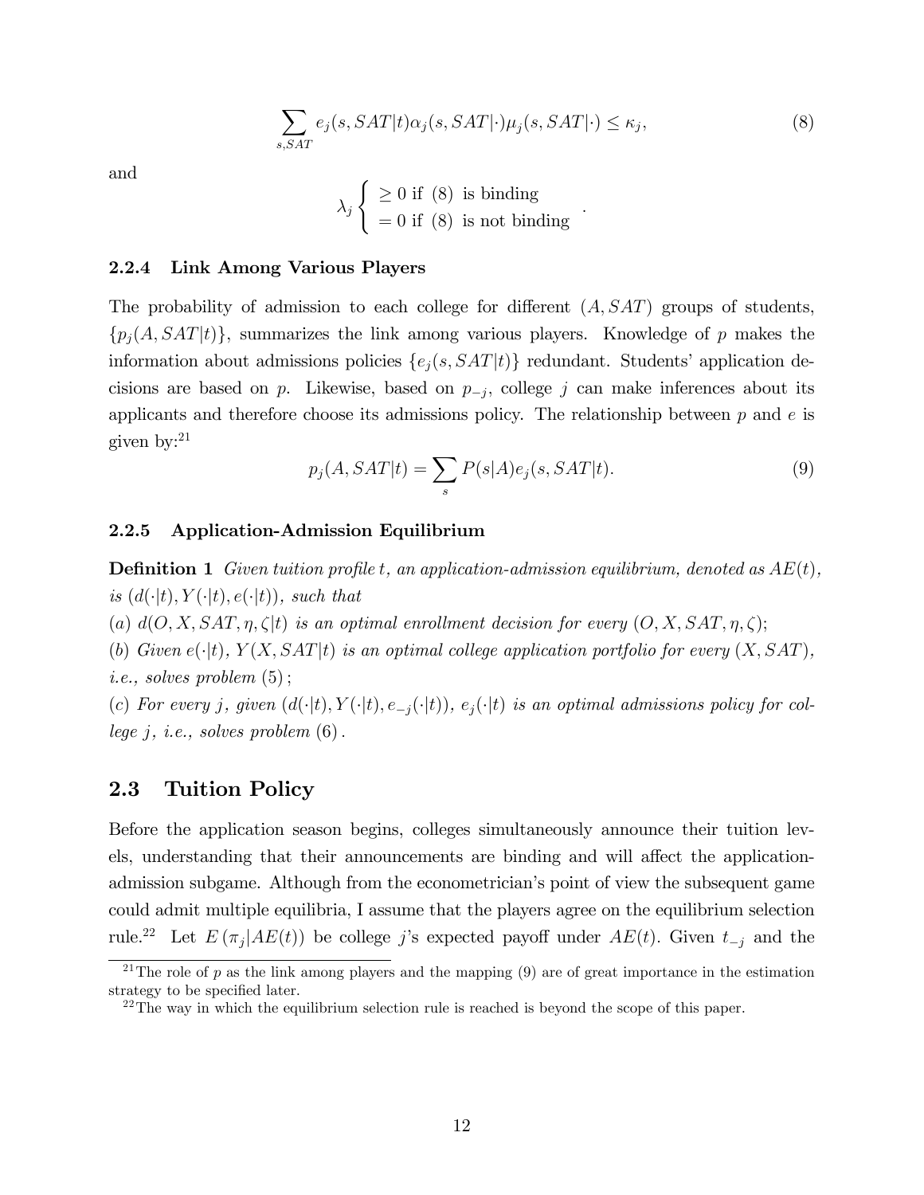$$\sum_{s,SAT} e_j(s, SAT|t)\alpha_j(s, SAT|\cdot)\mu_j(s, SAT|\cdot) \leq \kappa_j, \tag{8}$$

and

$$\lambda_j \begin{cases} \geq 0 \text{ if } (8) \text{ is binding} \\ = 0 \text{ if } (8) \text{ is not binding} \end{cases}.$$

### 2.2.4 Link Among Various Players

The probability of admission to each college for different $(A, SAT)$ groups of students, $\{p_j(A, SAT|t)\}$, summarizes the link among various players. Knowledge of $p$ makes the information about admissions policies $\{e_j(s, SAT|t)\}$ redundant. Students' application decisions are based on $p$. Likewise, based on $p_{-j}$, college $j$ can make inferences about its applicants and therefore choose its admissions policy. The relationship between $p$ and $e$ is given by:[21]

$$p_j(A, SAT|t) = \sum_s P(s|A)e_j(s, SAT|t). \tag{9}$$

### 2.2.5 Application-Admission Equilibrium

**Definition 1** *Given tuition profile $t$, an application-admission equilibrium, denoted as $AE(t)$, is $(d(\cdot|t), Y(\cdot|t), e(\cdot|t))$, such that*

*(a) $d(O, X, SAT, \eta, \zeta|t)$ is an optimal enrollment decision for every $(O, X, SAT, \eta, \zeta)$;*

*(b) Given $e(\cdot|t)$, $Y(X, SAT|t)$ is an optimal college application portfolio for every $(X, SAT)$, i.e., solves problem* $(5)$;

*(c) For every $j$, given $(d(\cdot|t), Y(\cdot|t), e_{-j}(\cdot|t))$, $e_j(\cdot|t)$ is an optimal admissions policy for college $j$, i.e., solves problem* $(6)$.

## 2.3 Tuition Policy

Before the application season begins, colleges simultaneously announce their tuition levels, understanding that their announcements are binding and will affect the application-admission subgame. Although from the econometrician's point of view the subsequent game could admit multiple equilibria, I assume that the players agree on the equilibrium selection rule.[22] Let $E(\pi_j|AE(t))$ be college $j$'s expected payoff under $AE(t)$. Given $t_{-j}$ and the

[21] The role of $p$ as the link among players and the mapping (9) are of great importance in the estimation strategy to be specified later.

[22] The way in which the equilibrium selection rule is reached is beyond the scope of this paper.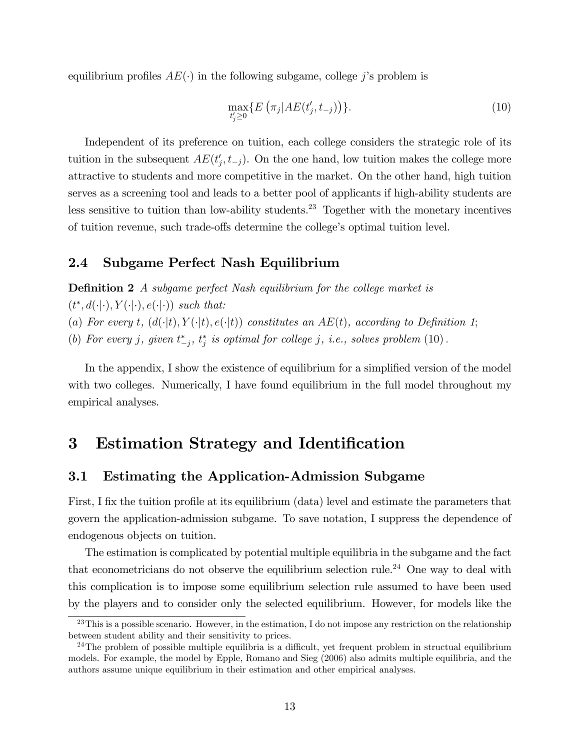equilibrium profiles $AE(\cdot)$ in the following subgame, college $j$'s problem is

$$\max_{t'_j \geq 0} \{E\left(\pi_j | AE(t'_j, t_{-j})\right)\}. \tag{10}$$

Independent of its preference on tuition, each college considers the strategic role of its tuition in the subsequent $AE(t'_j, t_{-j})$. On the one hand, low tuition makes the college more attractive to students and more competitive in the market. On the other hand, high tuition serves as a screening tool and leads to a better pool of applicants if high-ability students are less sensitive to tuition than low-ability students.[23] Together with the monetary incentives of tuition revenue, such trade-offs determine the college's optimal tuition level.

### 2.4 Subgame Perfect Nash Equilibrium

**Definition 2** *A subgame perfect Nash equilibrium for the college market is* $(t^*, d(\cdot|\cdot), Y(\cdot|\cdot), e(\cdot|\cdot))$ *such that:*
*(a) For every* $t$, $(d(\cdot|t), Y(\cdot|t), e(\cdot|t))$ *constitutes an* $AE(t)$*, according to Definition 1;*
*(b) For every* $j$*, given* $t^*_{-j}$*,* $t^*_j$ *is optimal for college* $j$*, i.e., solves problem* (10)*.*

In the appendix, I show the existence of equilibrium for a simplified version of the model with two colleges. Numerically, I have found equilibrium in the full model throughout my empirical analyses.

## 3 Estimation Strategy and Identification

### 3.1 Estimating the Application-Admission Subgame

First, I fix the tuition profile at its equilibrium (data) level and estimate the parameters that govern the application-admission subgame. To save notation, I suppress the dependence of endogenous objects on tuition.

The estimation is complicated by potential multiple equilibria in the subgame and the fact that econometricians do not observe the equilibrium selection rule.[24] One way to deal with this complication is to impose some equilibrium selection rule assumed to have been used by the players and to consider only the selected equilibrium. However, for models like the

[23] This is a possible scenario. However, in the estimation, I do not impose any restriction on the relationship between student ability and their sensitivity to prices.

[24] The problem of possible multiple equilibria is a difficult, yet frequent problem in structual equilibrium models. For example, the model by Epple, Romano and Sieg (2006) also admits multiple equilibria, and the authors assume unique equilibrium in their estimation and other empirical analyses.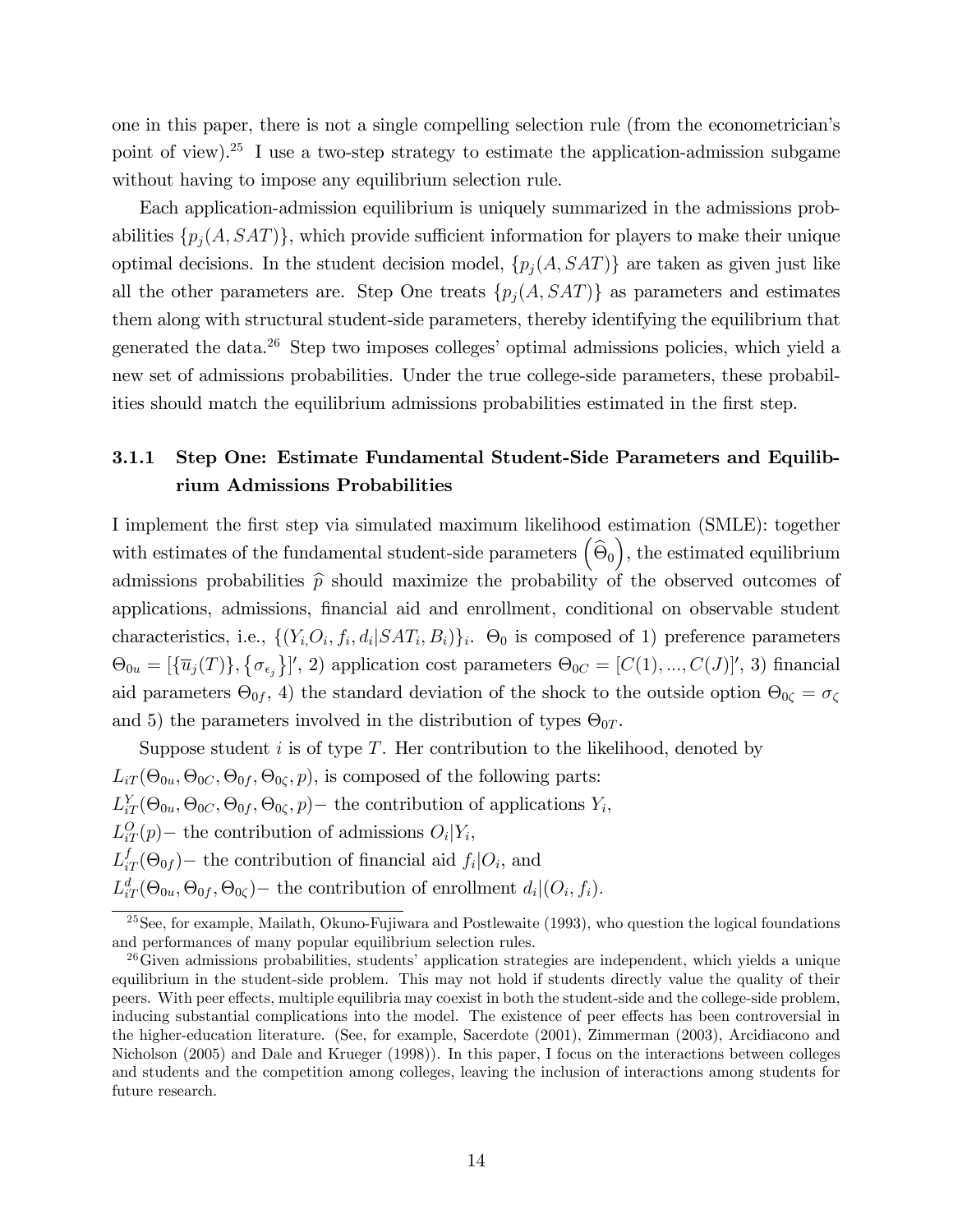one in this paper, there is not a single compelling selection rule (from the econometrician's point of view).[25] I use a two-step strategy to estimate the application-admission subgame without having to impose any equilibrium selection rule.

Each application-admission equilibrium is uniquely summarized in the admissions probabilities $\{p_j(A, SAT)\}$, which provide sufficient information for players to make their unique optimal decisions. In the student decision model, $\{p_j(A, SAT)\}$ are taken as given just like all the other parameters are. Step One treats $\{p_j(A, SAT)\}$ as parameters and estimates them along with structural student-side parameters, thereby identifying the equilibrium that generated the data.[26] Step two imposes colleges' optimal admissions policies, which yield a new set of admissions probabilities. Under the true college-side parameters, these probabilities should match the equilibrium admissions probabilities estimated in the first step.

### 3.1.1 Step One: Estimate Fundamental Student-Side Parameters and Equilibrium Admissions Probabilities

I implement the first step via simulated maximum likelihood estimation (SMLE): together with estimates of the fundamental student-side parameters $\left(\widehat{\Theta}_0\right)$, the estimated equilibrium admissions probabilities $\widehat{p}$ should maximize the probability of the observed outcomes of applications, admissions, financial aid and enrollment, conditional on observable student characteristics, i.e., $\{(Y_i, O_i, f_i, d_i | SAT_i, B_i)\}_i$. $\Theta_0$ is composed of 1) preference parameters $\Theta_{0u} = [\{\overline{u}_j(T)\}, \{\sigma_{\epsilon_j}\}]'$, 2) application cost parameters $\Theta_{0C} = [C(1), ..., C(J)]'$, 3) financial aid parameters $\Theta_{0f}$, 4) the standard deviation of the shock to the outside option $\Theta_{0\zeta} = \sigma_\zeta$ and 5) the parameters involved in the distribution of types $\Theta_{0T}$.

Suppose student $i$ is of type $T$. Her contribution to the likelihood, denoted by

$L_{iT}(\Theta_{0u}, \Theta_{0C}, \Theta_{0f}, \Theta_{0\zeta}, p)$, is composed of the following parts:

$L^Y_{iT}(\Theta_{0u}, \Theta_{0C}, \Theta_{0f}, \Theta_{0\zeta}, p)-$ the contribution of applications $Y_i$,

$L^O_{iT}(p)-$ the contribution of admissions $O_i|Y_i$,

$L^f_{iT}(\Theta_{0f})-$ the contribution of financial aid $f_i|O_i$, and

$L^d_{iT}(\Theta_{0u}, \Theta_{0f}, \Theta_{0\zeta})-$ the contribution of enrollment $d_i|(O_i, f_i)$.

---

[25] See, for example, Mailath, Okuno-Fujiwara and Postlewaite (1993), who question the logical foundations and performances of many popular equilibrium selection rules.

[26] Given admissions probabilities, students' application strategies are independent, which yields a unique equilibrium in the student-side problem. This may not hold if students directly value the quality of their peers. With peer effects, multiple equilibria may coexist in both the student-side and the college-side problem, inducing substantial complications into the model. The existence of peer effects has been controversial in the higher-education literature. (See, for example, Sacerdote (2001), Zimmerman (2003), Arcidiacono and Nicholson (2005) and Dale and Krueger (1998)). In this paper, I focus on the interactions between colleges and students and the competition among colleges, leaving the inclusion of interactions among students for future research.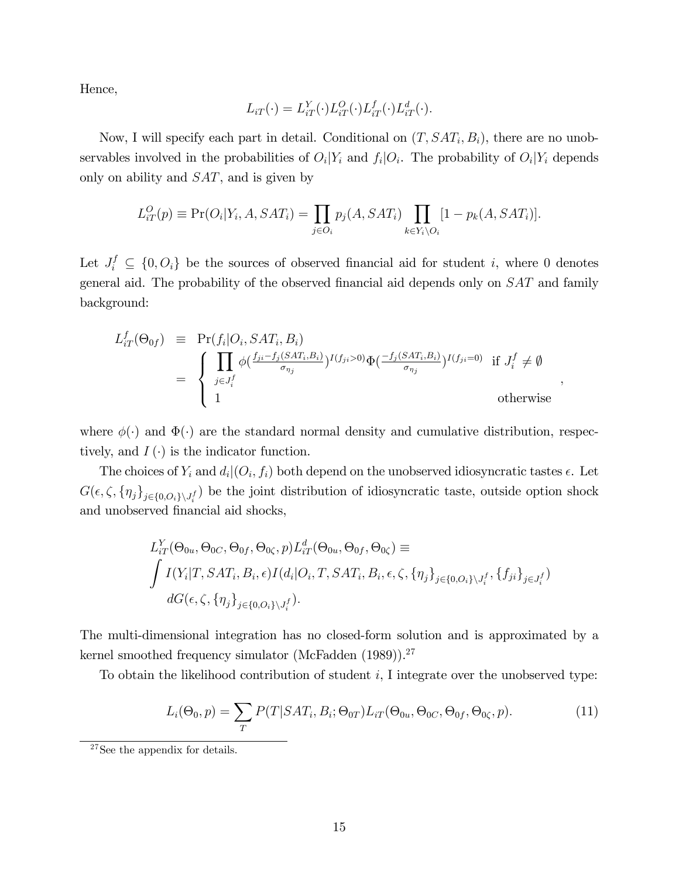Hence,

$$L_{iT}(\cdot) = L_{iT}^{Y}(\cdot)L_{iT}^{O}(\cdot)L_{iT}^{f}(\cdot)L_{iT}^{d}(\cdot).$$

Now, I will specify each part in detail. Conditional on $(T, SAT_i, B_i)$, there are no unobservables involved in the probabilities of $O_i|Y_i$ and $f_i|O_i$. The probability of $O_i|Y_i$ depends only on ability and $SAT$, and is given by

$$L_{iT}^{O}(p) \equiv \Pr(O_i|Y_i, A, SAT_i) = \prod_{j \in O_i} p_j(A, SAT_i) \prod_{k \in Y_i \setminus O_i} [1 - p_k(A, SAT_i)].$$

Let $J_i^f \subseteq \{0, O_i\}$ be the sources of observed financial aid for student $i$, where 0 denotes general aid. The probability of the observed financial aid depends only on $SAT$ and family background:

$$\begin{aligned} L_{iT}^{f}(\Theta_{0f}) &\equiv \Pr(f_i|O_i, SAT_i, B_i) \\ &= \begin{cases} \prod\limits_{j \in J_i^f} \phi\left(\frac{f_{ji} - f_j(SAT_i, B_i)}{\sigma_{\eta_j}}\right)^{I(f_{ji}>0)} \Phi\left(\frac{-f_j(SAT_i, B_i)}{\sigma_{\eta_j}}\right)^{I(f_{ji}=0)} & \text{if } J_i^f \neq \emptyset \\ 1 & \text{otherwise} \end{cases}, \end{aligned}$$

where $\phi(\cdot)$ and $\Phi(\cdot)$ are the standard normal density and cumulative distribution, respectively, and $I(\cdot)$ is the indicator function.

The choices of $Y_i$ and $d_i|(O_i, f_i)$ both depend on the unobserved idiosyncratic tastes $\epsilon$. Let $G(\epsilon, \zeta, \{\eta_j\}_{j \in \{0,O_i\} \setminus J_i^f})$ be the joint distribution of idiosyncratic taste, outside option shock and unobserved financial aid shocks,

$$\begin{aligned} &L_{iT}^{Y}(\Theta_{0u}, \Theta_{0C}, \Theta_{0f}, \Theta_{0\zeta}, p)L_{iT}^{d}(\Theta_{0u}, \Theta_{0f}, \Theta_{0\zeta}) \equiv \\ &\int I(Y_i|T, SAT_i, B_i, \epsilon)I(d_i|O_i, T, SAT_i, B_i, \epsilon, \zeta, \{\eta_j\}_{j \in \{0,O_i\} \setminus J_i^f}, \{f_{ji}\}_{j \in J_i^f}) \\ &\quad dG(\epsilon, \zeta, \{\eta_j\}_{j \in \{0,O_i\} \setminus J_i^f}). \end{aligned}$$

The multi-dimensional integration has no closed-form solution and is approximated by a kernel smoothed frequency simulator (McFadden (1989)).[27]

To obtain the likelihood contribution of student $i$, I integrate over the unobserved type:

$$L_i(\Theta_0, p) = \sum_{T} P(T|SAT_i, B_i; \Theta_{0T})L_{iT}(\Theta_{0u}, \Theta_{0C}, \Theta_{0f}, \Theta_{0\zeta}, p). \tag{11}$$

[27] See the appendix for details.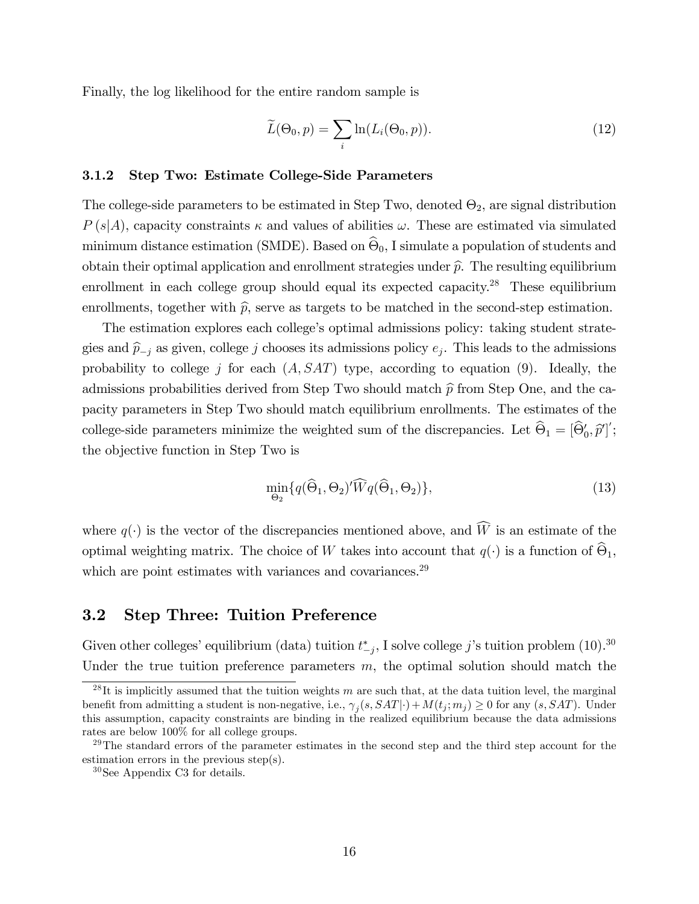Finally, the log likelihood for the entire random sample is

$$\widetilde{L}(\Theta_0, p) = \sum_i \ln(L_i(\Theta_0, p)). \tag{12}$$

### 3.1.2 Step Two: Estimate College-Side Parameters

The college-side parameters to be estimated in Step Two, denoted $\Theta_2$, are signal distribution $P(s|A)$, capacity constraints $\kappa$ and values of abilities $\omega$. These are estimated via simulated minimum distance estimation (SMDE). Based on $\widehat{\Theta}_0$, I simulate a population of students and obtain their optimal application and enrollment strategies under $\widehat{p}$. The resulting equilibrium enrollment in each college group should equal its expected capacity.[28] These equilibrium enrollments, together with $\widehat{p}$, serve as targets to be matched in the second-step estimation.

The estimation explores each college's optimal admissions policy: taking student strategies and $\widehat{p}_{-j}$ as given, college $j$ chooses its admissions policy $e_j$. This leads to the admissions probability to college $j$ for each $(A, SAT)$ type, according to equation (9). Ideally, the admissions probabilities derived from Step Two should match $\widehat{p}$ from Step One, and the capacity parameters in Step Two should match equilibrium enrollments. The estimates of the college-side parameters minimize the weighted sum of the discrepancies. Let $\widehat{\Theta}_1 = [\widehat{\Theta}_0', \widehat{p}']'$; the objective function in Step Two is

$$\min_{\Theta_2} \{q(\widehat{\Theta}_1, \Theta_2)' \widehat{W} q(\widehat{\Theta}_1, \Theta_2)\}, \tag{13}$$

where $q(\cdot)$ is the vector of the discrepancies mentioned above, and $\widehat{W}$ is an estimate of the optimal weighting matrix. The choice of $W$ takes into account that $q(\cdot)$ is a function of $\widehat{\Theta}_1$, which are point estimates with variances and covariances.[29]

## 3.2 Step Three: Tuition Preference

Given other colleges' equilibrium (data) tuition $t^*_{-j}$, I solve college $j$'s tuition problem (10).[30] Under the true tuition preference parameters $m$, the optimal solution should match the

[28] It is implicitly assumed that the tuition weights $m$ are such that, at the data tuition level, the marginal benefit from admitting a student is non-negative, i.e., $\gamma_j(s, SAT|\cdot) + M(t_j; m_j) \geq 0$ for any $(s, SAT)$. Under this assumption, capacity constraints are binding in the realized equilibrium because the data admissions rates are below 100% for all college groups.

[29] The standard errors of the parameter estimates in the second step and the third step account for the estimation errors in the previous step(s).

[30] See Appendix C3 for details.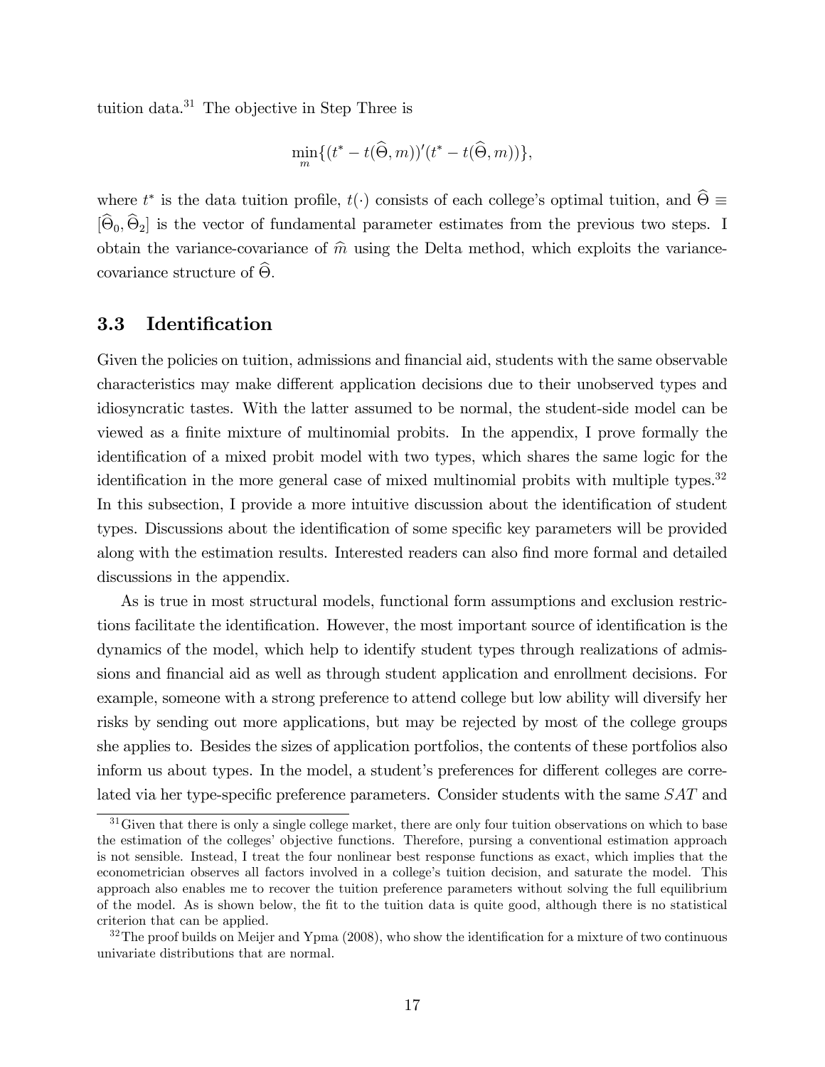tuition data.[31] The objective in Step Three is

$$\min_{m} \{(t^* - t(\widehat{\Theta}, m))'(t^* - t(\widehat{\Theta}, m))\},$$

where $t^*$ is the data tuition profile, $t(\cdot)$ consists of each college's optimal tuition, and $\widehat{\Theta} \equiv [\widehat{\Theta}_0, \widehat{\Theta}_2]$ is the vector of fundamental parameter estimates from the previous two steps. I obtain the variance-covariance of $\widehat{m}$ using the Delta method, which exploits the variance-covariance structure of $\widehat{\Theta}$.

### 3.3 Identification

Given the policies on tuition, admissions and financial aid, students with the same observable characteristics may make different application decisions due to their unobserved types and idiosyncratic tastes. With the latter assumed to be normal, the student-side model can be viewed as a finite mixture of multinomial probits. In the appendix, I prove formally the identification of a mixed probit model with two types, which shares the same logic for the identification in the more general case of mixed multinomial probits with multiple types.[32] In this subsection, I provide a more intuitive discussion about the identification of student types. Discussions about the identification of some specific key parameters will be provided along with the estimation results. Interested readers can also find more formal and detailed discussions in the appendix.

As is true in most structural models, functional form assumptions and exclusion restrictions facilitate the identification. However, the most important source of identification is the dynamics of the model, which help to identify student types through realizations of admissions and financial aid as well as through student application and enrollment decisions. For example, someone with a strong preference to attend college but low ability will diversify her risks by sending out more applications, but may be rejected by most of the college groups she applies to. Besides the sizes of application portfolios, the contents of these portfolios also inform us about types. In the model, a student's preferences for different colleges are correlated via her type-specific preference parameters. Consider students with the same $SAT$ and

[31] Given that there is only a single college market, there are only four tuition observations on which to base the estimation of the colleges' objective functions. Therefore, pursing a conventional estimation approach is not sensible. Instead, I treat the four nonlinear best response functions as exact, which implies that the econometrician observes all factors involved in a college's tuition decision, and saturate the model. This approach also enables me to recover the tuition preference parameters without solving the full equilibrium of the model. As is shown below, the fit to the tuition data is quite good, although there is no statistical criterion that can be applied.

[32] The proof builds on Meijer and Ypma (2008), who show the identification for a mixture of two continuous univariate distributions that are normal.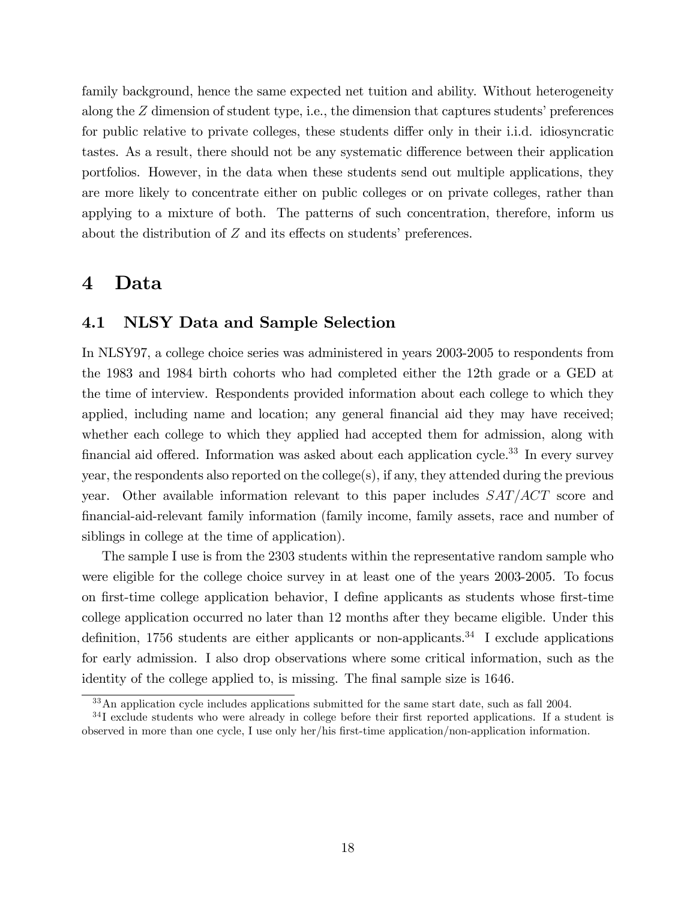family background, hence the same expected net tuition and ability. Without heterogeneity along the $Z$ dimension of student type, i.e., the dimension that captures students' preferences for public relative to private colleges, these students differ only in their i.i.d. idiosyncratic tastes. As a result, there should not be any systematic difference between their application portfolios. However, in the data when these students send out multiple applications, they are more likely to concentrate either on public colleges or on private colleges, rather than applying to a mixture of both. The patterns of such concentration, therefore, inform us about the distribution of $Z$ and its effects on students' preferences.

# 4 Data

## 4.1 NLSY Data and Sample Selection

In NLSY97, a college choice series was administered in years 2003-2005 to respondents from the 1983 and 1984 birth cohorts who had completed either the 12th grade or a GED at the time of interview. Respondents provided information about each college to which they applied, including name and location; any general financial aid they may have received; whether each college to which they applied had accepted them for admission, along with financial aid offered. Information was asked about each application cycle.[33] In every survey year, the respondents also reported on the college(s), if any, they attended during the previous year. Other available information relevant to this paper includes $SAT/ACT$ score and financial-aid-relevant family information (family income, family assets, race and number of siblings in college at the time of application).

The sample I use is from the 2303 students within the representative random sample who were eligible for the college choice survey in at least one of the years 2003-2005. To focus on first-time college application behavior, I define applicants as students whose first-time college application occurred no later than 12 months after they became eligible. Under this definition, 1756 students are either applicants or non-applicants.[34] I exclude applications for early admission. I also drop observations where some critical information, such as the identity of the college applied to, is missing. The final sample size is 1646.

[33] An application cycle includes applications submitted for the same start date, such as fall 2004.

[34] I exclude students who were already in college before their first reported applications. If a student is observed in more than one cycle, I use only her/his first-time application/non-application information.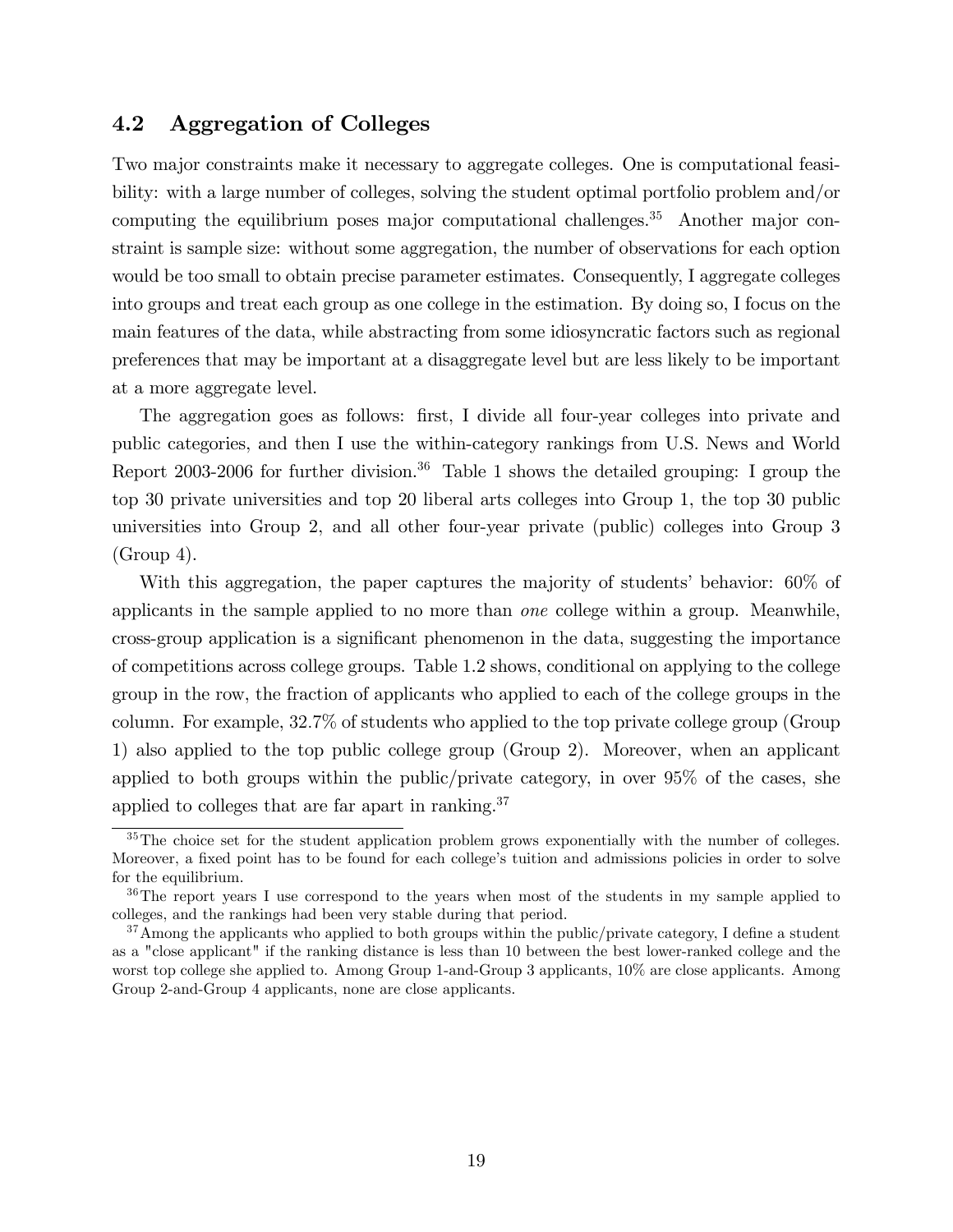## 4.2 Aggregation of Colleges

Two major constraints make it necessary to aggregate colleges. One is computational feasibility: with a large number of colleges, solving the student optimal portfolio problem and/or computing the equilibrium poses major computational challenges.[35] Another major constraint is sample size: without some aggregation, the number of observations for each option would be too small to obtain precise parameter estimates. Consequently, I aggregate colleges into groups and treat each group as one college in the estimation. By doing so, I focus on the main features of the data, while abstracting from some idiosyncratic factors such as regional preferences that may be important at a disaggregate level but are less likely to be important at a more aggregate level.

The aggregation goes as follows: first, I divide all four-year colleges into private and public categories, and then I use the within-category rankings from U.S. News and World Report 2003-2006 for further division.[36] Table 1 shows the detailed grouping: I group the top 30 private universities and top 20 liberal arts colleges into Group 1, the top 30 public universities into Group 2, and all other four-year private (public) colleges into Group 3 (Group 4).

With this aggregation, the paper captures the majority of students' behavior: 60% of applicants in the sample applied to no more than *one* college within a group. Meanwhile, cross-group application is a significant phenomenon in the data, suggesting the importance of competitions across college groups. Table 1.2 shows, conditional on applying to the college group in the row, the fraction of applicants who applied to each of the college groups in the column. For example, 32.7% of students who applied to the top private college group (Group 1) also applied to the top public college group (Group 2). Moreover, when an applicant applied to both groups within the public/private category, in over 95% of the cases, she applied to colleges that are far apart in ranking.[37]

---

[35] The choice set for the student application problem grows exponentially with the number of colleges. Moreover, a fixed point has to be found for each college's tuition and admissions policies in order to solve for the equilibrium.

[36] The report years I use correspond to the years when most of the students in my sample applied to colleges, and the rankings had been very stable during that period.

[37] Among the applicants who applied to both groups within the public/private category, I define a student as a "close applicant" if the ranking distance is less than 10 between the best lower-ranked college and the worst top college she applied to. Among Group 1-and-Group 3 applicants, 10% are close applicants. Among Group 2-and-Group 4 applicants, none are close applicants.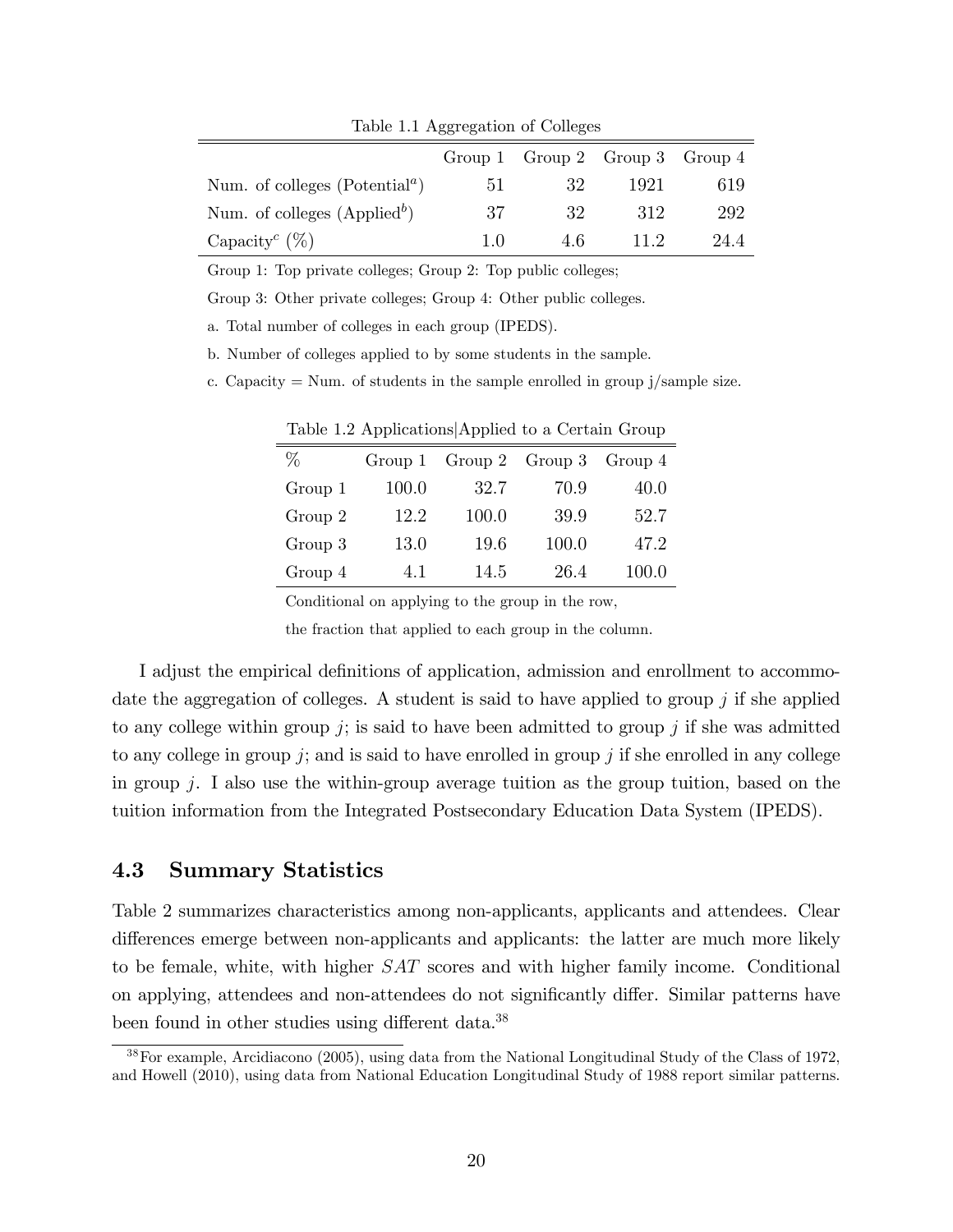Table 1.1 Aggregation of Colleges

| | Group 1 | Group 2 | Group 3 | Group 4 |
|---|---|---|---|---|
| Num. of colleges (Potential[a]) | 51 | 32 | 1921 | 619 |
| Num. of colleges (Applied[b]) | 37 | 32 | 312 | 292 |
| Capacity[c] (%) | 1.0 | 4.6 | 11.2 | 24.4 |

Group 1: Top private colleges; Group 2: Top public colleges;

Group 3: Other private colleges; Group 4: Other public colleges.

a. Total number of colleges in each group (IPEDS).

b. Number of colleges applied to by some students in the sample.

c. Capacity = Num. of students in the sample enrolled in group j/sample size.

Table 1.2 Applications|Applied to a Certain Group

| % | Group 1 | Group 2 | Group 3 | Group 4 |
|---|---|---|---|---|
| Group 1 | 100.0 | 32.7 | 70.9 | 40.0 |
| Group 2 | 12.2 | 100.0 | 39.9 | 52.7 |
| Group 3 | 13.0 | 19.6 | 100.0 | 47.2 |
| Group 4 | 4.1 | 14.5 | 26.4 | 100.0 |

Conditional on applying to the group in the row,

the fraction that applied to each group in the column.

I adjust the empirical definitions of application, admission and enrollment to accommodate the aggregation of colleges. A student is said to have applied to group $j$ if she applied to any college within group $j$; is said to have been admitted to group $j$ if she was admitted to any college in group $j$; and is said to have enrolled in group $j$ if she enrolled in any college in group $j$. I also use the within-group average tuition as the group tuition, based on the tuition information from the Integrated Postsecondary Education Data System (IPEDS).

## 4.3 Summary Statistics

Table 2 summarizes characteristics among non-applicants, applicants and attendees. Clear differences emerge between non-applicants and applicants: the latter are much more likely to be female, white, with higher $SAT$ scores and with higher family income. Conditional on applying, attendees and non-attendees do not significantly differ. Similar patterns have been found in other studies using different data.[38]

[38] For example, Arcidiacono (2005), using data from the National Longitudinal Study of the Class of 1972, and Howell (2010), using data from National Education Longitudinal Study of 1988 report similar patterns.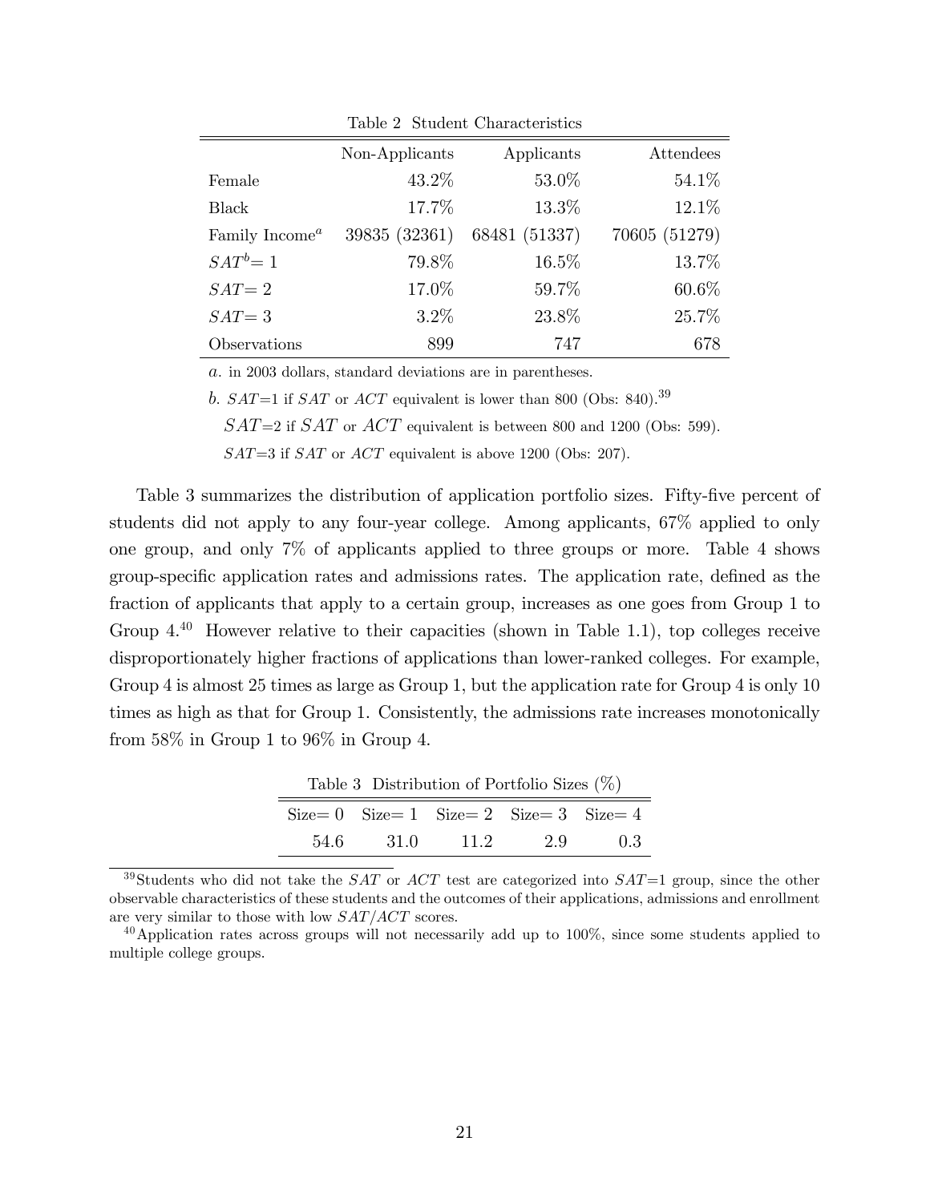Table 2 Student Characteristics

| | Non-Applicants | Applicants | Attendees |
|---|---|---|---|
| Female | 43.2% | 53.0% | 54.1% |
| Black | 17.7% | 13.3% | 12.1% |
| Family Income[a] | 39835 (32361) | 68481 (51337) | 70605 (51279) |
| $SAT^b$= 1 | 79.8% | 16.5% | 13.7% |
| $SAT$= 2 | 17.0% | 59.7% | 60.6% |
| $SAT$= 3 | 3.2% | 23.8% | 25.7% |
| Observations | 899 | 747 | 678 |

*a*. in 2003 dollars, standard deviations are in parentheses.

*b*. $SAT$=1 if $SAT$ or $ACT$ equivalent is lower than 800 (Obs: 840).[39]

$SAT$=2 if $SAT$ or $ACT$ equivalent is between 800 and 1200 (Obs: 599).

$SAT$=3 if $SAT$ or $ACT$ equivalent is above 1200 (Obs: 207).

Table 3 summarizes the distribution of application portfolio sizes. Fifty-five percent of students did not apply to any four-year college. Among applicants, 67% applied to only one group, and only 7% of applicants applied to three groups or more. Table 4 shows group-specific application rates and admissions rates. The application rate, defined as the fraction of applicants that apply to a certain group, increases as one goes from Group 1 to Group 4.[40] However relative to their capacities (shown in Table 1.1), top colleges receive disproportionately higher fractions of applications than lower-ranked colleges. For example, Group 4 is almost 25 times as large as Group 1, but the application rate for Group 4 is only 10 times as high as that for Group 1. Consistently, the admissions rate increases monotonically from 58% in Group 1 to 96% in Group 4.

Table 3 Distribution of Portfolio Sizes (%)

| Size= 0 | Size= 1 | Size= 2 | Size= 3 | Size= 4 |
|---|---|---|---|---|
| 54.6 | 31.0 | 11.2 | 2.9 | 0.3 |

[39] Students who did not take the $SAT$ or $ACT$ test are categorized into $SAT$=1 group, since the other observable characteristics of these students and the outcomes of their applications, admissions and enrollment are very similar to those with low $SAT/ACT$ scores.

[40] Application rates across groups will not necessarily add up to 100%, since some students applied to multiple college groups.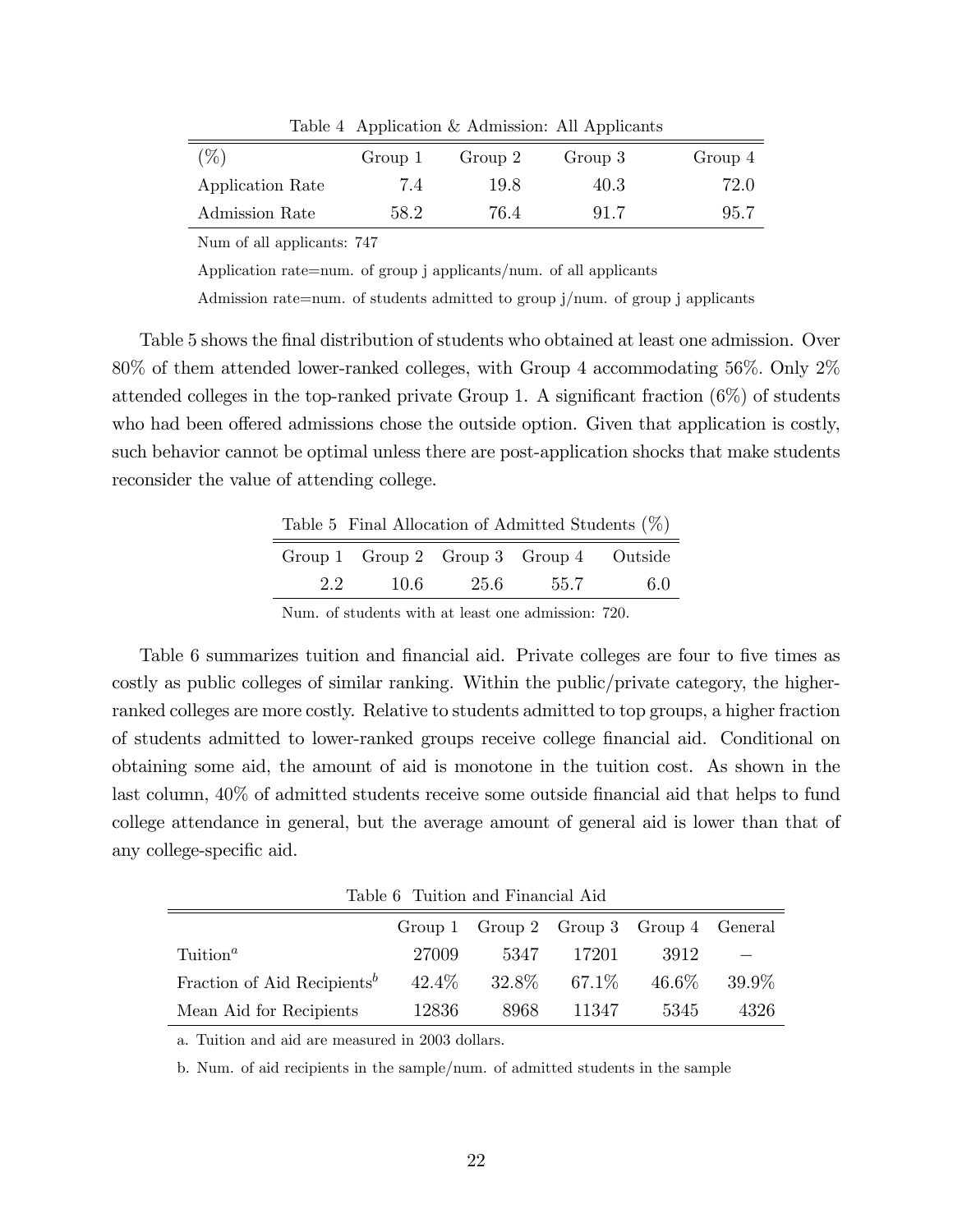Table 4 Application & Admission: All Applicants

| (%) | Group 1 | Group 2 | Group 3 | Group 4 |
|---|---|---|---|---|
| Application Rate | 7.4 | 19.8 | 40.3 | 72.0 |
| Admission Rate | 58.2 | 76.4 | 91.7 | 95.7 |

Num of all applicants: 747

Application rate=num. of group j applicants/num. of all applicants

Admission rate=num. of students admitted to group j/num. of group j applicants

Table 5 shows the final distribution of students who obtained at least one admission. Over 80% of them attended lower-ranked colleges, with Group 4 accommodating 56%. Only 2% attended colleges in the top-ranked private Group 1. A significant fraction (6%) of students who had been offered admissions chose the outside option. Given that application is costly, such behavior cannot be optimal unless there are post-application shocks that make students reconsider the value of attending college.

Table 5 Final Allocation of Admitted Students (%)

| Group 1 | Group 2 | Group 3 | Group 4 | Outside |
|---|---|---|---|---|
| 2.2 | 10.6 | 25.6 | 55.7 | 6.0 |

Num. of students with at least one admission: 720.

Table 6 summarizes tuition and financial aid. Private colleges are four to five times as costly as public colleges of similar ranking. Within the public/private category, the higher-ranked colleges are more costly. Relative to students admitted to top groups, a higher fraction of students admitted to lower-ranked groups receive college financial aid. Conditional on obtaining some aid, the amount of aid is monotone in the tuition cost. As shown in the last column, 40% of admitted students receive some outside financial aid that helps to fund college attendance in general, but the average amount of general aid is lower than that of any college-specific aid.

Table 6 Tuition and Financial Aid

| | Group 1 | Group 2 | Group 3 | Group 4 | General |
|---|---|---|---|---|---|
| Tuition[a] | 27009 | 5347 | 17201 | 3912 | – |
| Fraction of Aid Recipients[b] | 42.4% | 32.8% | 67.1% | 46.6% | 39.9% |
| Mean Aid for Recipients | 12836 | 8968 | 11347 | 5345 | 4326 |

a. Tuition and aid are measured in 2003 dollars.

b. Num. of aid recipients in the sample/num. of admitted students in the sample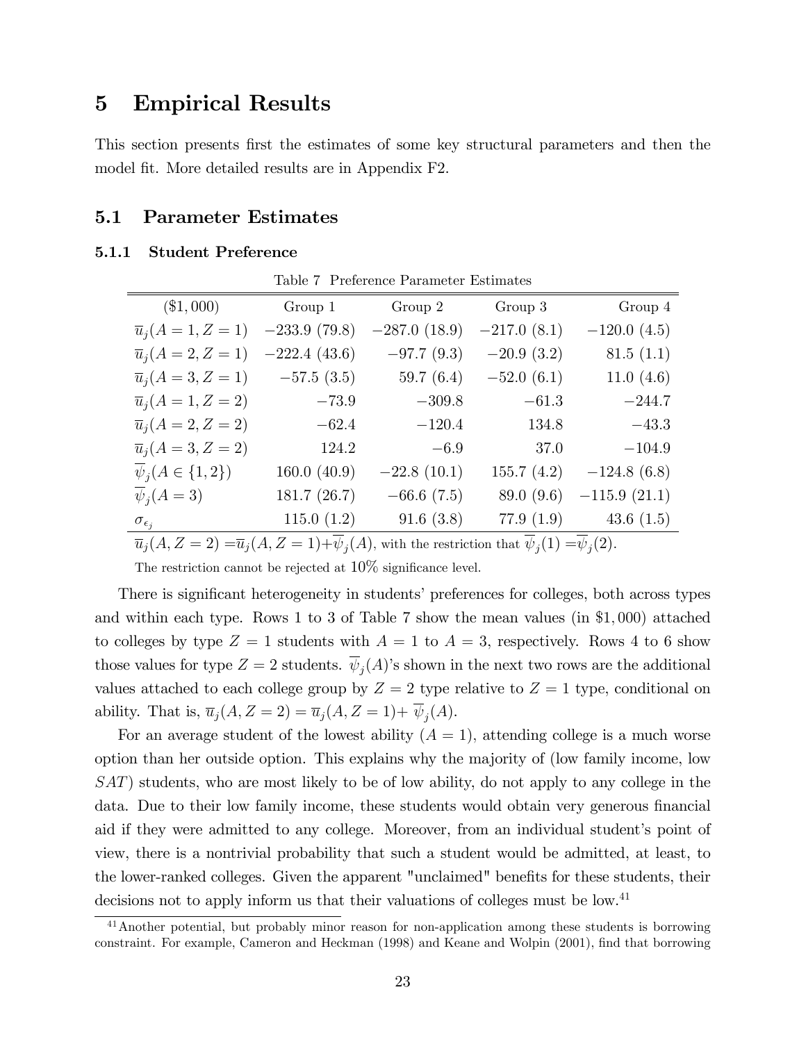# 5 Empirical Results

This section presents first the estimates of some key structural parameters and then the model fit. More detailed results are in Appendix F2.

## 5.1 Parameter Estimates

### 5.1.1 Student Preference

Table 7 Preference Parameter Estimates

| ($1,000) | Group 1 | Group 2 | Group 3 | Group 4 |
|---|---|---|---|---|
| $\overline{u}_j(A=1, Z=1)$ | $-233.9$ (79.8) | $-287.0$ (18.9) | $-217.0$ (8.1) | $-120.0$ (4.5) |
| $\overline{u}_j(A=2, Z=1)$ | $-222.4$ (43.6) | $-97.7$ (9.3) | $-20.9$ (3.2) | 81.5 (1.1) |
| $\overline{u}_j(A=3, Z=1)$ | $-57.5$ (3.5) | 59.7 (6.4) | $-52.0$ (6.1) | 11.0 (4.6) |
| $\overline{u}_j(A=1, Z=2)$ | $-73.9$ | $-309.8$ | $-61.3$ | $-244.7$ |
| $\overline{u}_j(A=2, Z=2)$ | $-62.4$ | $-120.4$ | 134.8 | $-43.3$ |
| $\overline{u}_j(A=3, Z=2)$ | 124.2 | $-6.9$ | 37.0 | $-104.9$ |
| $\overline{\psi}_j(A\in\{1,2\})$ | 160.0 (40.9) | $-22.8$ (10.1) | 155.7 (4.2) | $-124.8$ (6.8) |
| $\overline{\psi}_j(A=3)$ | 181.7 (26.7) | $-66.6$ (7.5) | 89.0 (9.6) | $-115.9$ (21.1) |
| $\sigma_{\epsilon_j}$ | 115.0 (1.2) | 91.6 (3.8) | 77.9 (1.9) | 43.6 (1.5) |

$\overline{u}_j(A, Z=2) = \overline{u}_j(A, Z=1)+\overline{\psi}_j(A)$, with the restriction that $\overline{\psi}_j(1) = \overline{\psi}_j(2)$.

The restriction cannot be rejected at 10% significance level.

There is significant heterogeneity in students' preferences for colleges, both across types and within each type. Rows 1 to 3 of Table 7 show the mean values (in $1,000) attached to colleges by type $Z = 1$ students with $A = 1$ to $A = 3$, respectively. Rows 4 to 6 show those values for type $Z = 2$ students. $\overline{\psi}_j(A)$'s shown in the next two rows are the additional values attached to each college group by $Z = 2$ type relative to $Z = 1$ type, conditional on ability. That is, $\overline{u}_j(A, Z = 2) = \overline{u}_j(A, Z = 1)+ \overline{\psi}_j(A)$.

For an average student of the lowest ability ($A = 1$), attending college is a much worse option than her outside option. This explains why the majority of (low family income, low $SAT$) students, who are most likely to be of low ability, do not apply to any college in the data. Due to their low family income, these students would obtain very generous financial aid if they were admitted to any college. Moreover, from an individual student's point of view, there is a nontrivial probability that such a student would be admitted, at least, to the lower-ranked colleges. Given the apparent "unclaimed" benefits for these students, their decisions not to apply inform us that their valuations of colleges must be low.[41]

[41] Another potential, but probably minor reason for non-application among these students is borrowing constraint. For example, Cameron and Heckman (1998) and Keane and Wolpin (2001), find that borrowing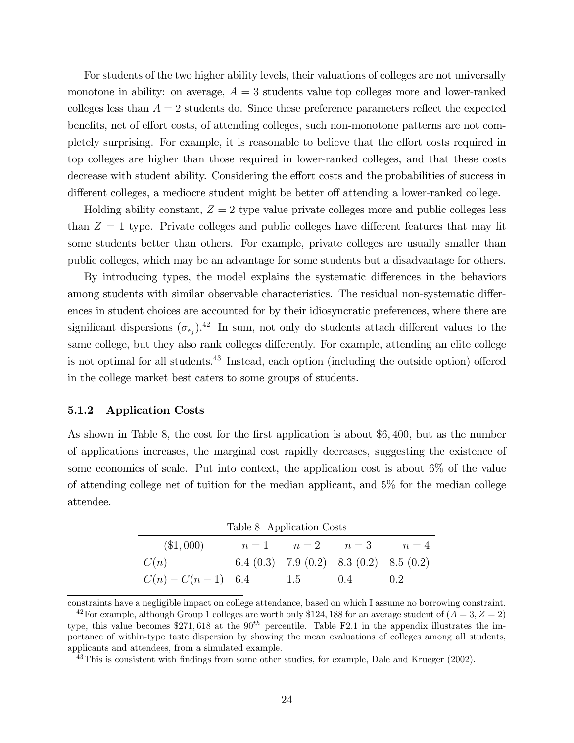For students of the two higher ability levels, their valuations of colleges are not universally monotone in ability: on average, $A = 3$ students value top colleges more and lower-ranked colleges less than $A = 2$ students do. Since these preference parameters reflect the expected benefits, net of effort costs, of attending colleges, such non-monotone patterns are not completely surprising. For example, it is reasonable to believe that the effort costs required in top colleges are higher than those required in lower-ranked colleges, and that these costs decrease with student ability. Considering the effort costs and the probabilities of success in different colleges, a mediocre student might be better off attending a lower-ranked college.

Holding ability constant, $Z = 2$ type value private colleges more and public colleges less than $Z = 1$ type. Private colleges and public colleges have different features that may fit some students better than others. For example, private colleges are usually smaller than public colleges, which may be an advantage for some students but a disadvantage for others.

By introducing types, the model explains the systematic differences in the behaviors among students with similar observable characteristics. The residual non-systematic differences in student choices are accounted for by their idiosyncratic preferences, where there are significant dispersions ($\sigma_{\epsilon_j}$).[42] In sum, not only do students attach different values to the same college, but they also rank colleges differently. For example, attending an elite college is not optimal for all students.[43] Instead, each option (including the outside option) offered in the college market best caters to some groups of students.

### 5.1.2 Application Costs

As shown in Table 8, the cost for the first application is about \$6,400, but as the number of applications increases, the marginal cost rapidly decreases, suggesting the existence of some economies of scale. Put into context, the application cost is about 6% of the value of attending college net of tuition for the median applicant, and 5% for the median college attendee.

Table 8 Application Costs

| (\$1,000) | $n = 1$ | $n = 2$ | $n = 3$ | $n = 4$ |
|---|---|---|---|---|
| $C(n)$ | 6.4 (0.3) | 7.9 (0.2) | 8.3 (0.2) | 8.5 (0.2) |
| $C(n) - C(n-1)$ | 6.4 | 1.5 | 0.4 | 0.2 |

constraints have a negligible impact on college attendance, based on which I assume no borrowing constraint.

[42] For example, although Group 1 colleges are worth only \$124,188 for an average student of $(A = 3, Z = 2)$ type, this value becomes \$271,618 at the $90^{th}$ percentile. Table F2.1 in the appendix illustrates the importance of within-type taste dispersion by showing the mean evaluations of colleges among all students, applicants and attendees, from a simulated example.

[43] This is consistent with findings from some other studies, for example, Dale and Krueger (2002).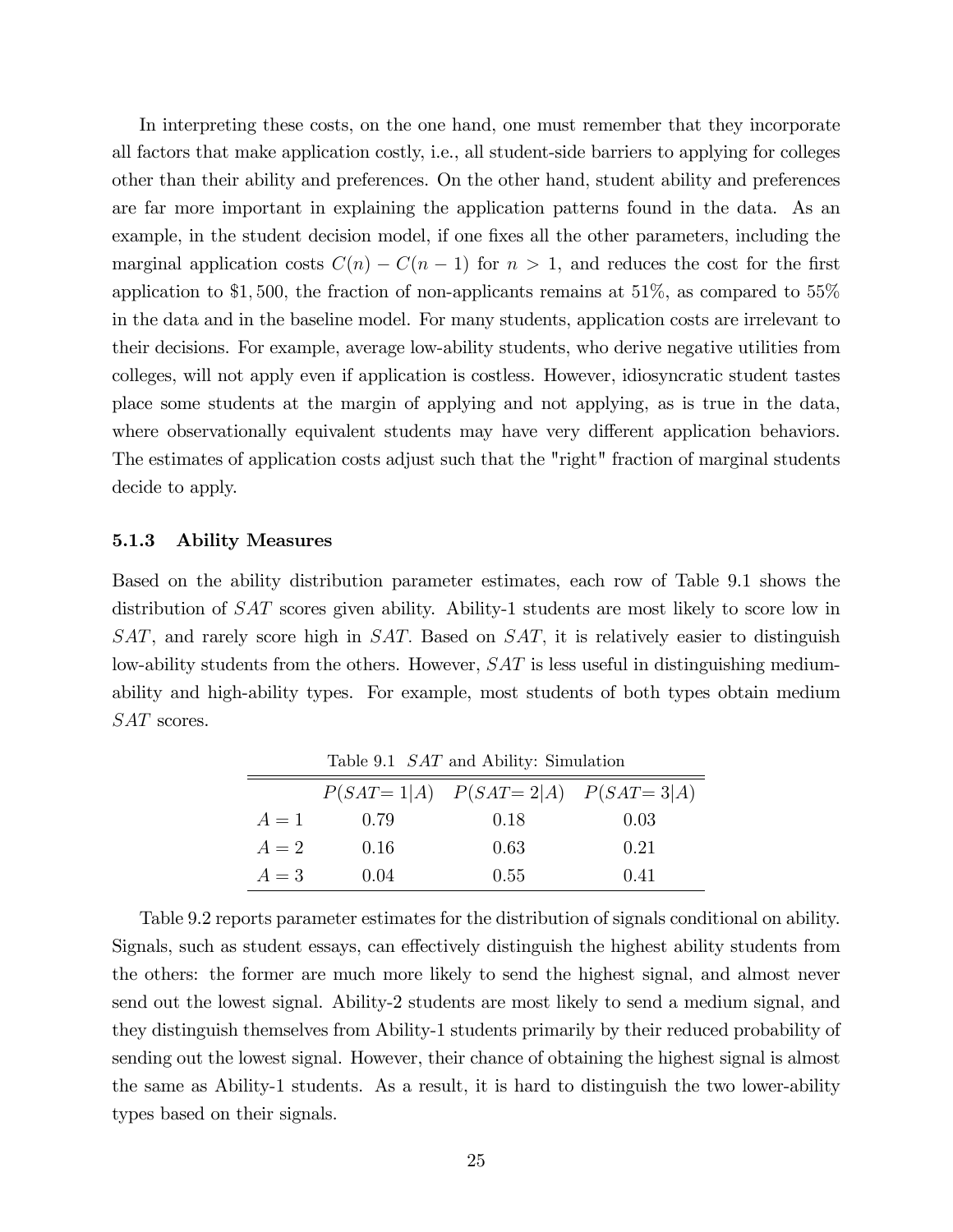In interpreting these costs, on the one hand, one must remember that they incorporate all factors that make application costly, i.e., all student-side barriers to applying for colleges other than their ability and preferences. On the other hand, student ability and preferences are far more important in explaining the application patterns found in the data. As an example, in the student decision model, if one fixes all the other parameters, including the marginal application costs $C(n) - C(n-1)$ for $n > 1$, and reduces the cost for the first application to \$1,500, the fraction of non-applicants remains at 51%, as compared to 55% in the data and in the baseline model. For many students, application costs are irrelevant to their decisions. For example, average low-ability students, who derive negative utilities from colleges, will not apply even if application is costless. However, idiosyncratic student tastes place some students at the margin of applying and not applying, as is true in the data, where observationally equivalent students may have very different application behaviors. The estimates of application costs adjust such that the "right" fraction of marginal students decide to apply.

### 5.1.3 Ability Measures

Based on the ability distribution parameter estimates, each row of Table 9.1 shows the distribution of $SAT$ scores given ability. Ability-1 students are most likely to score low in $SAT$, and rarely score high in $SAT$. Based on $SAT$, it is relatively easier to distinguish low-ability students from the others. However, $SAT$ is less useful in distinguishing medium-ability and high-ability types. For example, most students of both types obtain medium $SAT$ scores.

Table 9.1 $SAT$ and Ability: Simulation

| | $P(SAT{=}1\|A)$ | $P(SAT{=}2\|A)$ | $P(SAT{=}3\|A)$ |
|---|---|---|---|
| $A = 1$ | 0.79 | 0.18 | 0.03 |
| $A = 2$ | 0.16 | 0.63 | 0.21 |
| $A = 3$ | 0.04 | 0.55 | 0.41 |

Table 9.2 reports parameter estimates for the distribution of signals conditional on ability. Signals, such as student essays, can effectively distinguish the highest ability students from the others: the former are much more likely to send the highest signal, and almost never send out the lowest signal. Ability-2 students are most likely to send a medium signal, and they distinguish themselves from Ability-1 students primarily by their reduced probability of sending out the lowest signal. However, their chance of obtaining the highest signal is almost the same as Ability-1 students. As a result, it is hard to distinguish the two lower-ability types based on their signals.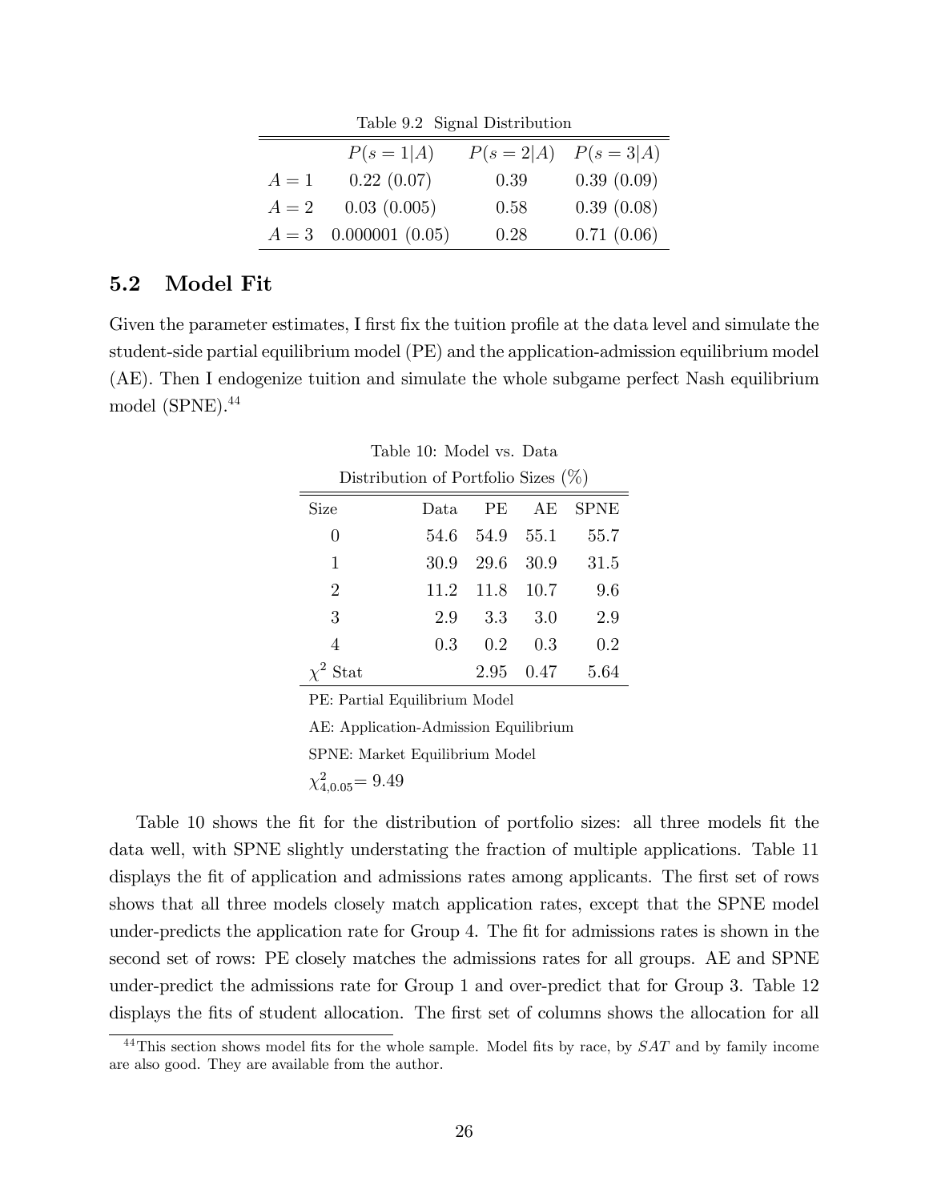Table 9.2 Signal Distribution

| | $P(s=1\|A)$ | $P(s=2\|A)$ | $P(s=3\|A)$ |
|---|---|---|---|
| $A=1$ | 0.22 (0.07) | 0.39 | 0.39 (0.09) |
| $A=2$ | 0.03 (0.005) | 0.58 | 0.39 (0.08) |
| $A=3$ | 0.000001 (0.05) | 0.28 | 0.71 (0.06) |

## 5.2 Model Fit

Given the parameter estimates, I first fix the tuition profile at the data level and simulate the student-side partial equilibrium model (PE) and the application-admission equilibrium model (AE). Then I endogenize tuition and simulate the whole subgame perfect Nash equilibrium model (SPNE).[44]

Table 10: Model vs. Data

Distribution of Portfolio Sizes (%)

| Size | Data | PE | AE | SPNE |
|---|---|---|---|---|
| 0 | 54.6 | 54.9 | 55.1 | 55.7 |
| 1 | 30.9 | 29.6 | 30.9 | 31.5 |
| 2 | 11.2 | 11.8 | 10.7 | 9.6 |
| 3 | 2.9 | 3.3 | 3.0 | 2.9 |
| 4 | 0.3 | 0.2 | 0.3 | 0.2 |
| $\chi^2$ Stat | | 2.95 | 0.47 | 5.64 |

PE: Partial Equilibrium Model

AE: Application-Admission Equilibrium

SPNE: Market Equilibrium Model

$\chi^2_{4,0.05}= 9.49$

Table 10 shows the fit for the distribution of portfolio sizes: all three models fit the data well, with SPNE slightly understating the fraction of multiple applications. Table 11 displays the fit of application and admissions rates among applicants. The first set of rows shows that all three models closely match application rates, except that the SPNE model under-predicts the application rate for Group 4. The fit for admissions rates is shown in the second set of rows: PE closely matches the admissions rates for all groups. AE and SPNE under-predict the admissions rate for Group 1 and over-predict that for Group 3. Table 12 displays the fits of student allocation. The first set of columns shows the allocation for all

[44] This section shows model fits for the whole sample. Model fits by race, by $SAT$ and by family income are also good. They are available from the author.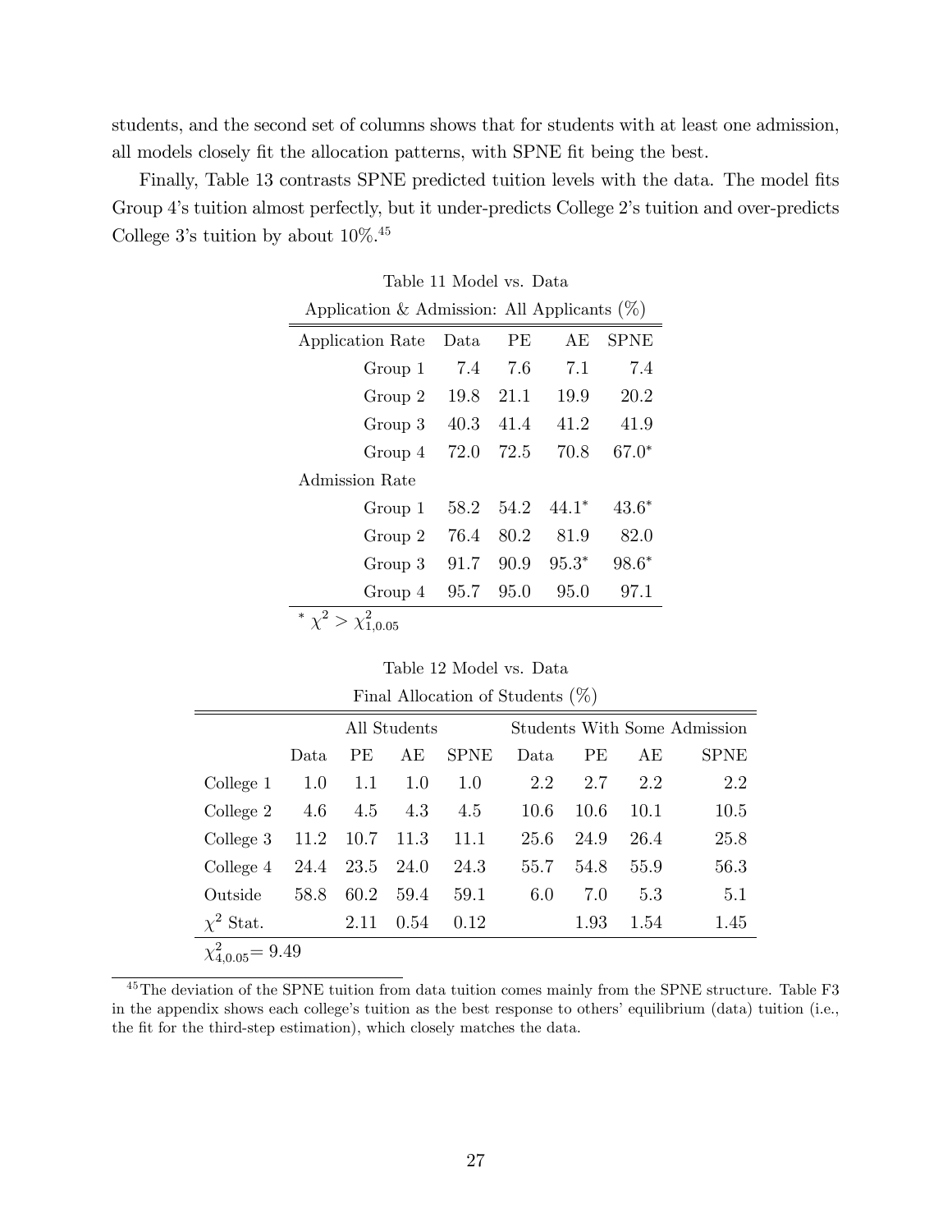students, and the second set of columns shows that for students with at least one admission, all models closely fit the allocation patterns, with SPNE fit being the best.

Finally, Table 13 contrasts SPNE predicted tuition levels with the data. The model fits Group 4's tuition almost perfectly, but it under-predicts College 2's tuition and over-predicts College 3's tuition by about 10%.[45]

Table 11 Model vs. Data

Application & Admission: All Applicants (%)

| Application Rate | Data | PE | AE | SPNE |
|---|---|---|---|---|
| Group 1 | 7.4 | 7.6 | 7.1 | 7.4 |
| Group 2 | 19.8 | 21.1 | 19.9 | 20.2 |
| Group 3 | 40.3 | 41.4 | 41.2 | 41.9 |
| Group 4 | 72.0 | 72.5 | 70.8 | 67.0* |
| Admission Rate | | | | |
| Group 1 | 58.2 | 54.2 | 44.1* | 43.6* |
| Group 2 | 76.4 | 80.2 | 81.9 | 82.0 |
| Group 3 | 91.7 | 90.9 | 95.3* | 98.6* |
| Group 4 | 95.7 | 95.0 | 95.0 | 97.1 |

* $\chi^2 > \chi^2_{1,0.05}$

Table 12 Model vs. Data

Final Allocation of Students (%)

| | All Students | | | | Students With Some Admission | | | |
|---|---|---|---|---|---|---|---|---|
| | Data | PE | AE | SPNE | Data | PE | AE | SPNE |
| College 1 | 1.0 | 1.1 | 1.0 | 1.0 | 2.2 | 2.7 | 2.2 | 2.2 |
| College 2 | 4.6 | 4.5 | 4.3 | 4.5 | 10.6 | 10.6 | 10.1 | 10.5 |
| College 3 | 11.2 | 10.7 | 11.3 | 11.1 | 25.6 | 24.9 | 26.4 | 25.8 |
| College 4 | 24.4 | 23.5 | 24.0 | 24.3 | 55.7 | 54.8 | 55.9 | 56.3 |
| Outside | 58.8 | 60.2 | 59.4 | 59.1 | 6.0 | 7.0 | 5.3 | 5.1 |
| $\chi^2$ Stat. | | 2.11 | 0.54 | 0.12 | | 1.93 | 1.54 | 1.45 |

$\chi^2_{4,0.05} = 9.49$

[45] The deviation of the SPNE tuition from data tuition comes mainly from the SPNE structure. Table F3 in the appendix shows each college's tuition as the best response to others' equilibrium (data) tuition (i.e., the fit for the third-step estimation), which closely matches the data.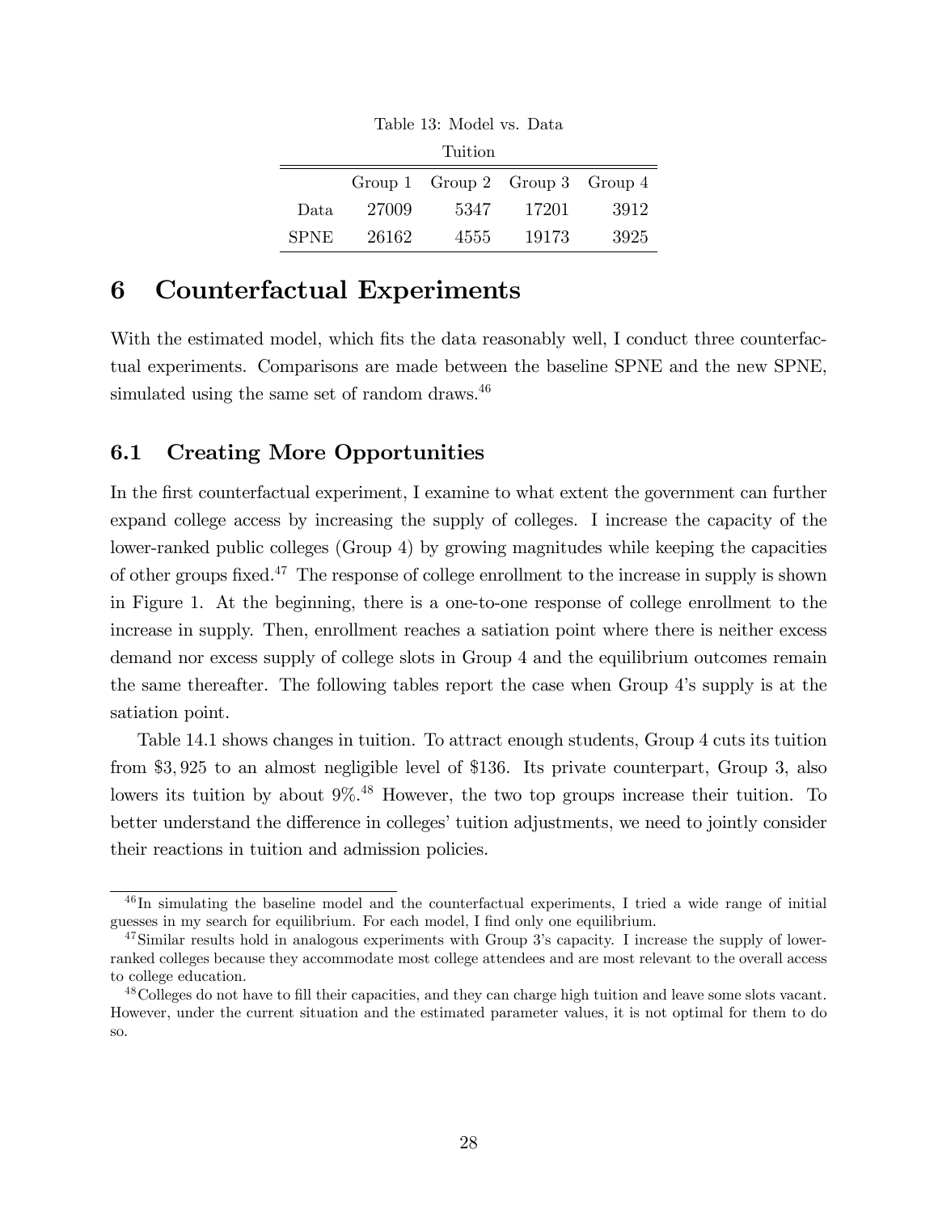Table 13: Model vs. Data

Tuition

| | Group 1 | Group 2 | Group 3 | Group 4 |
|---|---|---|---|---|
| Data | 27009 | 5347 | 17201 | 3912 |
| SPNE | 26162 | 4555 | 19173 | 3925 |

# 6 Counterfactual Experiments

With the estimated model, which fits the data reasonably well, I conduct three counterfactual experiments. Comparisons are made between the baseline SPNE and the new SPNE, simulated using the same set of random draws.[46]

## 6.1 Creating More Opportunities

In the first counterfactual experiment, I examine to what extent the government can further expand college access by increasing the supply of colleges. I increase the capacity of the lower-ranked public colleges (Group 4) by growing magnitudes while keeping the capacities of other groups fixed.[47] The response of college enrollment to the increase in supply is shown in Figure 1. At the beginning, there is a one-to-one response of college enrollment to the increase in supply. Then, enrollment reaches a satiation point where there is neither excess demand nor excess supply of college slots in Group 4 and the equilibrium outcomes remain the same thereafter. The following tables report the case when Group 4's supply is at the satiation point.

Table 14.1 shows changes in tuition. To attract enough students, Group 4 cuts its tuition from \$3,925 to an almost negligible level of \$136. Its private counterpart, Group 3, also lowers its tuition by about 9%.[48] However, the two top groups increase their tuition. To better understand the difference in colleges' tuition adjustments, we need to jointly consider their reactions in tuition and admission policies.

---

[46] In simulating the baseline model and the counterfactual experiments, I tried a wide range of initial guesses in my search for equilibrium. For each model, I find only one equilibrium.

[47] Similar results hold in analogous experiments with Group 3's capacity. I increase the supply of lower-ranked colleges because they accommodate most college attendees and are most relevant to the overall access to college education.

[48] Colleges do not have to fill their capacities, and they can charge high tuition and leave some slots vacant. However, under the current situation and the estimated parameter values, it is not optimal for them to do so.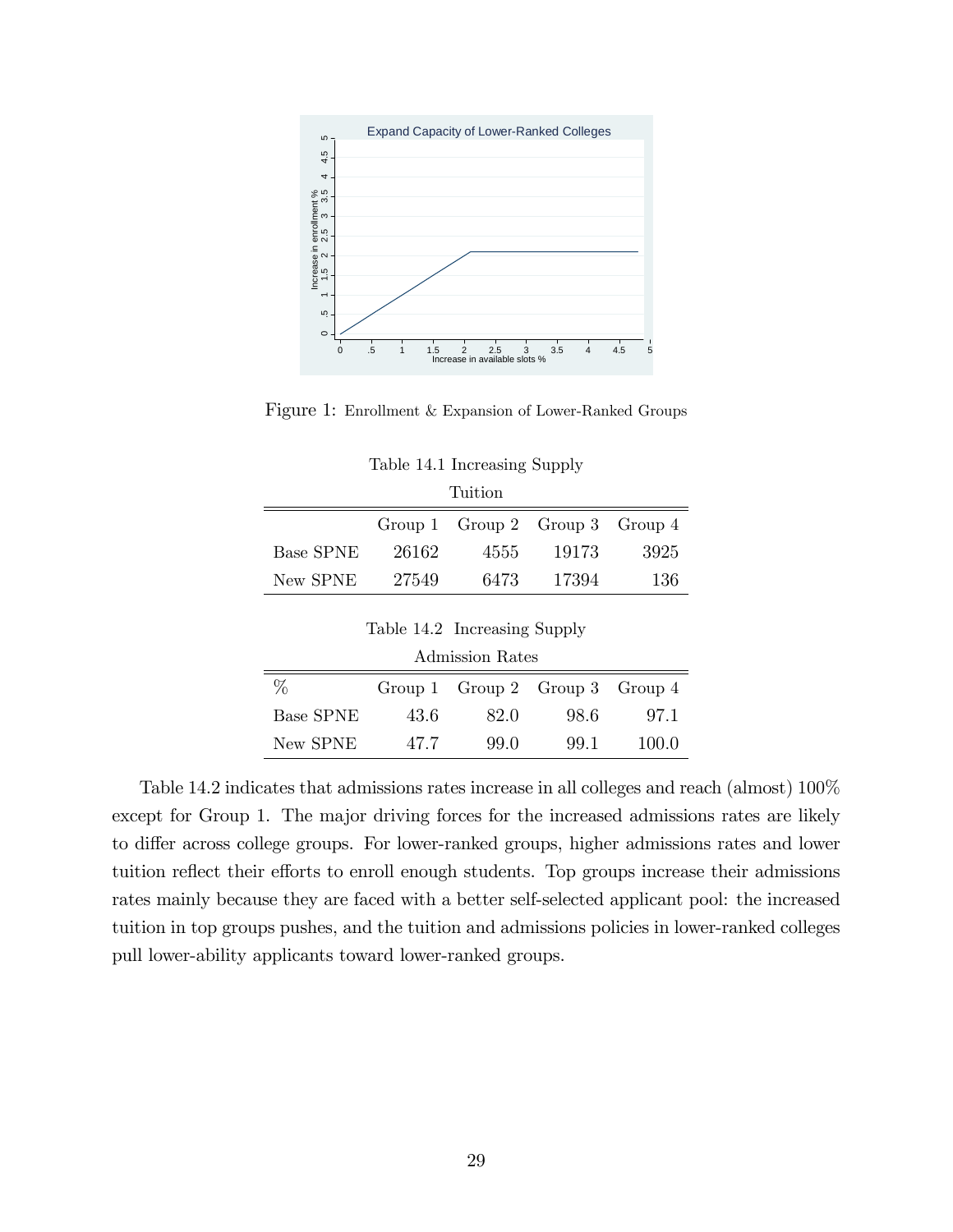Figure 1: Enrollment & Expansion of Lower-Ranked Groups

Table 14.1 Increasing Supply

Tuition

| | Group 1 | Group 2 | Group 3 | Group 4 |
|---|---|---|---|---|
| Base SPNE | 26162 | 4555 | 19173 | 3925 |
| New SPNE | 27549 | 6473 | 17394 | 136 |

Table 14.2 Increasing Supply

Admission Rates

| % | Group 1 | Group 2 | Group 3 | Group 4 |
|---|---|---|---|---|
| Base SPNE | 43.6 | 82.0 | 98.6 | 97.1 |
| New SPNE | 47.7 | 99.0 | 99.1 | 100.0 |

Table 14.2 indicates that admissions rates increase in all colleges and reach (almost) 100% except for Group 1. The major driving forces for the increased admissions rates are likely to differ across college groups. For lower-ranked groups, higher admissions rates and lower tuition reflect their efforts to enroll enough students. Top groups increase their admissions rates mainly because they are faced with a better self-selected applicant pool: the increased tuition in top groups pushes, and the tuition and admissions policies in lower-ranked colleges pull lower-ability applicants toward lower-ranked groups.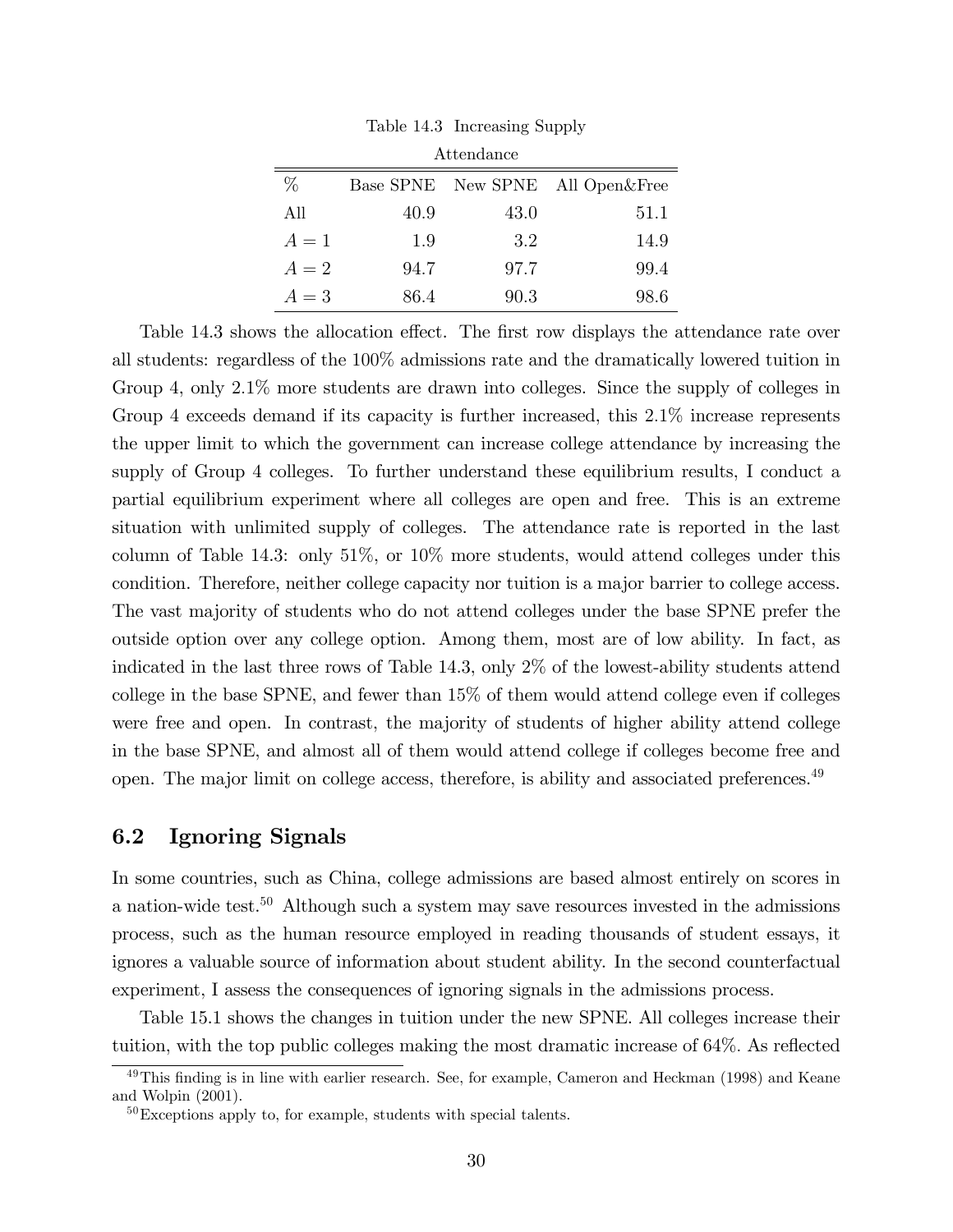Table 14.3 Increasing Supply

Attendance

| % | Base SPNE | New SPNE | All Open&Free |
|---|---|---|---|
| All | 40.9 | 43.0 | 51.1 |
| $A = 1$ | 1.9 | 3.2 | 14.9 |
| $A = 2$ | 94.7 | 97.7 | 99.4 |
| $A = 3$ | 86.4 | 90.3 | 98.6 |

Table 14.3 shows the allocation effect. The first row displays the attendance rate over all students: regardless of the 100% admissions rate and the dramatically lowered tuition in Group 4, only 2.1% more students are drawn into colleges. Since the supply of colleges in Group 4 exceeds demand if its capacity is further increased, this 2.1% increase represents the upper limit to which the government can increase college attendance by increasing the supply of Group 4 colleges. To further understand these equilibrium results, I conduct a partial equilibrium experiment where all colleges are open and free. This is an extreme situation with unlimited supply of colleges. The attendance rate is reported in the last column of Table 14.3: only 51%, or 10% more students, would attend colleges under this condition. Therefore, neither college capacity nor tuition is a major barrier to college access. The vast majority of students who do not attend colleges under the base SPNE prefer the outside option over any college option. Among them, most are of low ability. In fact, as indicated in the last three rows of Table 14.3, only 2% of the lowest-ability students attend college in the base SPNE, and fewer than 15% of them would attend college even if colleges were free and open. In contrast, the majority of students of higher ability attend college in the base SPNE, and almost all of them would attend college if colleges become free and open. The major limit on college access, therefore, is ability and associated preferences.[49]

## 6.2 Ignoring Signals

In some countries, such as China, college admissions are based almost entirely on scores in a nation-wide test.[50] Although such a system may save resources invested in the admissions process, such as the human resource employed in reading thousands of student essays, it ignores a valuable source of information about student ability. In the second counterfactual experiment, I assess the consequences of ignoring signals in the admissions process.

Table 15.1 shows the changes in tuition under the new SPNE. All colleges increase their tuition, with the top public colleges making the most dramatic increase of 64%. As reflected

[49] This finding is in line with earlier research. See, for example, Cameron and Heckman (1998) and Keane and Wolpin (2001).

[50] Exceptions apply to, for example, students with special talents.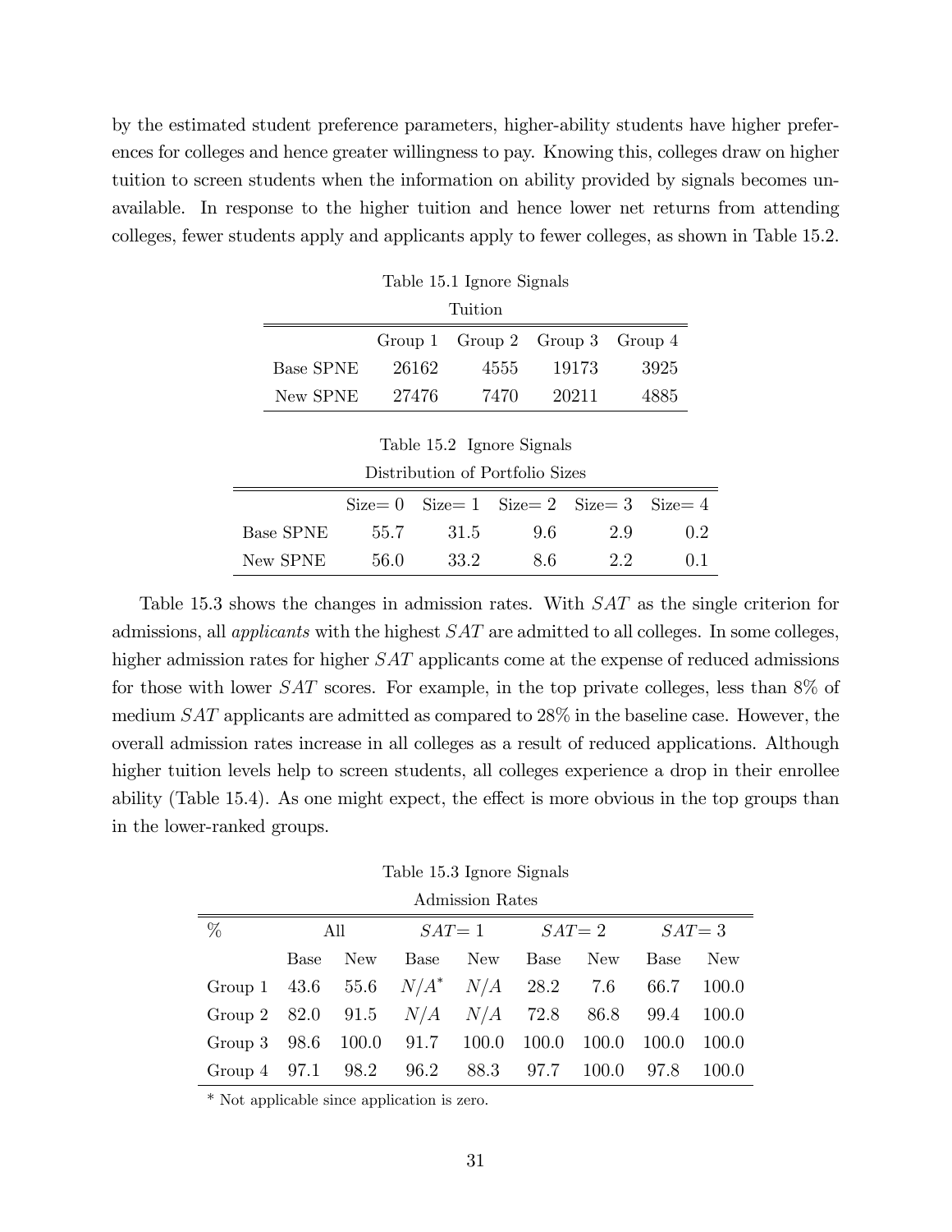by the estimated student preference parameters, higher-ability students have higher preferences for colleges and hence greater willingness to pay. Knowing this, colleges draw on higher tuition to screen students when the information on ability provided by signals becomes unavailable. In response to the higher tuition and hence lower net returns from attending colleges, fewer students apply and applicants apply to fewer colleges, as shown in Table 15.2.

Table 15.1 Ignore Signals

Tuition

| | Group 1 | Group 2 | Group 3 | Group 4 |
|---|---|---|---|---|
| Base SPNE | 26162 | 4555 | 19173 | 3925 |
| New SPNE | 27476 | 7470 | 20211 | 4885 |

Table 15.2 Ignore Signals

Distribution of Portfolio Sizes

| | Size= 0 | Size= 1 | Size= 2 | Size= 3 | Size= 4 |
|---|---|---|---|---|---|
| Base SPNE | 55.7 | 31.5 | 9.6 | 2.9 | 0.2 |
| New SPNE | 56.0 | 33.2 | 8.6 | 2.2 | 0.1 |

Table 15.3 shows the changes in admission rates. With $SAT$ as the single criterion for admissions, all *applicants* with the highest $SAT$ are admitted to all colleges. In some colleges, higher admission rates for higher $SAT$ applicants come at the expense of reduced admissions for those with lower $SAT$ scores. For example, in the top private colleges, less than 8% of medium $SAT$ applicants are admitted as compared to 28% in the baseline case. However, the overall admission rates increase in all colleges as a result of reduced applications. Although higher tuition levels help to screen students, all colleges experience a drop in their enrollee ability (Table 15.4). As one might expect, the effect is more obvious in the top groups than in the lower-ranked groups.

Table 15.3 Ignore Signals

Admission Rates

| % | All | | $SAT$= 1 | | $SAT$= 2 | | $SAT$= 3 | |
|---|---|---|---|---|---|---|---|---|
| | Base | New | Base | New | Base | New | Base | New |
| Group 1 | 43.6 | 55.6 | $N/A^*$ | $N/A$ | 28.2 | 7.6 | 66.7 | 100.0 |
| Group 2 | 82.0 | 91.5 | $N/A$ | $N/A$ | 72.8 | 86.8 | 99.4 | 100.0 |
| Group 3 | 98.6 | 100.0 | 91.7 | 100.0 | 100.0 | 100.0 | 100.0 | 100.0 |
| Group 4 | 97.1 | 98.2 | 96.2 | 88.3 | 97.7 | 100.0 | 97.8 | 100.0 |

\* Not applicable since application is zero.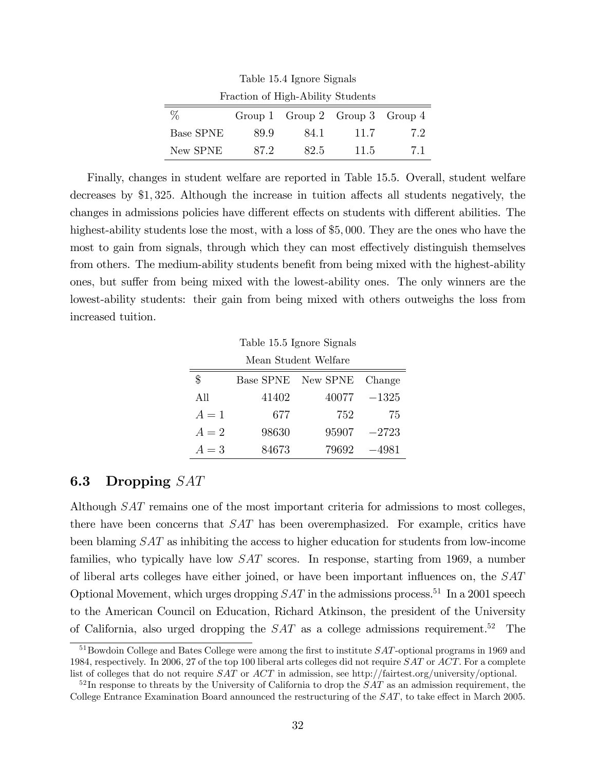Table 15.4 Ignore Signals

Fraction of High-Ability Students

| % | Group 1 | Group 2 | Group 3 | Group 4 |
|---|---|---|---|---|
| Base SPNE | 89.9 | 84.1 | 11.7 | 7.2 |
| New SPNE | 87.2 | 82.5 | 11.5 | 7.1 |

Finally, changes in student welfare are reported in Table 15.5. Overall, student welfare decreases by \$1,325. Although the increase in tuition affects all students negatively, the changes in admissions policies have different effects on students with different abilities. The highest-ability students lose the most, with a loss of \$5,000. They are the ones who have the most to gain from signals, through which they can most effectively distinguish themselves from others. The medium-ability students benefit from being mixed with the highest-ability ones, but suffer from being mixed with the lowest-ability ones. The only winners are the lowest-ability students: their gain from being mixed with others outweighs the loss from increased tuition.

Table 15.5 Ignore Signals

Mean Student Welfare

| \$ | Base SPNE | New SPNE | Change |
|---|---|---|---|
| All | 41402 | 40077 | $-1325$ |
| $A = 1$ | 677 | 752 | 75 |
| $A = 2$ | 98630 | 95907 | $-2723$ |
| $A = 3$ | 84673 | 79692 | $-4981$ |

## 6.3 Dropping $SAT$

Although $SAT$ remains one of the most important criteria for admissions to most colleges, there have been concerns that $SAT$ has been overemphasized. For example, critics have been blaming $SAT$ as inhibiting the access to higher education for students from low-income families, who typically have low $SAT$ scores. In response, starting from 1969, a number of liberal arts colleges have either joined, or have been important influences on, the $SAT$ Optional Movement, which urges dropping $SAT$ in the admissions process.[51] In a 2001 speech to the American Council on Education, Richard Atkinson, the president of the University of California, also urged dropping the $SAT$ as a college admissions requirement.[52] The

[51] Bowdoin College and Bates College were among the first to institute $SAT$-optional programs in 1969 and 1984, respectively. In 2006, 27 of the top 100 liberal arts colleges did not require $SAT$ or $ACT$. For a complete list of colleges that do not require $SAT$ or $ACT$ in admission, see http://fairtest.org/university/optional.

[52] In response to threats by the University of California to drop the $SAT$ as an admission requirement, the College Entrance Examination Board announced the restructuring of the $SAT$, to take effect in March 2005.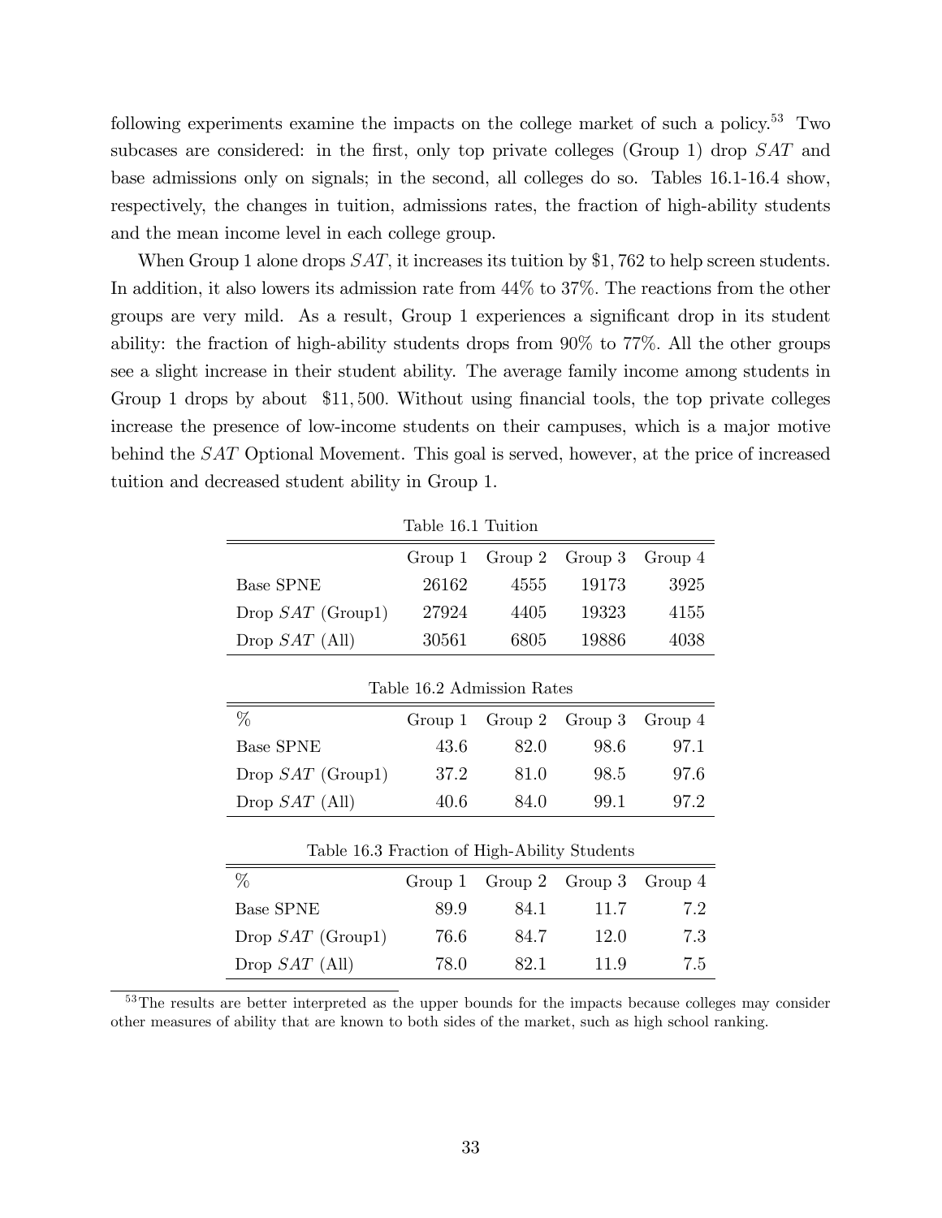following experiments examine the impacts on the college market of such a policy.[53] Two subcases are considered: in the first, only top private colleges (Group 1) drop $SAT$ and base admissions only on signals; in the second, all colleges do so. Tables 16.1-16.4 show, respectively, the changes in tuition, admissions rates, the fraction of high-ability students and the mean income level in each college group.

When Group 1 alone drops $SAT$, it increases its tuition by \$1,762 to help screen students. In addition, it also lowers its admission rate from 44% to 37%. The reactions from the other groups are very mild. As a result, Group 1 experiences a significant drop in its student ability: the fraction of high-ability students drops from 90% to 77%. All the other groups see a slight increase in their student ability. The average family income among students in Group 1 drops by about \$11,500. Without using financial tools, the top private colleges increase the presence of low-income students on their campuses, which is a major motive behind the $SAT$ Optional Movement. This goal is served, however, at the price of increased tuition and decreased student ability in Group 1.

Table 16.1 Tuition

| | Group 1 | Group 2 | Group 3 | Group 4 |
|---|---|---|---|---|
| Base SPNE | 26162 | 4555 | 19173 | 3925 |
| Drop $SAT$ (Group1) | 27924 | 4405 | 19323 | 4155 |
| Drop $SAT$ (All) | 30561 | 6805 | 19886 | 4038 |

Table 16.2 Admission Rates

| % | Group 1 | Group 2 | Group 3 | Group 4 |
|---|---|---|---|---|
| Base SPNE | 43.6 | 82.0 | 98.6 | 97.1 |
| Drop $SAT$ (Group1) | 37.2 | 81.0 | 98.5 | 97.6 |
| Drop $SAT$ (All) | 40.6 | 84.0 | 99.1 | 97.2 |

Table 16.3 Fraction of High-Ability Students

| % | Group 1 | Group 2 | Group 3 | Group 4 |
|---|---|---|---|---|
| Base SPNE | 89.9 | 84.1 | 11.7 | 7.2 |
| Drop $SAT$ (Group1) | 76.6 | 84.7 | 12.0 | 7.3 |
| Drop $SAT$ (All) | 78.0 | 82.1 | 11.9 | 7.5 |

[53] The results are better interpreted as the upper bounds for the impacts because colleges may consider other measures of ability that are known to both sides of the market, such as high school ranking.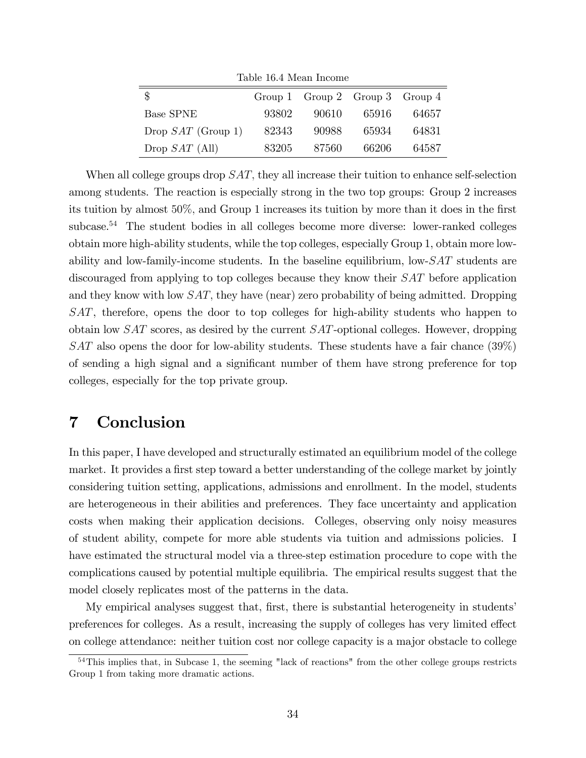Table 16.4 Mean Income

| \$ | Group 1 | Group 2 | Group 3 | Group 4 |
|---|---|---|---|---|
| Base SPNE | 93802 | 90610 | 65916 | 64657 |
| Drop $SAT$ (Group 1) | 82343 | 90988 | 65934 | 64831 |
| Drop $SAT$ (All) | 83205 | 87560 | 66206 | 64587 |

When all college groups drop $SAT$, they all increase their tuition to enhance self-selection among students. The reaction is especially strong in the two top groups: Group 2 increases its tuition by almost 50%, and Group 1 increases its tuition by more than it does in the first subcase.[54] The student bodies in all colleges become more diverse: lower-ranked colleges obtain more high-ability students, while the top colleges, especially Group 1, obtain more low-ability and low-family-income students. In the baseline equilibrium, low-$SAT$ students are discouraged from applying to top colleges because they know their $SAT$ before application and they know with low $SAT$, they have (near) zero probability of being admitted. Dropping $SAT$, therefore, opens the door to top colleges for high-ability students who happen to obtain low $SAT$ scores, as desired by the current $SAT$-optional colleges. However, dropping $SAT$ also opens the door for low-ability students. These students have a fair chance (39%) of sending a high signal and a significant number of them have strong preference for top colleges, especially for the top private group.

# 7 Conclusion

In this paper, I have developed and structurally estimated an equilibrium model of the college market. It provides a first step toward a better understanding of the college market by jointly considering tuition setting, applications, admissions and enrollment. In the model, students are heterogeneous in their abilities and preferences. They face uncertainty and application costs when making their application decisions. Colleges, observing only noisy measures of student ability, compete for more able students via tuition and admissions policies. I have estimated the structural model via a three-step estimation procedure to cope with the complications caused by potential multiple equilibria. The empirical results suggest that the model closely replicates most of the patterns in the data.

My empirical analyses suggest that, first, there is substantial heterogeneity in students' preferences for colleges. As a result, increasing the supply of colleges has very limited effect on college attendance: neither tuition cost nor college capacity is a major obstacle to college

[54] This implies that, in Subcase 1, the seeming "lack of reactions" from the other college groups restricts Group 1 from taking more dramatic actions.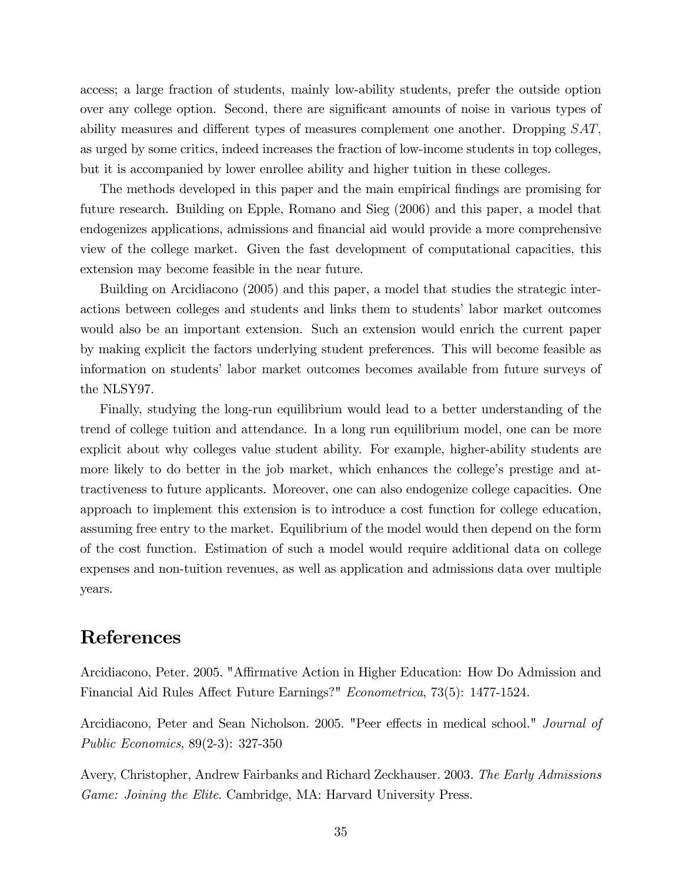access; a large fraction of students, mainly low-ability students, prefer the outside option over any college option. Second, there are significant amounts of noise in various types of ability measures and different types of measures complement one another. Dropping $SAT$, as urged by some critics, indeed increases the fraction of low-income students in top colleges, but it is accompanied by lower enrollee ability and higher tuition in these colleges.

The methods developed in this paper and the main empirical findings are promising for future research. Building on Epple, Romano and Sieg (2006) and this paper, a model that endogenizes applications, admissions and financial aid would provide a more comprehensive view of the college market. Given the fast development of computational capacities, this extension may become feasible in the near future.

Building on Arcidiacono (2005) and this paper, a model that studies the strategic interactions between colleges and students and links them to students' labor market outcomes would also be an important extension. Such an extension would enrich the current paper by making explicit the factors underlying student preferences. This will become feasible as information on students' labor market outcomes becomes available from future surveys of the NLSY97.

Finally, studying the long-run equilibrium would lead to a better understanding of the trend of college tuition and attendance. In a long run equilibrium model, one can be more explicit about why colleges value student ability. For example, higher-ability students are more likely to do better in the job market, which enhances the college's prestige and attractiveness to future applicants. Moreover, one can also endogenize college capacities. One approach to implement this extension is to introduce a cost function for college education, assuming free entry to the market. Equilibrium of the model would then depend on the form of the cost function. Estimation of such a model would require additional data on college expenses and non-tuition revenues, as well as application and admissions data over multiple years.

# References

Arcidiacono, Peter. 2005. "Affirmative Action in Higher Education: How Do Admission and Financial Aid Rules Affect Future Earnings?" *Econometrica*, 73(5): 1477-1524.

Arcidiacono, Peter and Sean Nicholson. 2005. "Peer effects in medical school." *Journal of Public Economics*, 89(2-3): 327-350

Avery, Christopher, Andrew Fairbanks and Richard Zeckhauser. 2003. *The Early Admissions Game: Joining the Elite*. Cambridge, MA: Harvard University Press.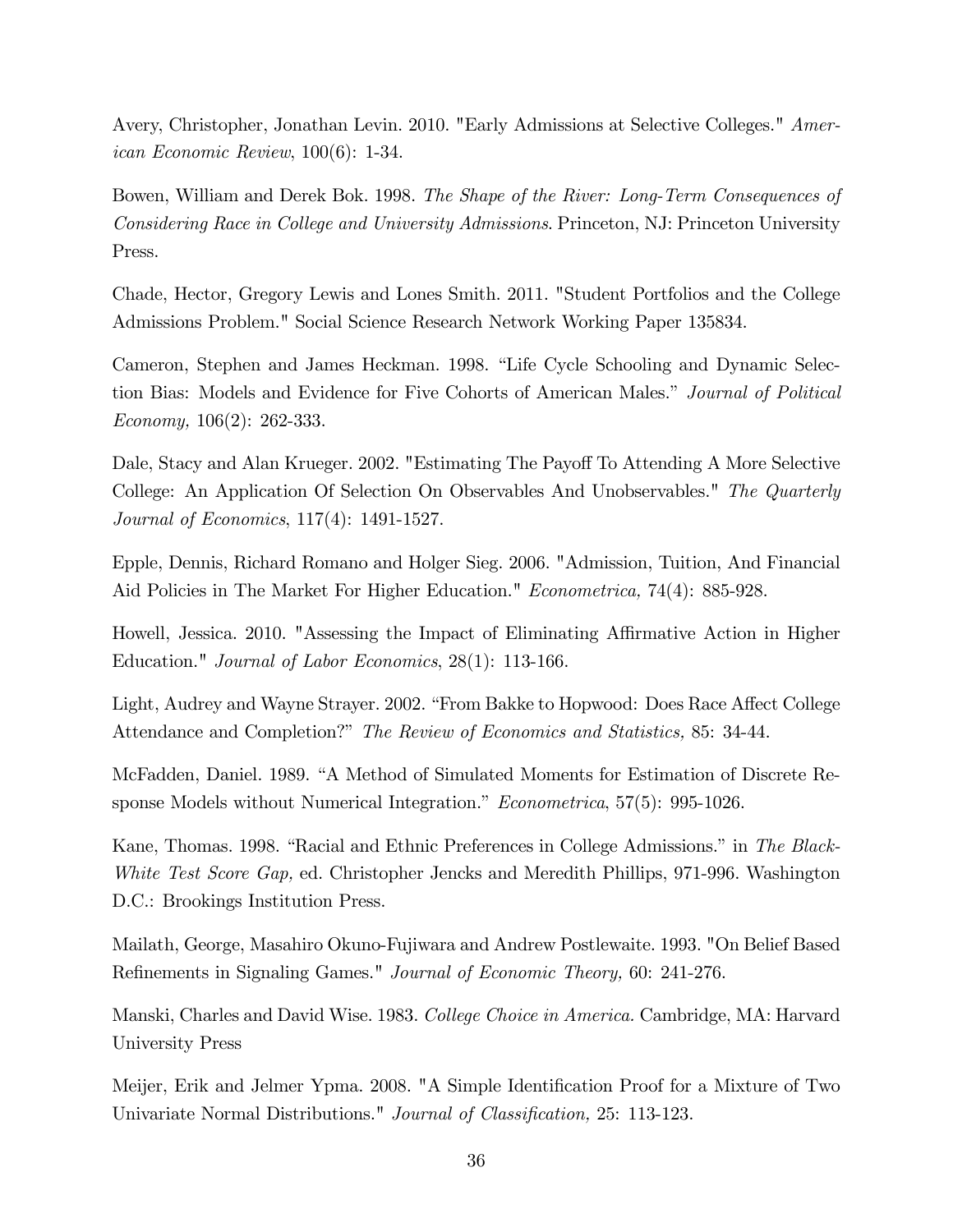Avery, Christopher, Jonathan Levin. 2010. "Early Admissions at Selective Colleges." *American Economic Review*, 100(6): 1-34.

Bowen, William and Derek Bok. 1998. *The Shape of the River: Long-Term Consequences of Considering Race in College and University Admissions*. Princeton, NJ: Princeton University Press.

Chade, Hector, Gregory Lewis and Lones Smith. 2011. "Student Portfolios and the College Admissions Problem." Social Science Research Network Working Paper 135834.

Cameron, Stephen and James Heckman. 1998. "Life Cycle Schooling and Dynamic Selection Bias: Models and Evidence for Five Cohorts of American Males." *Journal of Political Economy,* 106(2): 262-333.

Dale, Stacy and Alan Krueger. 2002. "Estimating The Payoff To Attending A More Selective College: An Application Of Selection On Observables And Unobservables." *The Quarterly Journal of Economics*, 117(4): 1491-1527.

Epple, Dennis, Richard Romano and Holger Sieg. 2006. "Admission, Tuition, And Financial Aid Policies in The Market For Higher Education." *Econometrica,* 74(4): 885-928.

Howell, Jessica. 2010. "Assessing the Impact of Eliminating Affirmative Action in Higher Education." *Journal of Labor Economics*, 28(1): 113-166.

Light, Audrey and Wayne Strayer. 2002. "From Bakke to Hopwood: Does Race Affect College Attendance and Completion?" *The Review of Economics and Statistics,* 85: 34-44.

McFadden, Daniel. 1989. "A Method of Simulated Moments for Estimation of Discrete Response Models without Numerical Integration." *Econometrica*, 57(5): 995-1026.

Kane, Thomas. 1998. "Racial and Ethnic Preferences in College Admissions." in *The Black-White Test Score Gap,* ed. Christopher Jencks and Meredith Phillips, 971-996. Washington D.C.: Brookings Institution Press.

Mailath, George, Masahiro Okuno-Fujiwara and Andrew Postlewaite. 1993. "On Belief Based Refinements in Signaling Games." *Journal of Economic Theory,* 60: 241-276.

Manski, Charles and David Wise. 1983. *College Choice in America.* Cambridge, MA: Harvard University Press

Meijer, Erik and Jelmer Ypma. 2008. "A Simple Identification Proof for a Mixture of Two Univariate Normal Distributions." *Journal of Classification,* 25: 113-123.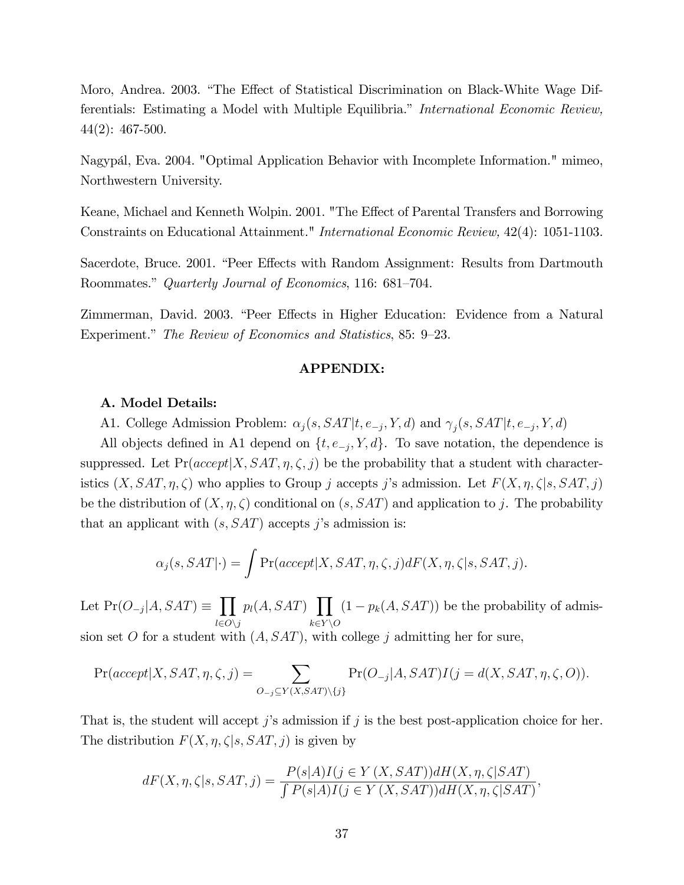Moro, Andrea. 2003. "The Effect of Statistical Discrimination on Black-White Wage Differentials: Estimating a Model with Multiple Equilibria." *International Economic Review,* 44(2): 467-500.

Nagypál, Eva. 2004. "Optimal Application Behavior with Incomplete Information." mimeo, Northwestern University.

Keane, Michael and Kenneth Wolpin. 2001. "The Effect of Parental Transfers and Borrowing Constraints on Educational Attainment." *International Economic Review,* 42(4): 1051-1103.

Sacerdote, Bruce. 2001. "Peer Effects with Random Assignment: Results from Dartmouth Roommates." *Quarterly Journal of Economics*, 116: 681–704.

Zimmerman, David. 2003. "Peer Effects in Higher Education: Evidence from a Natural Experiment." *The Review of Economics and Statistics*, 85: 9–23.

## APPENDIX:

### A. Model Details:

A1. College Admission Problem: $\alpha_j(s, SAT|t, e_{-j}, Y, d)$ and $\gamma_j(s, SAT|t, e_{-j}, Y, d)$

All objects defined in A1 depend on $\{t, e_{-j}, Y, d\}$. To save notation, the dependence is suppressed. Let $\Pr(accept|X, SAT, \eta, \zeta, j)$ be the probability that a student with characteristics $(X, SAT, \eta, \zeta)$ who applies to Group $j$ accepts $j$'s admission. Let $F(X, \eta, \zeta|s, SAT, j)$ be the distribution of $(X, \eta, \zeta)$ conditional on $(s, SAT)$ and application to $j$. The probability that an applicant with $(s, SAT)$ accepts $j$'s admission is:

$$\alpha_j(s, SAT|\cdot) = \int \Pr(accept|X, SAT, \eta, \zeta, j) dF(X, \eta, \zeta|s, SAT, j).$$

Let $\Pr(O_{-j}|A, SAT) \equiv \prod_{l \in O \setminus j} p_l(A, SAT) \prod_{k \in Y \setminus O} (1 - p_k(A, SAT))$ be the probability of admission set $O$ for a student with $(A, SAT)$, with college $j$ admitting her for sure,

$$\Pr(accept|X, SAT, \eta, \zeta, j) = \sum_{O_{-j} \subseteq Y(X, SAT) \setminus \{j\}} \Pr(O_{-j}|A, SAT) I(j = d(X, SAT, \eta, \zeta, O)).$$

That is, the student will accept $j$'s admission if $j$ is the best post-application choice for her. The distribution $F(X, \eta, \zeta|s, SAT, j)$ is given by

$$dF(X, \eta, \zeta|s, SAT, j) = \frac{P(s|A) I(j \in Y(X, SAT)) dH(X, \eta, \zeta|SAT)}{\int P(s|A) I(j \in Y(X, SAT)) dH(X, \eta, \zeta|SAT)},$$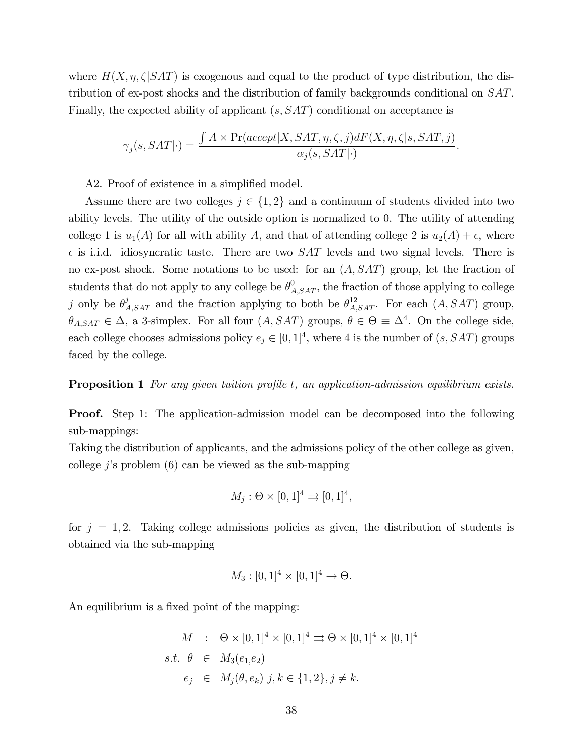where $H(X, \eta, \zeta|SAT)$ is exogenous and equal to the product of type distribution, the distribution of ex-post shocks and the distribution of family backgrounds conditional on $SAT$. Finally, the expected ability of applicant $(s, SAT)$ conditional on acceptance is

$$\gamma_j(s, SAT|\cdot) = \frac{\int A \times \Pr(accept|X, SAT, \eta, \zeta, j) dF(X, \eta, \zeta|s, SAT, j)}{\alpha_j(s, SAT|\cdot)}.$$

A2. Proof of existence in a simplified model.

Assume there are two colleges $j \in \{1, 2\}$ and a continuum of students divided into two ability levels. The utility of the outside option is normalized to 0. The utility of attending college 1 is $u_1(A)$ for all with ability $A$, and that of attending college 2 is $u_2(A) + \epsilon$, where $\epsilon$ is i.i.d. idiosyncratic taste. There are two $SAT$ levels and two signal levels. There is no ex-post shock. Some notations to be used: for an $(A, SAT)$ group, let the fraction of students that do not apply to any college be $\theta^0_{A,SAT}$, the fraction of those applying to college $j$ only be $\theta^j_{A,SAT}$ and the fraction applying to both be $\theta^{12}_{A,SAT}$. For each $(A, SAT)$ group, $\theta_{A,SAT} \in \Delta$, a 3-simplex. For all four $(A, SAT)$ groups, $\theta \in \Theta \equiv \Delta^4$. On the college side, each college chooses admissions policy $e_j \in [0, 1]^4$, where 4 is the number of $(s, SAT)$ groups faced by the college.

**Proposition 1** *For any given tuition profile $t$, an application-admission equilibrium exists.*

**Proof.** Step 1: The application-admission model can be decomposed into the following sub-mappings:
Taking the distribution of applicants, and the admissions policy of the other college as given, college $j$'s problem (6) can be viewed as the sub-mapping

$$M_j : \Theta \times [0, 1]^4 \rightrightarrows [0, 1]^4,$$

for $j = 1, 2$. Taking college admissions policies as given, the distribution of students is obtained via the sub-mapping

$$M_3 : [0, 1]^4 \times [0, 1]^4 \to \Theta.$$

An equilibrium is a fixed point of the mapping:

$$\begin{aligned}
M &: \Theta \times [0, 1]^4 \times [0, 1]^4 \rightrightarrows \Theta \times [0, 1]^4 \times [0, 1]^4 \\
s.t.\ \theta &\in M_3(e_1, e_2) \\
e_j &\in M_j(\theta, e_k)\ j, k \in \{1, 2\}, j \neq k.
\end{aligned}$$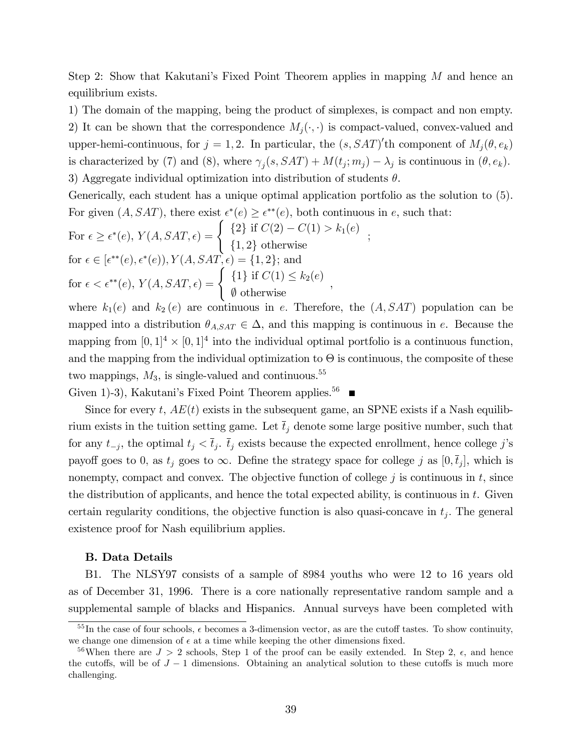Step 2: Show that Kakutani's Fixed Point Theorem applies in mapping $M$ and hence an equilibrium exists.

1) The domain of the mapping, being the product of simplexes, is compact and non empty.

2) It can be shown that the correspondence $M_j(\cdot,\cdot)$ is compact-valued, convex-valued and upper-hemi-continuous, for $j = 1, 2$. In particular, the $(s, SAT)'$th component of $M_j(\theta, e_k)$ is characterized by (7) and (8), where $\gamma_j(s, SAT) + M(t_j; m_j) - \lambda_j$ is continuous in $(\theta, e_k)$.

3) Aggregate individual optimization into distribution of students $\theta$.

Generically, each student has a unique optimal application portfolio as the solution to (5). For given $(A, SAT)$, there exist $\epsilon^*(e) \geq \epsilon^{**}(e)$, both continuous in $e$, such that:

For $\epsilon \geq \epsilon^*(e)$, $Y(A, SAT, \epsilon) = \begin{cases} \{2\} \text{ if } C(2) - C(1) > k_1(e) \\ \{1, 2\} \text{ otherwise} \end{cases}$;

for $\epsilon \in [\epsilon^{**}(e), \epsilon^*(e))$, $Y(A, SAT, \epsilon) = \{1, 2\}$; and

for $\epsilon < \epsilon^{**}(e)$, $Y(A, SAT, \epsilon) = \begin{cases} \{1\} \text{ if } C(1) \leq k_2(e) \\ \emptyset \text{ otherwise} \end{cases}$,

where $k_1(e)$ and $k_2(e)$ are continuous in $e$. Therefore, the $(A, SAT)$ population can be mapped into a distribution $\theta_{A,SAT} \in \Delta$, and this mapping is continuous in $e$. Because the mapping from $[0, 1]^4 \times [0, 1]^4$ into the individual optimal portfolio is a continuous function, and the mapping from the individual optimization to $\Theta$ is continuous, the composite of these two mappings, $M_3$, is single-valued and continuous.[55]

Given 1)-3), Kakutani's Fixed Point Theorem applies.[56] ■

Since for every $t$, $AE(t)$ exists in the subsequent game, an SPNE exists if a Nash equilibrium exists in the tuition setting game. Let $\bar{t}_j$ denote some large positive number, such that for any $t_{-j}$, the optimal $t_j < \bar{t}_j$. $\bar{t}_j$ exists because the expected enrollment, hence college $j$'s payoff goes to 0, as $t_j$ goes to $\infty$. Define the strategy space for college $j$ as $[0, \bar{t}_j]$, which is nonempty, compact and convex. The objective function of college $j$ is continuous in $t$, since the distribution of applicants, and hence the total expected ability, is continuous in $t$. Given certain regularity conditions, the objective function is also quasi-concave in $t_j$. The general existence proof for Nash equilibrium applies.

### B. Data Details

B1. The NLSY97 consists of a sample of 8984 youths who were 12 to 16 years old as of December 31, 1996. There is a core nationally representative random sample and a supplemental sample of blacks and Hispanics. Annual surveys have been completed with

[55] In the case of four schools, $\epsilon$ becomes a 3-dimension vector, as are the cutoff tastes. To show continuity, we change one dimension of $\epsilon$ at a time while keeping the other dimensions fixed.

[56] When there are $J > 2$ schools, Step 1 of the proof can be easily extended. In Step 2, $\epsilon$, and hence the cutoffs, will be of $J - 1$ dimensions. Obtaining an analytical solution to these cutoffs is much more challenging.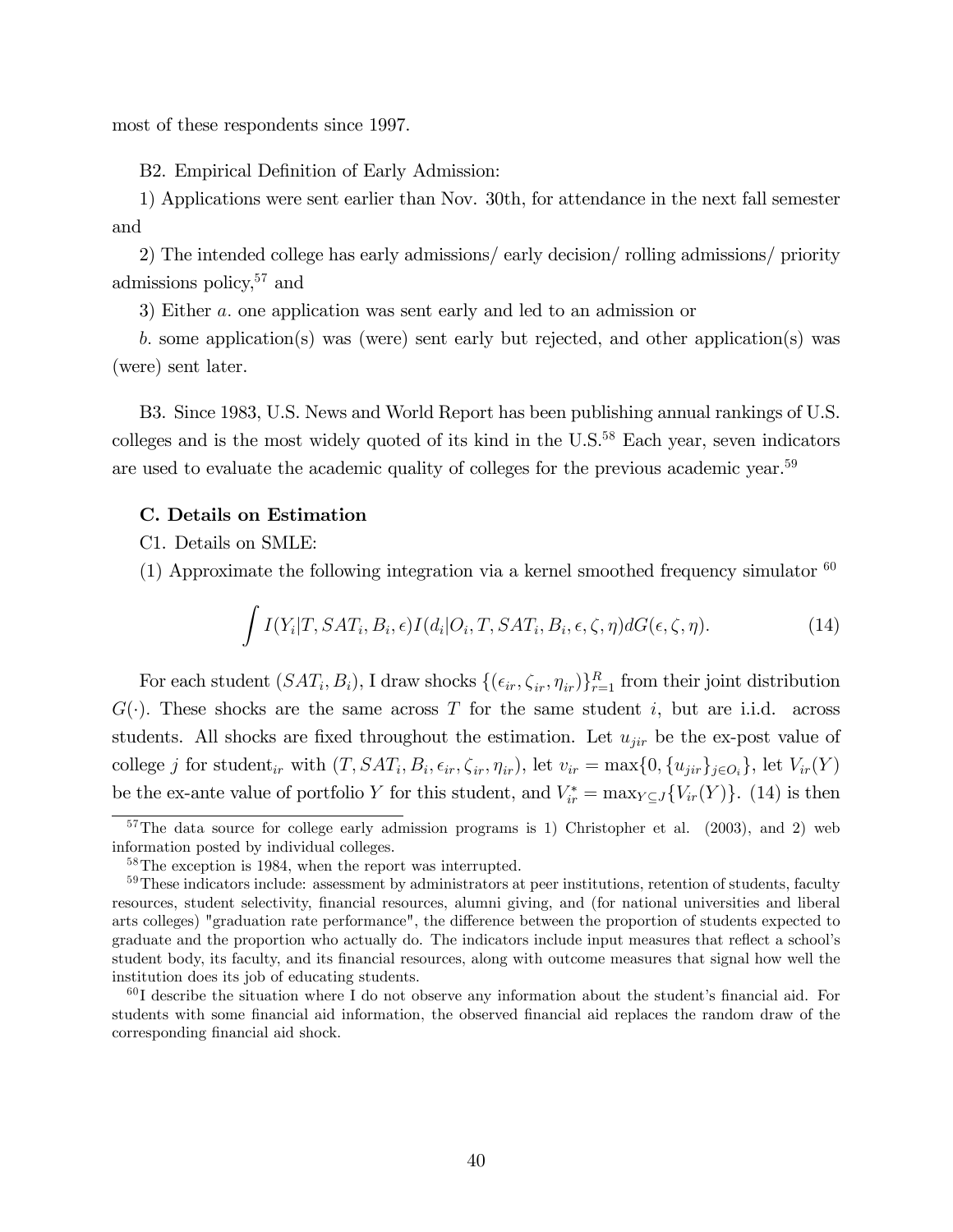most of these respondents since 1997.

B2. Empirical Definition of Early Admission:

1) Applications were sent earlier than Nov. 30th, for attendance in the next fall semester and

2) The intended college has early admissions/ early decision/ rolling admissions/ priority admissions policy,[57] and

3) Either *a.* one application was sent early and led to an admission or

*b.* some application(s) was (were) sent early but rejected, and other application(s) was (were) sent later.

B3. Since 1983, U.S. News and World Report has been publishing annual rankings of U.S. colleges and is the most widely quoted of its kind in the U.S.[58] Each year, seven indicators are used to evaluate the academic quality of colleges for the previous academic year.[59]

### C. Details on Estimation

C1. Details on SMLE:

(1) Approximate the following integration via a kernel smoothed frequency simulator [60]

$$\int I(Y_i|T, SAT_i, B_i, \epsilon) I(d_i|O_i, T, SAT_i, B_i, \epsilon, \zeta, \eta) dG(\epsilon, \zeta, \eta). \tag{14}$$

For each student $(SAT_i, B_i)$, I draw shocks $\{(\epsilon_{ir}, \zeta_{ir}, \eta_{ir})\}_{r=1}^{R}$ from their joint distribution $G(\cdot)$. These shocks are the same across $T$ for the same student $i$, but are i.i.d. across students. All shocks are fixed throughout the estimation. Let $u_{jir}$ be the ex-post value of college $j$ for student$_{ir}$ with $(T, SAT_i, B_i, \epsilon_{ir}, \zeta_{ir}, \eta_{ir})$, let $v_{ir} = \max\{0, \{u_{jir}\}_{j \in O_i}\}$, let $V_{ir}(Y)$ be the ex-ante value of portfolio $Y$ for this student, and $V_{ir}^* = \max_{Y \subseteq J}\{V_{ir}(Y)\}$. (14) is then

---

[57] The data source for college early admission programs is 1) Christopher et al. (2003), and 2) web information posted by individual colleges.

[58] The exception is 1984, when the report was interrupted.

[59] These indicators include: assessment by administrators at peer institutions, retention of students, faculty resources, student selectivity, financial resources, alumni giving, and (for national universities and liberal arts colleges) "graduation rate performance", the difference between the proportion of students expected to graduate and the proportion who actually do. The indicators include input measures that reflect a school's student body, its faculty, and its financial resources, along with outcome measures that signal how well the institution does its job of educating students.

[60] I describe the situation where I do not observe any information about the student's financial aid. For students with some financial aid information, the observed financial aid replaces the random draw of the corresponding financial aid shock.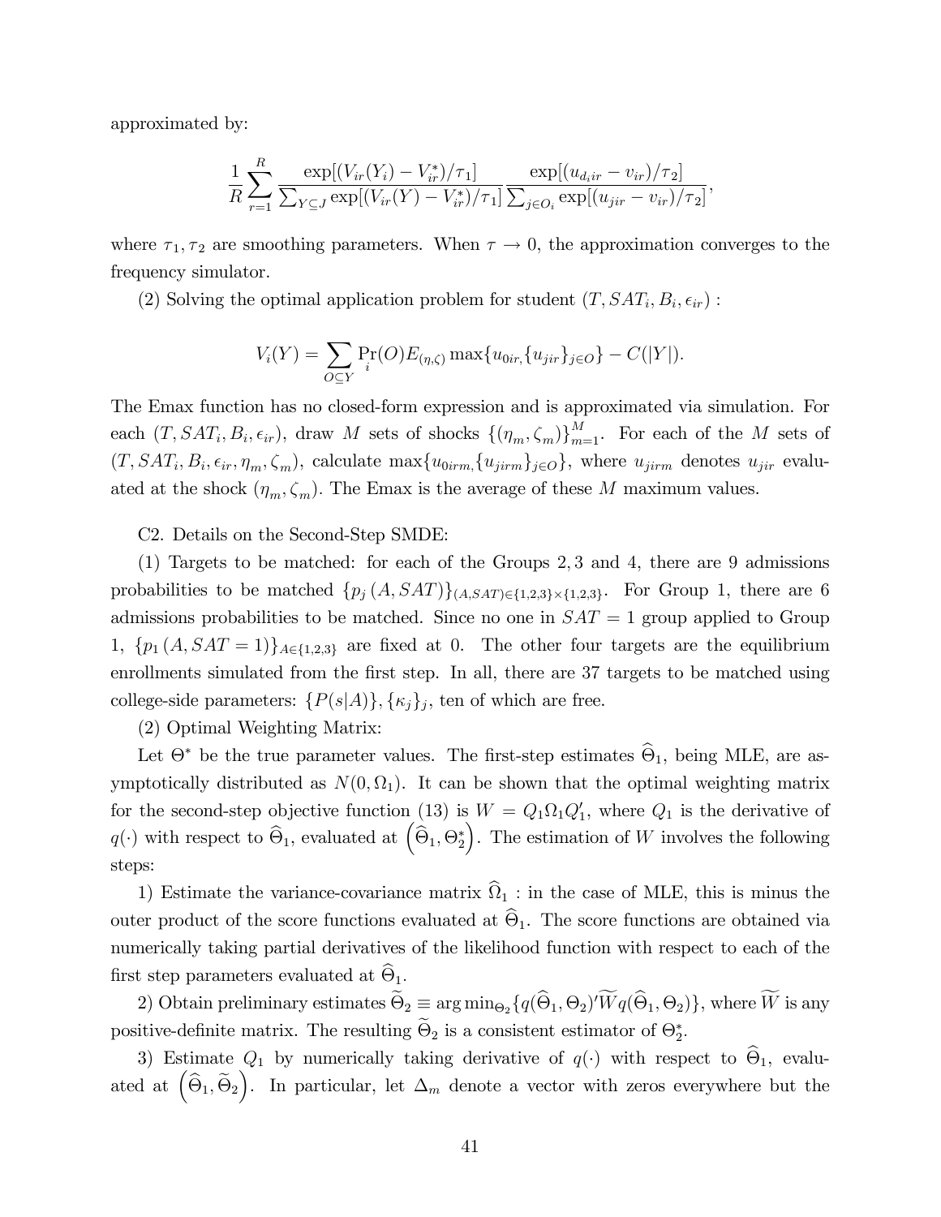approximated by:

$$\frac{1}{R}\sum_{r=1}^{R}\frac{\exp[(V_{ir}(Y_i)-V_{ir}^*)/\tau_1]}{\sum_{Y\subseteq J}\exp[(V_{ir}(Y)-V_{ir}^*)/\tau_1]}\frac{\exp[(u_{d_i ir}-v_{ir})/\tau_2]}{\sum_{j\in O_i}\exp[(u_{jir}-v_{ir})/\tau_2]},$$

where $\tau_1, \tau_2$ are smoothing parameters. When $\tau \to 0$, the approximation converges to the frequency simulator.

(2) Solving the optimal application problem for student $(T, SAT_i, B_i, \epsilon_{ir})$ :

$$V_i(Y) = \sum_{O\subseteq Y}\Pr_i(O)E_{(\eta,\zeta)}\max\{u_{0ir,}\{u_{jir}\}_{j\in O}\} - C(|Y|).$$

The Emax function has no closed-form expression and is approximated via simulation. For each $(T, SAT_i, B_i, \epsilon_{ir})$, draw $M$ sets of shocks $\{(\eta_m, \zeta_m)\}_{m=1}^{M}$. For each of the $M$ sets of $(T, SAT_i, B_i, \epsilon_{ir}, \eta_m, \zeta_m)$, calculate $\max\{u_{0irm,}\{u_{jirm}\}_{j\in O}\}$, where $u_{jirm}$ denotes $u_{jir}$ evaluated at the shock $(\eta_m, \zeta_m)$. The Emax is the average of these $M$ maximum values.

C2. Details on the Second-Step SMDE:

(1) Targets to be matched: for each of the Groups 2, 3 and 4, there are 9 admissions probabilities to be matched $\{p_j(A, SAT)\}_{(A,SAT)\in\{1,2,3\}\times\{1,2,3\}}$. For Group 1, there are 6 admissions probabilities to be matched. Since no one in $SAT = 1$ group applied to Group 1, $\{p_1(A, SAT = 1)\}_{A\in\{1,2,3\}}$ are fixed at 0. The other four targets are the equilibrium enrollments simulated from the first step. In all, there are 37 targets to be matched using college-side parameters: $\{P(s|A)\}, \{\kappa_j\}_j$, ten of which are free.

(2) Optimal Weighting Matrix:

Let $\Theta^*$ be the true parameter values. The first-step estimates $\widehat{\Theta}_1$, being MLE, are asymptotically distributed as $N(0, \Omega_1)$. It can be shown that the optimal weighting matrix for the second-step objective function (13) is $W = Q_1\Omega_1 Q_1'$, where $Q_1$ is the derivative of $q(\cdot)$ with respect to $\widehat{\Theta}_1$, evaluated at $\left(\widehat{\Theta}_1, \Theta_2^*\right)$. The estimation of $W$ involves the following steps:

1) Estimate the variance-covariance matrix $\widehat{\Omega}_1$ : in the case of MLE, this is minus the outer product of the score functions evaluated at $\widehat{\Theta}_1$. The score functions are obtained via numerically taking partial derivatives of the likelihood function with respect to each of the first step parameters evaluated at $\widehat{\Theta}_1$.

2) Obtain preliminary estimates $\widetilde{\Theta}_2 \equiv \arg\min_{\Theta_2}\{q(\widehat{\Theta}_1, \Theta_2)'\widetilde{W}q(\widehat{\Theta}_1, \Theta_2)\}$, where $\widetilde{W}$ is any positive-definite matrix. The resulting $\widetilde{\Theta}_2$ is a consistent estimator of $\Theta_2^*$.

3) Estimate $Q_1$ by numerically taking derivative of $q(\cdot)$ with respect to $\widehat{\Theta}_1$, evaluated at $\left(\widehat{\Theta}_1, \widetilde{\Theta}_2\right)$. In particular, let $\Delta_m$ denote a vector with zeros everywhere but the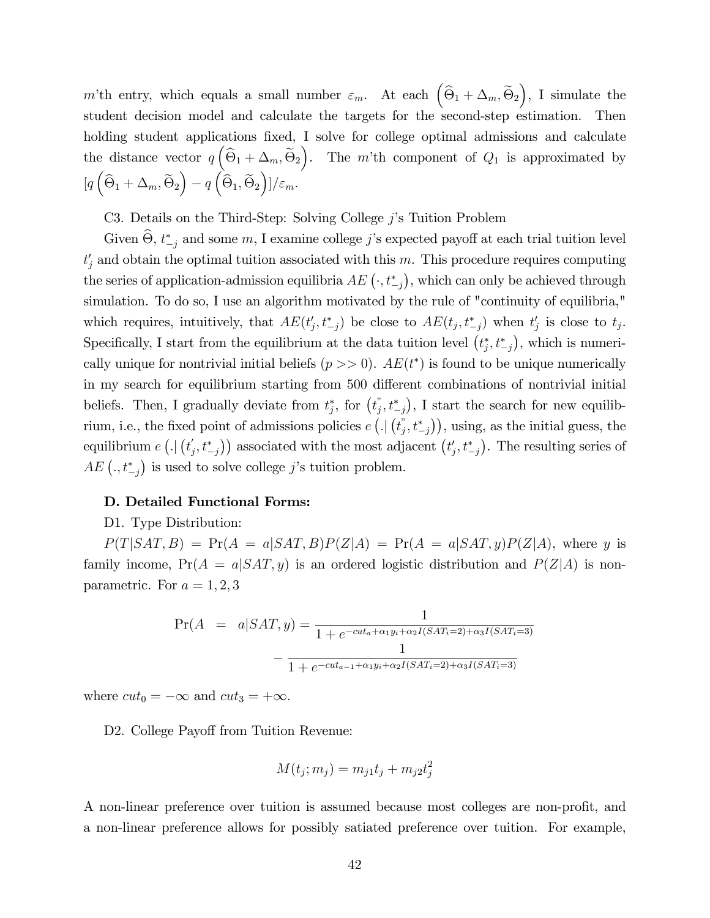$m$'th entry, which equals a small number $\varepsilon_m$. At each $\left(\widehat{\Theta}_1+\Delta_m,\widetilde{\Theta}_2\right)$, I simulate the student decision model and calculate the targets for the second-step estimation. Then holding student applications fixed, I solve for college optimal admissions and calculate the distance vector $q\left(\widehat{\Theta}_1+\Delta_m,\widetilde{\Theta}_2\right)$. The $m$'th component of $Q_1$ is approximated by $[q\left(\widehat{\Theta}_1+\Delta_m,\widetilde{\Theta}_2\right)-q\left(\widehat{\Theta}_1,\widetilde{\Theta}_2\right)]/\varepsilon_m$.

C3. Details on the Third-Step: Solving College $j$'s Tuition Problem

Given $\widehat{\Theta}$, $t^*_{-j}$ and some $m$, I examine college $j$'s expected payoff at each trial tuition level $t'_j$ and obtain the optimal tuition associated with this $m$. This procedure requires computing the series of application-admission equilibria $AE\left(\cdot,t^*_{-j}\right)$, which can only be achieved through simulation. To do so, I use an algorithm motivated by the rule of "continuity of equilibria," which requires, intuitively, that $AE(t'_j,t^*_{-j})$ be close to $AE(t_j,t^*_{-j})$ when $t'_j$ is close to $t_j$. Specifically, I start from the equilibrium at the data tuition level $\left(t^*_j,t^*_{-j}\right)$, which is numerically unique for nontrivial initial beliefs ($p>>0$). $AE(t^*)$ is found to be unique numerically in my search for equilibrium starting from 500 different combinations of nontrivial initial beliefs. Then, I gradually deviate from $t^*_j$, for $\left(t^{"}_j,t^*_{-j}\right)$, I start the search for new equilibrium, i.e., the fixed point of admissions policies $e\left(.|\left(t^{"}_j,t^*_{-j}\right)\right)$, using, as the initial guess, the equilibrium $e\left(.|\left(t'_j,t^*_{-j}\right)\right)$ associated with the most adjacent $\left(t'_j,t^*_{-j}\right)$. The resulting series of $AE\left(.,t^*_{-j}\right)$ is used to solve college $j$'s tuition problem.

**D. Detailed Functional Forms:**

D1. Type Distribution:

$P(T|SAT,B)=\Pr(A=a|SAT,B)P(Z|A)=\Pr(A=a|SAT,y)P(Z|A)$, where $y$ is family income, $\Pr(A=a|SAT,y)$ is an ordered logistic distribution and $P(Z|A)$ is non-parametric. For $a=1,2,3$

$$\begin{aligned}\Pr(A &= a|SAT,y)=\frac{1}{1+e^{-cut_a+\alpha_1 y_i+\alpha_2 I(SAT_i=2)+\alpha_3 I(SAT_i=3)}}\\ &\quad -\frac{1}{1+e^{-cut_{a-1}+\alpha_1 y_i+\alpha_2 I(SAT_i=2)+\alpha_3 I(SAT_i=3)}}\end{aligned}$$

where $cut_0=-\infty$ and $cut_3=+\infty$.

D2. College Payoff from Tuition Revenue:

$$M(t_j;m_j)=m_{j1}t_j+m_{j2}t_j^2$$

A non-linear preference over tuition is assumed because most colleges are non-profit, and a non-linear preference allows for possibly satiated preference over tuition. For example,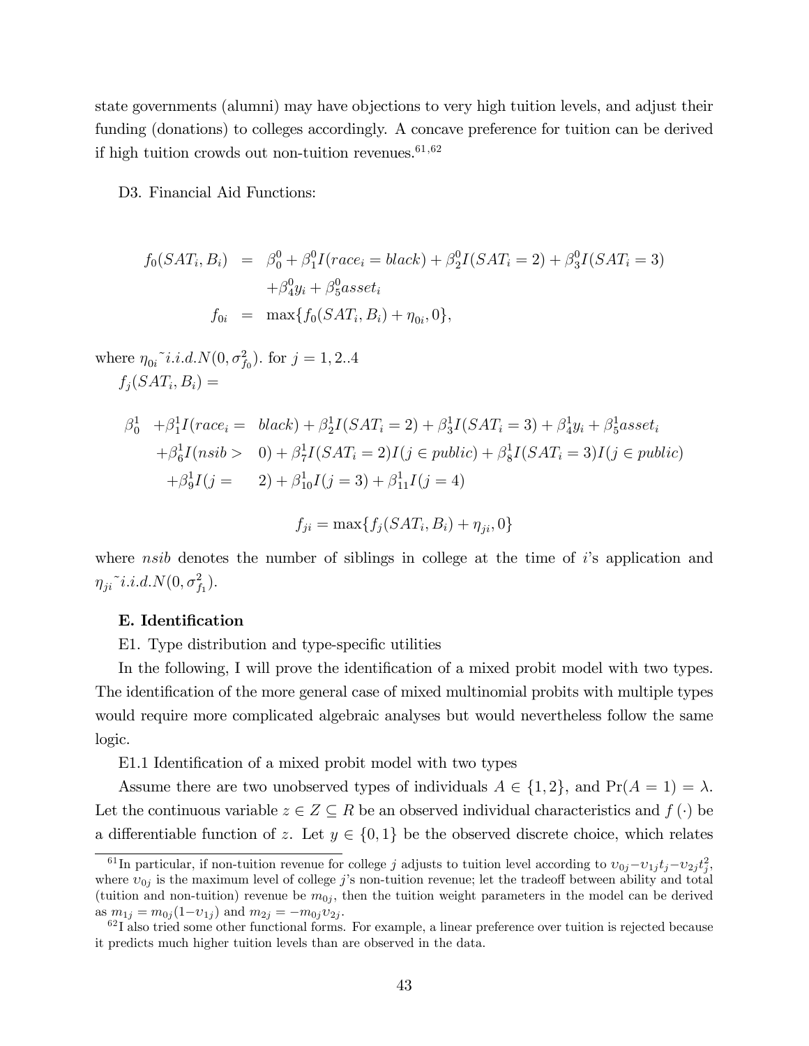state governments (alumni) may have objections to very high tuition levels, and adjust their funding (donations) to colleges accordingly. A concave preference for tuition can be derived if high tuition crowds out non-tuition revenues.[61,62]

D3. Financial Aid Functions:

$$
\begin{aligned}
f_0(SAT_i, B_i) &= \beta_0^0 + \beta_1^0 I(race_i = black) + \beta_2^0 I(SAT_i = 2) + \beta_3^0 I(SAT_i = 3) \\
&\quad + \beta_4^0 y_i + \beta_5^0 asset_i \\
f_{0i} &= \max\{f_0(SAT_i, B_i) + \eta_{0i}, 0\},
\end{aligned}
$$

where $\eta_{0i}$ ~ $i.i.d.N(0, \sigma_{f_0}^2)$. for $j = 1, 2..4$

$f_j(SAT_i, B_i) =$

$$
\begin{aligned}
\beta_0^1 &+ \beta_1^1 I(race_i = black) + \beta_2^1 I(SAT_i = 2) + \beta_3^1 I(SAT_i = 3) + \beta_4^1 y_i + \beta_5^1 asset_i \\
&+ \beta_6^1 I(nsib > 0) + \beta_7^1 I(SAT_i = 2) I(j \in public) + \beta_8^1 I(SAT_i = 3) I(j \in public) \\
&+ \beta_9^1 I(j = 2) + \beta_{10}^1 I(j = 3) + \beta_{11}^1 I(j = 4)
\end{aligned}
$$

$$
f_{ji} = \max\{f_j(SAT_i, B_i) + \eta_{ji}, 0\}
$$

where $nsib$ denotes the number of siblings in college at the time of $i$'s application and $\eta_{ji}$ ~ $i.i.d.N(0, \sigma_{f_1}^2)$.

**E. Identification**

E1. Type distribution and type-specific utilities

In the following, I will prove the identification of a mixed probit model with two types. The identification of the more general case of mixed multinomial probits with multiple types would require more complicated algebraic analyses but would nevertheless follow the same logic.

E1.1 Identification of a mixed probit model with two types

Assume there are two unobserved types of individuals $A \in \{1, 2\}$, and $\Pr(A = 1) = \lambda$. Let the continuous variable $z \in Z \subseteq R$ be an observed individual characteristics and $f(\cdot)$ be a differentiable function of $z$. Let $y \in \{0, 1\}$ be the observed discrete choice, which relates

---

[61] In particular, if non-tuition revenue for college $j$ adjusts to tuition level according to $\upsilon_{0j} - \upsilon_{1j} t_j - \upsilon_{2j} t_j^2$, where $\upsilon_{0j}$ is the maximum level of college $j$'s non-tuition revenue; let the tradeoff between ability and total (tuition and non-tuition) revenue be $m_{0j}$, then the tuition weight parameters in the model can be derived as $m_{1j} = m_{0j}(1 - \upsilon_{1j})$ and $m_{2j} = -m_{0j} \upsilon_{2j}$.

[62] I also tried some other functional forms. For example, a linear preference over tuition is rejected because it predicts much higher tuition levels than are observed in the data.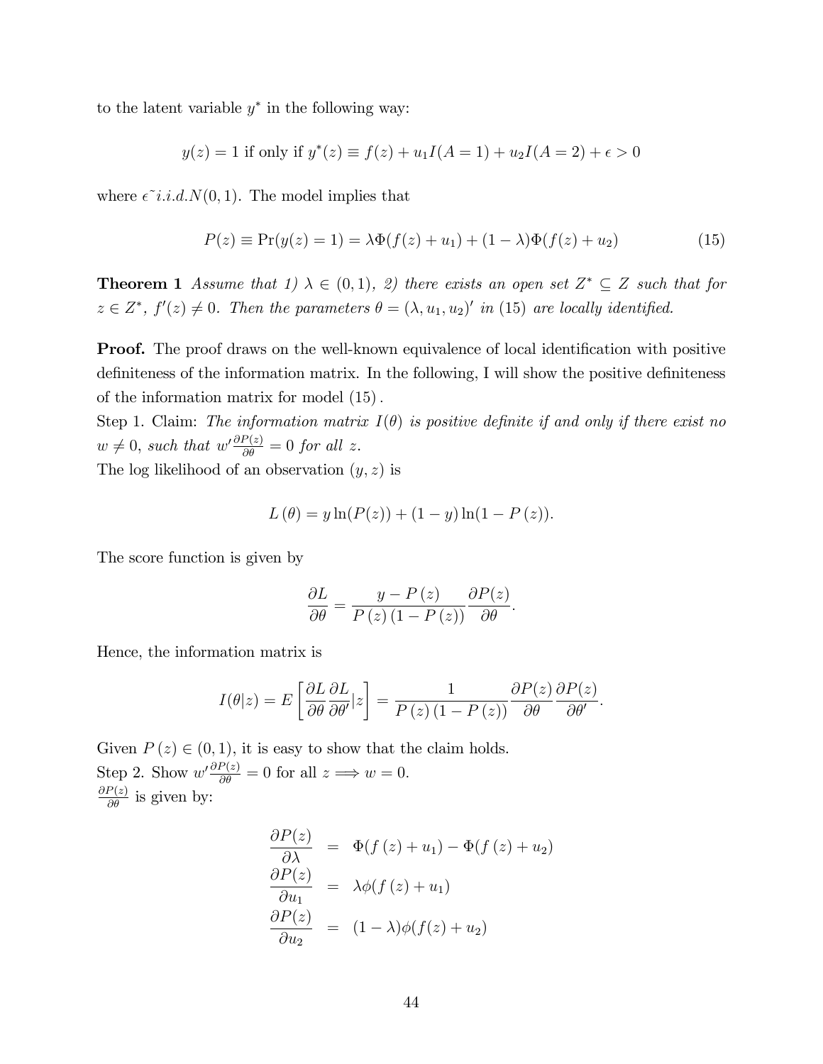to the latent variable $y^*$ in the following way:

$$y(z) = 1 \text{ if only if } y^*(z) \equiv f(z) + u_1 I(A=1) + u_2 I(A=2) + \epsilon > 0$$

where $\epsilon\tilde{~} i.i.d.N(0,1)$. The model implies that

$$P(z) \equiv \Pr(y(z)=1) = \lambda\Phi(f(z)+u_1) + (1-\lambda)\Phi(f(z)+u_2) \tag{15}$$

**Theorem 1** *Assume that 1) $\lambda \in (0,1)$, 2) there exists an open set $Z^* \subseteq Z$ such that for $z \in Z^*$, $f'(z) \neq 0$. Then the parameters $\theta = (\lambda, u_1, u_2)'$ in (15) are locally identified.*

**Proof.** The proof draws on the well-known equivalence of local identification with positive definiteness of the information matrix. In the following, I will show the positive definiteness of the information matrix for model (15).

Step 1. Claim: *The information matrix $I(\theta)$ is positive definite if and only if there exist no $w \neq 0$, such that $w'\frac{\partial P(z)}{\partial \theta} = 0$ for all $z$.*

The log likelihood of an observation $(y,z)$ is

$$L(\theta) = y\ln(P(z)) + (1-y)\ln(1-P(z)).$$

The score function is given by

$$\frac{\partial L}{\partial \theta} = \frac{y - P(z)}{P(z)(1-P(z))}\frac{\partial P(z)}{\partial \theta}.$$

Hence, the information matrix is

$$I(\theta|z) = E\left[\frac{\partial L}{\partial \theta}\frac{\partial L}{\partial \theta'}|z\right] = \frac{1}{P(z)(1-P(z))}\frac{\partial P(z)}{\partial \theta}\frac{\partial P(z)}{\partial \theta'}.$$

Given $P(z) \in (0,1)$, it is easy to show that the claim holds.

Step 2. Show $w'\frac{\partial P(z)}{\partial \theta} = 0$ for all $z \Longrightarrow w = 0$.

$\frac{\partial P(z)}{\partial \theta}$ is given by:

$$\begin{aligned}
\frac{\partial P(z)}{\partial \lambda} &= \Phi(f(z)+u_1) - \Phi(f(z)+u_2) \\
\frac{\partial P(z)}{\partial u_1} &= \lambda\phi(f(z)+u_1) \\
\frac{\partial P(z)}{\partial u_2} &= (1-\lambda)\phi(f(z)+u_2)
\end{aligned}$$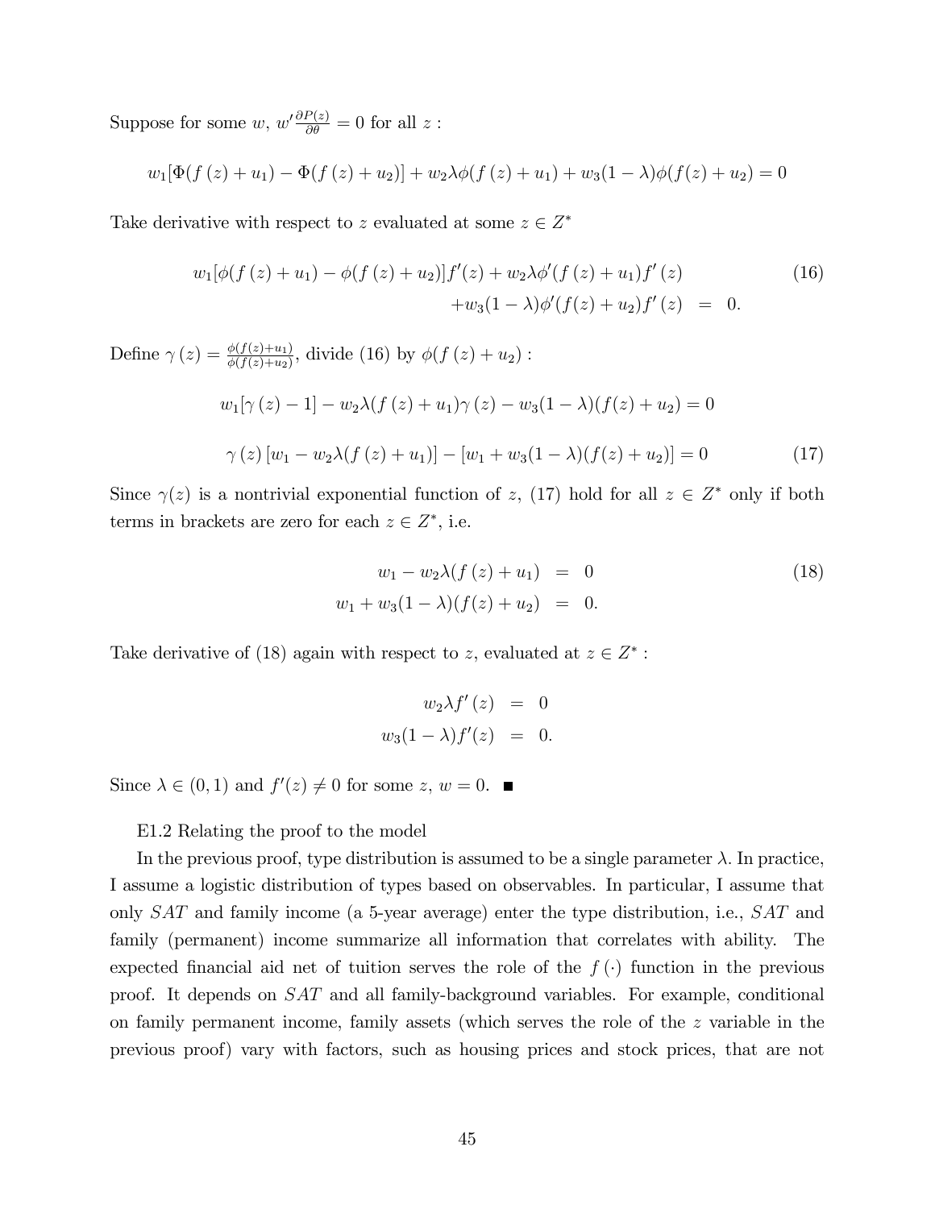Suppose for some $w$, $w' \frac{\partial P(z)}{\partial \theta} = 0$ for all $z$ :

$$w_1[\Phi(f(z) + u_1) - \Phi(f(z) + u_2)] + w_2 \lambda \phi(f(z) + u_1) + w_3(1-\lambda)\phi(f(z) + u_2) = 0$$

Take derivative with respect to $z$ evaluated at some $z \in Z^*$

$$\begin{aligned} w_1[\phi(f(z) + u_1) - \phi(f(z) + u_2)]f'(z) + w_2 \lambda \phi'(f(z) + u_1) f'(z) & \\ + w_3(1-\lambda)\phi'(f(z) + u_2) f'(z) &= 0. \end{aligned} \tag{16}$$

Define $\gamma(z) = \frac{\phi(f(z)+u_1)}{\phi(f(z)+u_2)}$, divide (16) by $\phi(f(z) + u_2)$ :

$$w_1[\gamma(z) - 1] - w_2 \lambda (f(z) + u_1)\gamma(z) - w_3(1-\lambda)(f(z) + u_2) = 0$$

$$\gamma(z)[w_1 - w_2 \lambda (f(z) + u_1)] - [w_1 + w_3(1-\lambda)(f(z) + u_2)] = 0 \tag{17}$$

Since $\gamma(z)$ is a nontrivial exponential function of $z$, (17) hold for all $z \in Z^*$ only if both terms in brackets are zero for each $z \in Z^*$, i.e.

$$\begin{aligned} w_1 - w_2 \lambda (f(z) + u_1) &= 0 \\ w_1 + w_3(1-\lambda)(f(z) + u_2) &= 0. \end{aligned} \tag{18}$$

Take derivative of (18) again with respect to $z$, evaluated at $z \in Z^*$ :

$$\begin{aligned} w_2 \lambda f'(z) &= 0 \\ w_3(1-\lambda) f'(z) &= 0. \end{aligned}$$

Since $\lambda \in (0,1)$ and $f'(z) \neq 0$ for some $z$, $w = 0$. ■

E1.2 Relating the proof to the model

In the previous proof, type distribution is assumed to be a single parameter $\lambda$. In practice, I assume a logistic distribution of types based on observables. In particular, I assume that only $SAT$ and family income (a 5-year average) enter the type distribution, i.e., $SAT$ and family (permanent) income summarize all information that correlates with ability. The expected financial aid net of tuition serves the role of the $f(\cdot)$ function in the previous proof. It depends on $SAT$ and all family-background variables. For example, conditional on family permanent income, family assets (which serves the role of the $z$ variable in the previous proof) vary with factors, such as housing prices and stock prices, that are not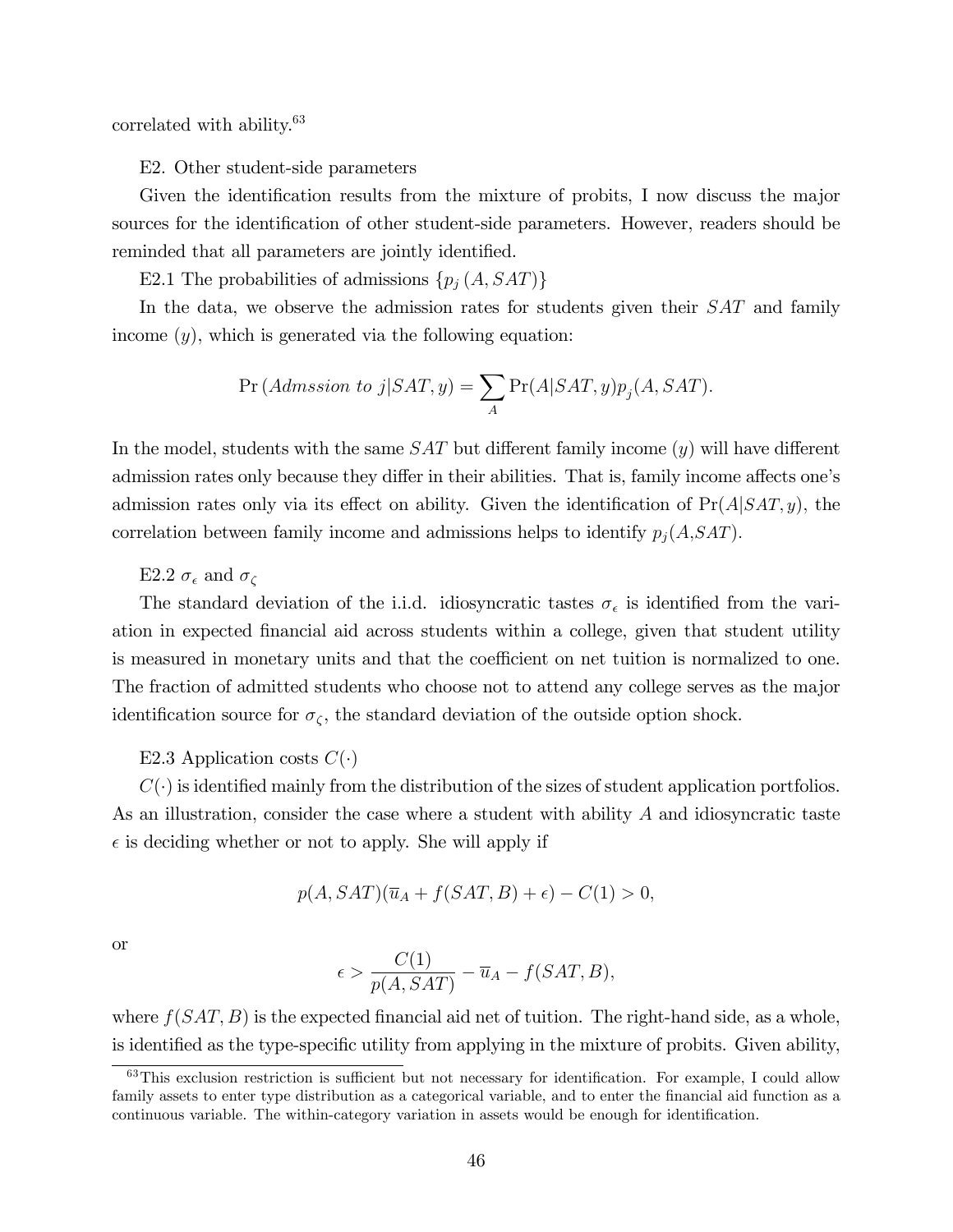correlated with ability.[63]

E2. Other student-side parameters

Given the identification results from the mixture of probits, I now discuss the major sources for the identification of other student-side parameters. However, readers should be reminded that all parameters are jointly identified.

E2.1 The probabilities of admissions $\{p_j(A, SAT)\}$

In the data, we observe the admission rates for students given their $SAT$ and family income ($y$), which is generated via the following equation:

$$\Pr(Admssion\ to\ j|SAT, y) = \sum_{A} \Pr(A|SAT, y) p_j(A, SAT).$$

In the model, students with the same $SAT$ but different family income ($y$) will have different admission rates only because they differ in their abilities. That is, family income affects one's admission rates only via its effect on ability. Given the identification of $\Pr(A|SAT, y)$, the correlation between family income and admissions helps to identify $p_j(A, SAT)$.

E2.2 $\sigma_\epsilon$ and $\sigma_\zeta$

The standard deviation of the i.i.d. idiosyncratic tastes $\sigma_\epsilon$ is identified from the variation in expected financial aid across students within a college, given that student utility is measured in monetary units and that the coefficient on net tuition is normalized to one. The fraction of admitted students who choose not to attend any college serves as the major identification source for $\sigma_\zeta$, the standard deviation of the outside option shock.

E2.3 Application costs $C(\cdot)$

$C(\cdot)$ is identified mainly from the distribution of the sizes of student application portfolios. As an illustration, consider the case where a student with ability $A$ and idiosyncratic taste $\epsilon$ is deciding whether or not to apply. She will apply if

$$p(A, SAT)(\overline{u}_A + f(SAT, B) + \epsilon) - C(1) > 0,$$

or

$$\epsilon > \frac{C(1)}{p(A, SAT)} - \overline{u}_A - f(SAT, B),$$

where $f(SAT, B)$ is the expected financial aid net of tuition. The right-hand side, as a whole, is identified as the type-specific utility from applying in the mixture of probits. Given ability,

[63] This exclusion restriction is sufficient but not necessary for identification. For example, I could allow family assets to enter type distribution as a categorical variable, and to enter the financial aid function as a continuous variable. The within-category variation in assets would be enough for identification.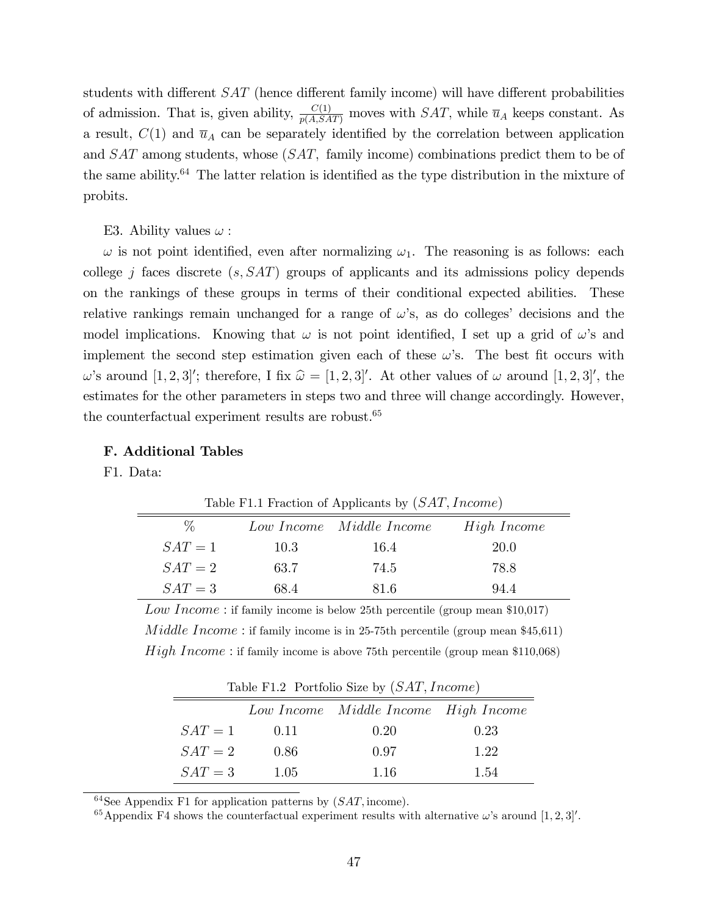students with different $SAT$ (hence different family income) will have different probabilities of admission. That is, given ability, $\frac{C(1)}{p(A,SAT)}$ moves with $SAT$, while $\overline{u}_A$ keeps constant. As a result, $C(1)$ and $\overline{u}_A$ can be separately identified by the correlation between application and $SAT$ among students, whose ($SAT$, family income) combinations predict them to be of the same ability.[64] The latter relation is identified as the type distribution in the mixture of probits.

E3. Ability values $\omega$ :

$\omega$ is not point identified, even after normalizing $\omega_1$. The reasoning is as follows: each college $j$ faces discrete $(s, SAT)$ groups of applicants and its admissions policy depends on the rankings of these groups in terms of their conditional expected abilities. These relative rankings remain unchanged for a range of $\omega$'s, as do colleges' decisions and the model implications. Knowing that $\omega$ is not point identified, I set up a grid of $\omega$'s and implement the second step estimation given each of these $\omega$'s. The best fit occurs with $\omega$'s around $[1, 2, 3]'$; therefore, I fix $\widehat{\omega} = [1, 2, 3]'$. At other values of $\omega$ around $[1, 2, 3]'$, the estimates for the other parameters in steps two and three will change accordingly. However, the counterfactual experiment results are robust.[65]

### F. Additional Tables

F1. Data:

Table F1.1 Fraction of Applicants by $(SAT, Income)$

| % | *Low Income* | *Middle Income* | *High Income* |
|---|---|---|---|
| $SAT = 1$ | 10.3 | 16.4 | 20.0 |
| $SAT = 2$ | 63.7 | 74.5 | 78.8 |
| $SAT = 3$ | 68.4 | 81.6 | 94.4 |

*Low Income* : if family income is below 25th percentile (group mean \$10,017)

*Middle Income* : if family income is in 25-75th percentile (group mean \$45,611)

*High Income* : if family income is above 75th percentile (group mean \$110,068)

Table F1.2 Portfolio Size by $(SAT, Income)$

| | *Low Income* | *Middle Income* | *High Income* |
|---|---|---|---|
| $SAT = 1$ | 0.11 | 0.20 | 0.23 |
| $SAT = 2$ | 0.86 | 0.97 | 1.22 |
| $SAT = 3$ | 1.05 | 1.16 | 1.54 |

[64] See Appendix F1 for application patterns by $(SAT, \text{income})$.

[65] Appendix F4 shows the counterfactual experiment results with alternative $\omega$'s around $[1, 2, 3]'$.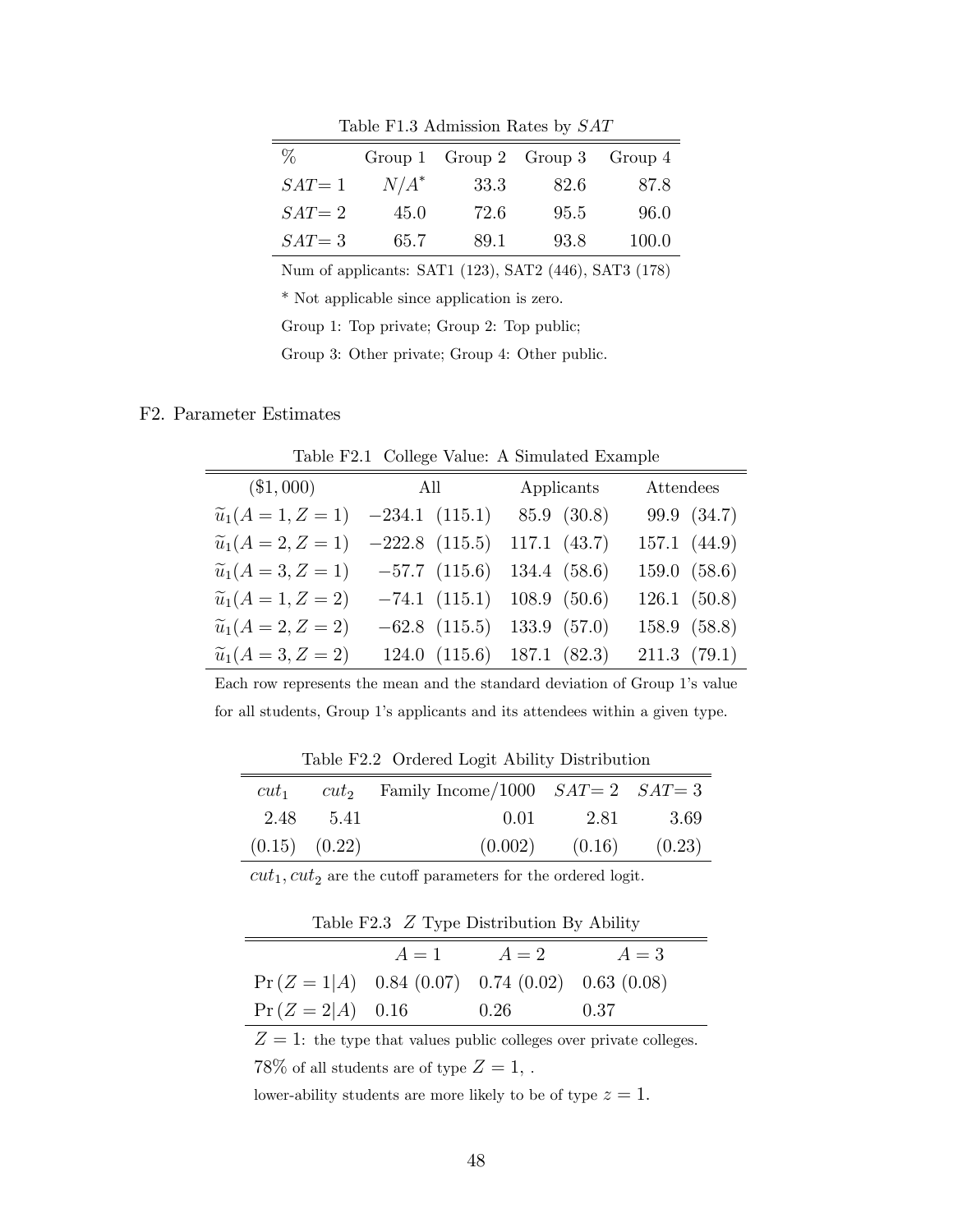Table F1.3 Admission Rates by $SAT$

| % | Group 1 | Group 2 | Group 3 | Group 4 |
|---|---|---|---|---|
| $SAT=1$ | $N/A^*$ | 33.3 | 82.6 | 87.8 |
| $SAT=2$ | 45.0 | 72.6 | 95.5 | 96.0 |
| $SAT=3$ | 65.7 | 89.1 | 93.8 | 100.0 |

Num of applicants: SAT1 (123), SAT2 (446), SAT3 (178)

* Not applicable since application is zero.

Group 1: Top private; Group 2: Top public;

Group 3: Other private; Group 4: Other public.

## F2. Parameter Estimates

Table F2.1 College Value: A Simulated Example

| ($\$1,000$) | All | Applicants | Attendees |
|---|---|---|---|
| $\widetilde{u}_1(A=1, Z=1)$ | $-234.1$ (115.1) | 85.9 (30.8) | 99.9 (34.7) |
| $\widetilde{u}_1(A=2, Z=1)$ | $-222.8$ (115.5) | 117.1 (43.7) | 157.1 (44.9) |
| $\widetilde{u}_1(A=3, Z=1)$ | $-57.7$ (115.6) | 134.4 (58.6) | 159.0 (58.6) |
| $\widetilde{u}_1(A=1, Z=2)$ | $-74.1$ (115.1) | 108.9 (50.6) | 126.1 (50.8) |
| $\widetilde{u}_1(A=2, Z=2)$ | $-62.8$ (115.5) | 133.9 (57.0) | 158.9 (58.8) |
| $\widetilde{u}_1(A=3, Z=2)$ | 124.0 (115.6) | 187.1 (82.3) | 211.3 (79.1) |

Each row represents the mean and the standard deviation of Group 1's value for all students, Group 1's applicants and its attendees within a given type.

Table F2.2 Ordered Logit Ability Distribution

| $cut_1$ | $cut_2$ | Family Income/1000 | $SAT=2$ | $SAT=3$ |
|---|---|---|---|---|
| 2.48 | 5.41 | 0.01 | 2.81 | 3.69 |
| (0.15) | (0.22) | (0.002) | (0.16) | (0.23) |

$cut_1, cut_2$ are the cutoff parameters for the ordered logit.

Table F2.3 $Z$ Type Distribution By Ability

| | $A=1$ | $A=2$ | $A=3$ |
|---|---|---|---|
| $\Pr(Z=1\|A)$ | 0.84 (0.07) | 0.74 (0.02) | 0.63 (0.08) |
| $\Pr(Z=2\|A)$ | 0.16 | 0.26 | 0.37 |

$Z=1$: the type that values public colleges over private colleges.

78% of all students are of type $Z=1$, .

lower-ability students are more likely to be of type $z=1$.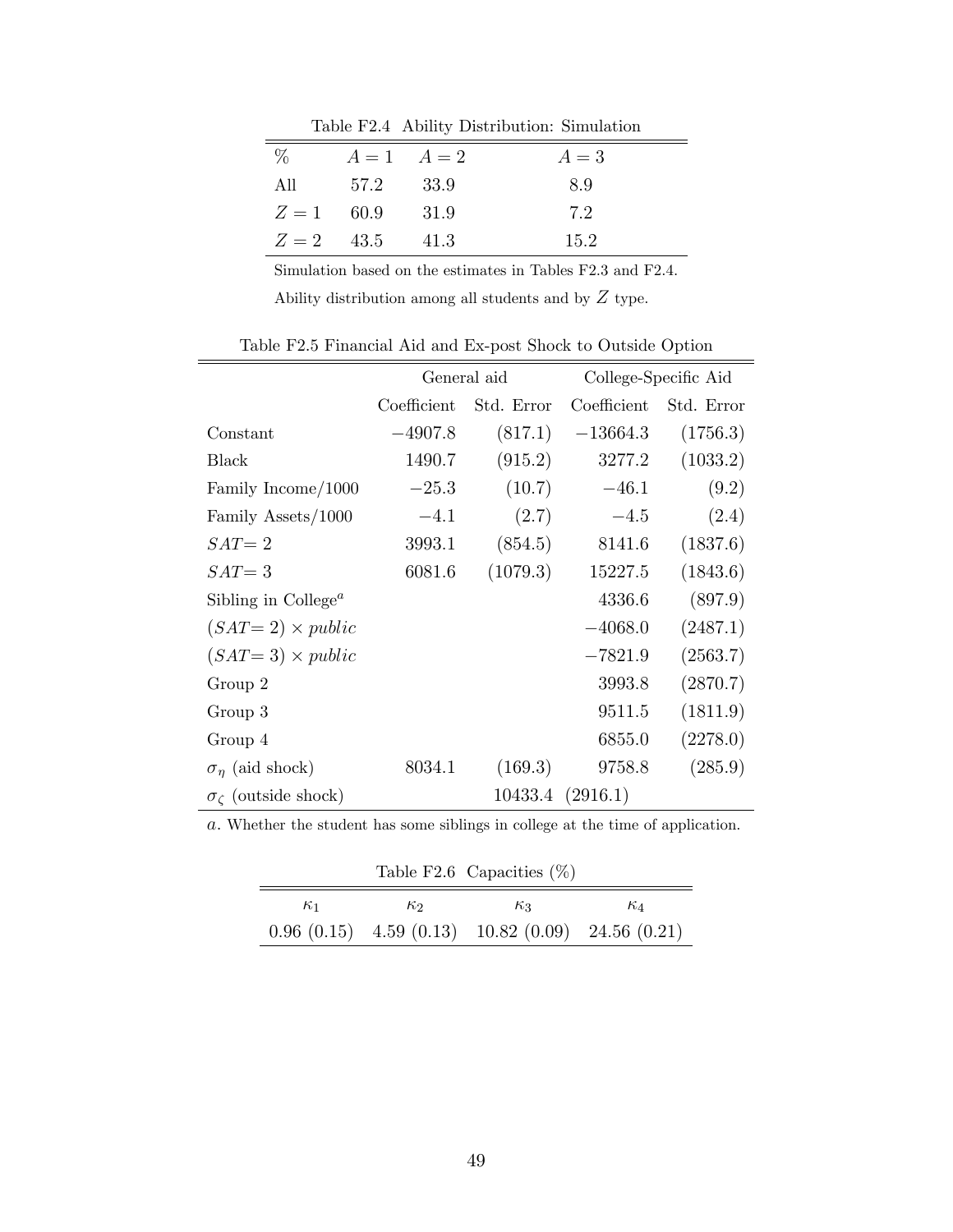Table F2.4 Ability Distribution: Simulation

| % | $A = 1$ | $A = 2$ | $A = 3$ |
|---|---|---|---|
| All | 57.2 | 33.9 | 8.9 |
| $Z = 1$ | 60.9 | 31.9 | 7.2 |
| $Z = 2$ | 43.5 | 41.3 | 15.2 |

Simulation based on the estimates in Tables F2.3 and F2.4.

Ability distribution among all students and by $Z$ type.

Table F2.5 Financial Aid and Ex-post Shock to Outside Option

| | General aid | | College-Specific Aid | |
|---|---|---|---|---|
| | Coefficient | Std. Error | Coefficient | Std. Error |
| Constant | $-4907.8$ | (817.1) | $-13664.3$ | (1756.3) |
| Black | 1490.7 | (915.2) | 3277.2 | (1033.2) |
| Family Income/1000 | $-25.3$ | (10.7) | $-46.1$ | (9.2) |
| Family Assets/1000 | $-4.1$ | (2.7) | $-4.5$ | (2.4) |
| $SAT = 2$ | 3993.1 | (854.5) | 8141.6 | (1837.6) |
| $SAT = 3$ | 6081.6 | (1079.3) | 15227.5 | (1843.6) |
| Sibling in College[a] | | | 4336.6 | (897.9) |
| $(SAT = 2) \times public$ | | | $-4068.0$ | (2487.1) |
| $(SAT = 3) \times public$ | | | $-7821.9$ | (2563.7) |
| Group 2 | | | 3993.8 | (2870.7) |
| Group 3 | | | 9511.5 | (1811.9) |
| Group 4 | | | 6855.0 | (2278.0) |
| $\sigma_\eta$ (aid shock) | 8034.1 | (169.3) | 9758.8 | (285.9) |
| $\sigma_\zeta$ (outside shock) | | 10433.4 | (2916.1) | |

*a*. Whether the student has some siblings in college at the time of application.

Table F2.6 Capacities (%)

| $\kappa_1$ | $\kappa_2$ | $\kappa_3$ | $\kappa_4$ |
|---|---|---|---|
| 0.96 (0.15) | 4.59 (0.13) | 10.82 (0.09) | 24.56 (0.21) |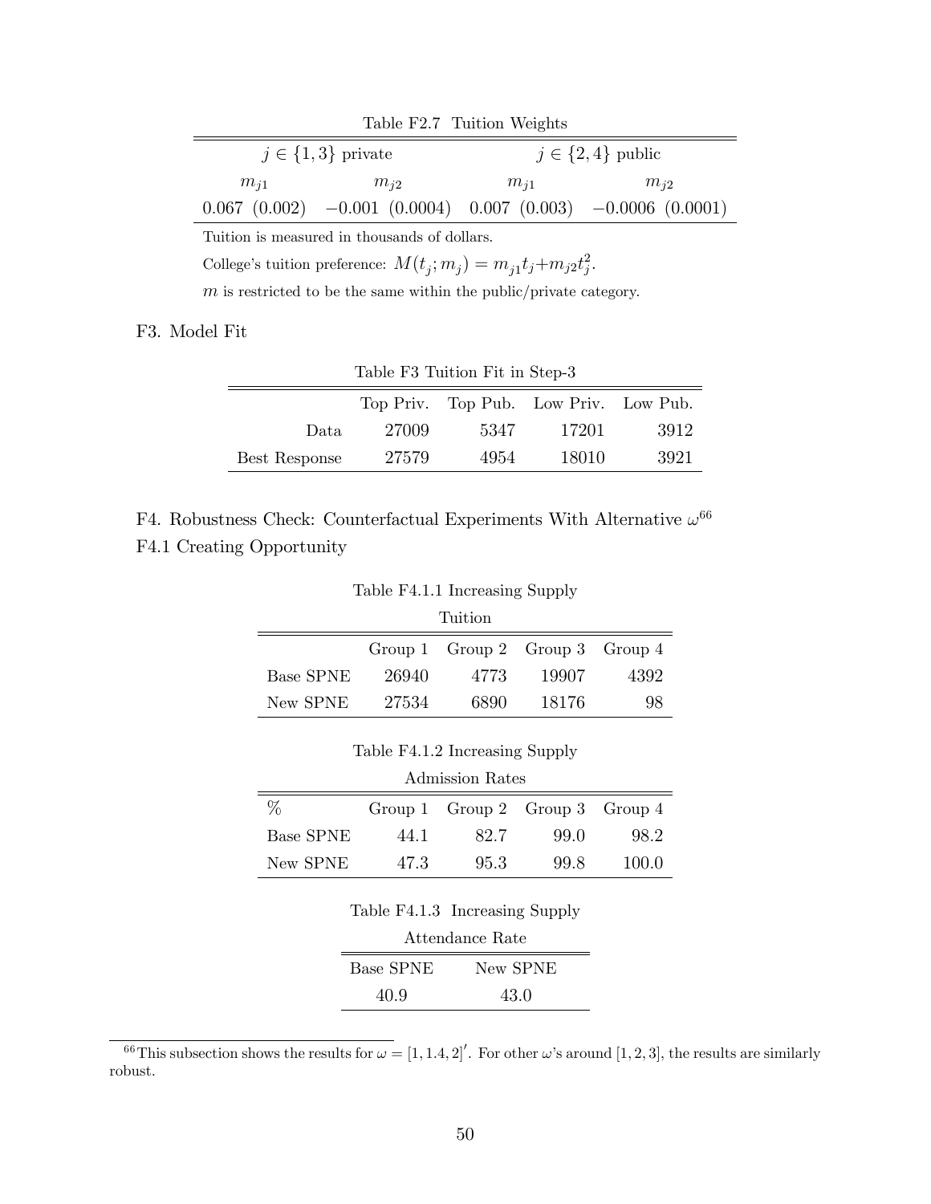Table F2.7 Tuition Weights

| $j \in \{1,3\}$ private | | $j \in \{2,4\}$ public | |
|---|---|---|---|
| $m_{j1}$ | $m_{j2}$ | $m_{j1}$ | $m_{j2}$ |
| 0.067 (0.002) | −0.001 (0.0004) | 0.007 (0.003) | −0.0006 (0.0001) |

Tuition is measured in thousands of dollars.

College's tuition preference: $M(t_j; m_j) = m_{j1}t_j + m_{j2}t_j^2$.

$m$ is restricted to be the same within the public/private category.

## F3. Model Fit

Table F3 Tuition Fit in Step-3

| | Top Priv. | Top Pub. | Low Priv. | Low Pub. |
|---|---|---|---|---|
| Data | 27009 | 5347 | 17201 | 3912 |
| Best Response | 27579 | 4954 | 18010 | 3921 |

## F4. Robustness Check: Counterfactual Experiments With Alternative $\omega$[66]

### F4.1 Creating Opportunity

Table F4.1.1 Increasing Supply

Tuition

| | Group 1 | Group 2 | Group 3 | Group 4 |
|---|---|---|---|---|
| Base SPNE | 26940 | 4773 | 19907 | 4392 |
| New SPNE | 27534 | 6890 | 18176 | 98 |

Table F4.1.2 Increasing Supply

Admission Rates

| % | Group 1 | Group 2 | Group 3 | Group 4 |
|---|---|---|---|---|
| Base SPNE | 44.1 | 82.7 | 99.0 | 98.2 |
| New SPNE | 47.3 | 95.3 | 99.8 | 100.0 |

Table F4.1.3 Increasing Supply

Attendance Rate

| Base SPNE | New SPNE |
|---|---|
| 40.9 | 43.0 |

[66] This subsection shows the results for $\omega = [1, 1.4, 2]'$. For other $\omega$'s around $[1, 2, 3]$, the results are similarly robust.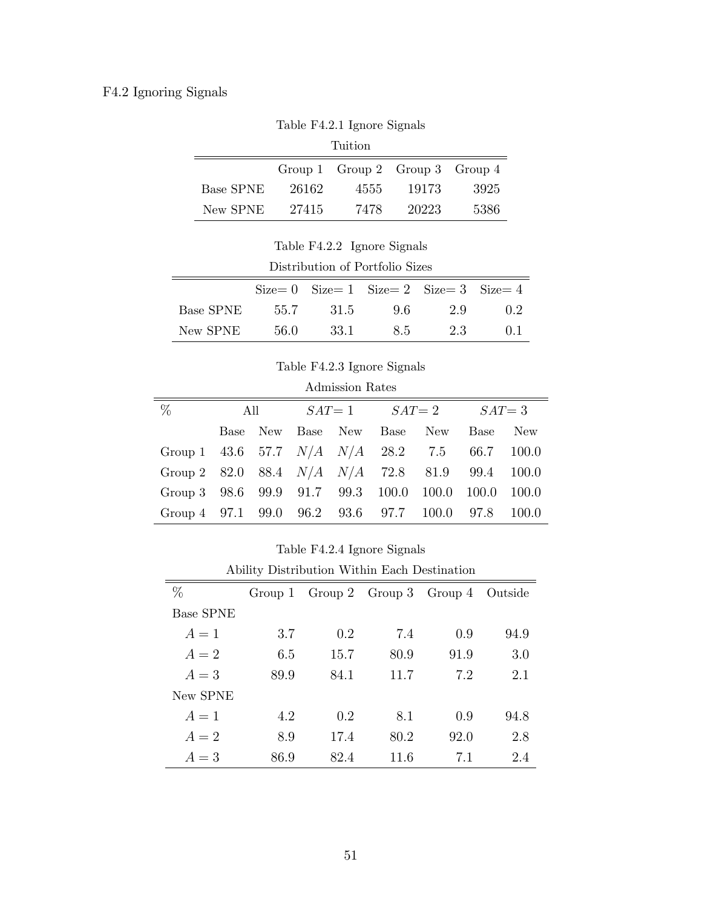### F4.2 Ignoring Signals

Table F4.2.1 Ignore Signals

Tuition

| | Group 1 | Group 2 | Group 3 | Group 4 |
|---|---|---|---|---|
| Base SPNE | 26162 | 4555 | 19173 | 3925 |
| New SPNE | 27415 | 7478 | 20223 | 5386 |

Table F4.2.2 Ignore Signals

Distribution of Portfolio Sizes

| | Size= 0 | Size= 1 | Size= 2 | Size= 3 | Size= 4 |
|---|---|---|---|---|---|
| Base SPNE | 55.7 | 31.5 | 9.6 | 2.9 | 0.2 |
| New SPNE | 56.0 | 33.1 | 8.5 | 2.3 | 0.1 |

Table F4.2.3 Ignore Signals

Admission Rates

| % | All | | $SAT=1$ | | $SAT=2$ | | $SAT=3$ | |
|---|---|---|---|---|---|---|---|---|
| | Base | New | Base | New | Base | New | Base | New |
| Group 1 | 43.6 | 57.7 | $N/A$ | $N/A$ | 28.2 | 7.5 | 66.7 | 100.0 |
| Group 2 | 82.0 | 88.4 | $N/A$ | $N/A$ | 72.8 | 81.9 | 99.4 | 100.0 |
| Group 3 | 98.6 | 99.9 | 91.7 | 99.3 | 100.0 | 100.0 | 100.0 | 100.0 |
| Group 4 | 97.1 | 99.0 | 96.2 | 93.6 | 97.7 | 100.0 | 97.8 | 100.0 |

Table F4.2.4 Ignore Signals

Ability Distribution Within Each Destination

| % | Group 1 | Group 2 | Group 3 | Group 4 | Outside |
|---|---|---|---|---|---|
| Base SPNE | | | | | |
| $A=1$ | 3.7 | 0.2 | 7.4 | 0.9 | 94.9 |
| $A=2$ | 6.5 | 15.7 | 80.9 | 91.9 | 3.0 |
| $A=3$ | 89.9 | 84.1 | 11.7 | 7.2 | 2.1 |
| New SPNE | | | | | |
| $A=1$ | 4.2 | 0.2 | 8.1 | 0.9 | 94.8 |
| $A=2$ | 8.9 | 17.4 | 80.2 | 92.0 | 2.8 |
| $A=3$ | 86.9 | 82.4 | 11.6 | 7.1 | 2.4 |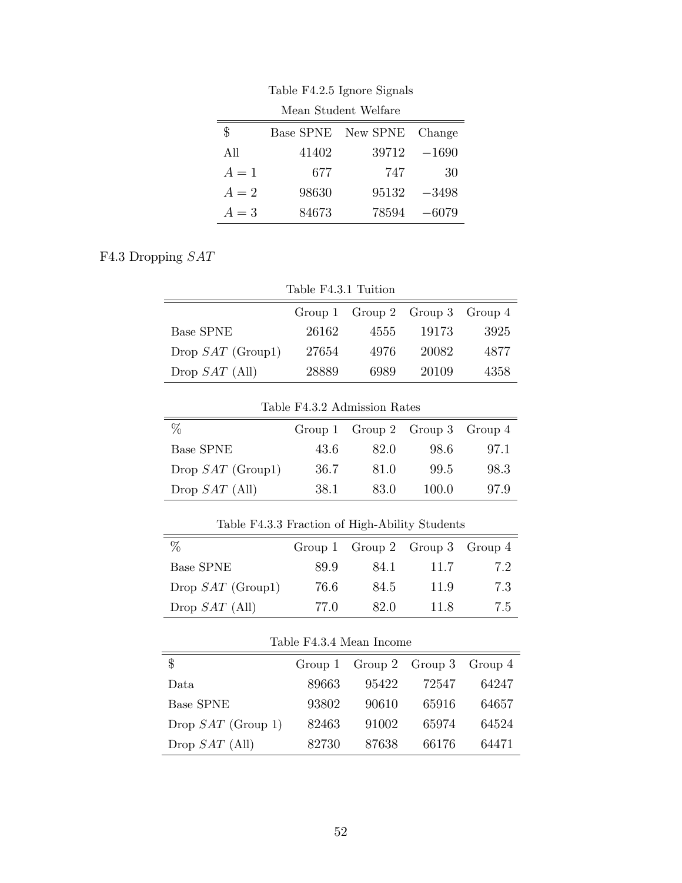Table F4.2.5 Ignore Signals

Mean Student Welfare

| $ | Base SPNE | New SPNE | Change |
|---|---|---|---|
| All | 41402 | 39712 | −1690 |
| $A = 1$ | 677 | 747 | 30 |
| $A = 2$ | 98630 | 95132 | −3498 |
| $A = 3$ | 84673 | 78594 | −6079 |

F4.3 Dropping $SAT$

Table F4.3.1 Tuition

| | Group 1 | Group 2 | Group 3 | Group 4 |
|---|---|---|---|---|
| Base SPNE | 26162 | 4555 | 19173 | 3925 |
| Drop $SAT$ (Group1) | 27654 | 4976 | 20082 | 4877 |
| Drop $SAT$ (All) | 28889 | 6989 | 20109 | 4358 |

Table F4.3.2 Admission Rates

| % | Group 1 | Group 2 | Group 3 | Group 4 |
|---|---|---|---|---|
| Base SPNE | 43.6 | 82.0 | 98.6 | 97.1 |
| Drop $SAT$ (Group1) | 36.7 | 81.0 | 99.5 | 98.3 |
| Drop $SAT$ (All) | 38.1 | 83.0 | 100.0 | 97.9 |

Table F4.3.3 Fraction of High-Ability Students

| % | Group 1 | Group 2 | Group 3 | Group 4 |
|---|---|---|---|---|
| Base SPNE | 89.9 | 84.1 | 11.7 | 7.2 |
| Drop $SAT$ (Group1) | 76.6 | 84.5 | 11.9 | 7.3 |
| Drop $SAT$ (All) | 77.0 | 82.0 | 11.8 | 7.5 |

Table F4.3.4 Mean Income

| $ | Group 1 | Group 2 | Group 3 | Group 4 |
|---|---|---|---|---|
| Data | 89663 | 95422 | 72547 | 64247 |
| Base SPNE | 93802 | 90610 | 65916 | 64657 |
| Drop $SAT$ (Group 1) | 82463 | 91002 | 65974 | 64524 |
| Drop $SAT$ (All) | 82730 | 87638 | 66176 | 64471 |